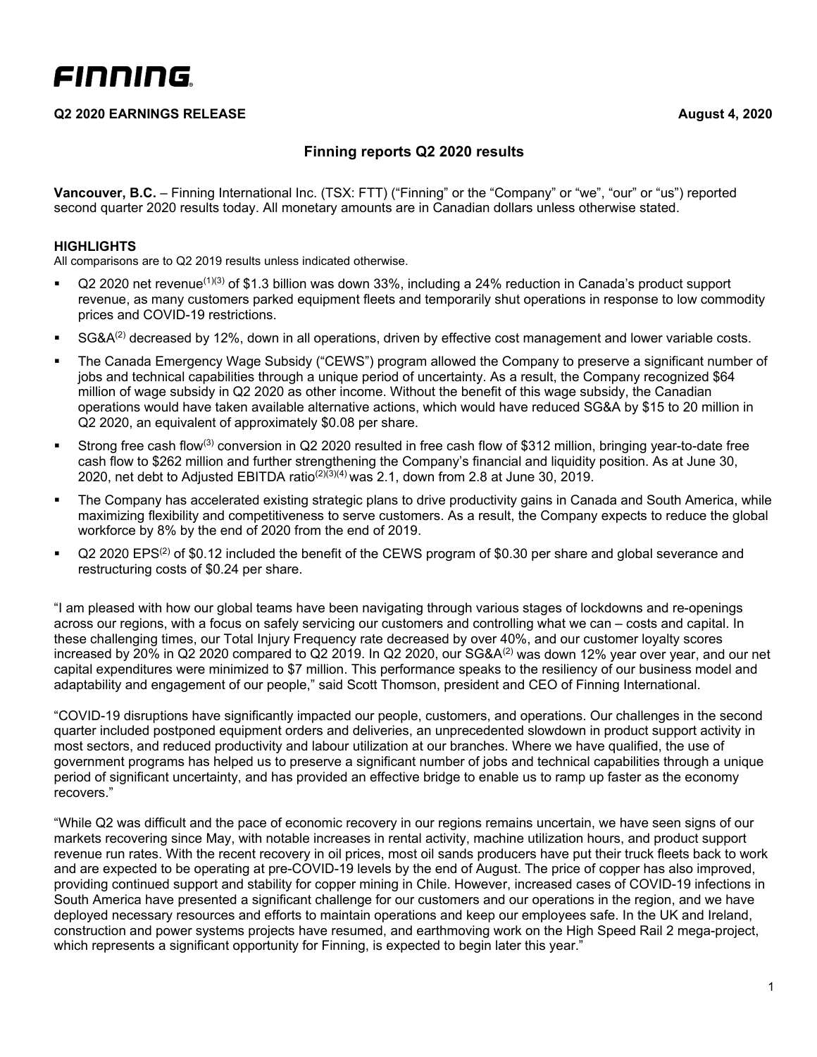# FINNING

**Q2 2020 EARNINGS RELEASE** **August 4, 2020**

## Finning reports Q2 2020 results

**Vancouver, B.C.** – Finning International Inc. (TSX: FTT) ("Finning" or the "Company" or "we", "our" or "us") reported second quarter 2020 results today. All monetary amounts are in Canadian dollars unless otherwise stated.

### HIGHLIGHTS

All comparisons are to Q2 2019 results unless indicated otherwise.

- Q2 2020 net revenue[(1)(3)] of $1.3 billion was down 33%, including a 24% reduction in Canada's product support revenue, as many customers parked equipment fleets and temporarily shut operations in response to low commodity prices and COVID-19 restrictions.
- SG&A[(2)] decreased by 12%, down in all operations, driven by effective cost management and lower variable costs.
- The Canada Emergency Wage Subsidy ("CEWS") program allowed the Company to preserve a significant number of jobs and technical capabilities through a unique period of uncertainty. As a result, the Company recognized $64 million of wage subsidy in Q2 2020 as other income. Without the benefit of this wage subsidy, the Canadian operations would have taken available alternative actions, which would have reduced SG&A by $15 to 20 million in Q2 2020, an equivalent of approximately $0.08 per share.
- Strong free cash flow[(3)] conversion in Q2 2020 resulted in free cash flow of $312 million, bringing year-to-date free cash flow to $262 million and further strengthening the Company's financial and liquidity position. As at June 30, 2020, net debt to Adjusted EBITDA ratio[(2)(3)(4)] was 2.1, down from 2.8 at June 30, 2019.
- The Company has accelerated existing strategic plans to drive productivity gains in Canada and South America, while maximizing flexibility and competitiveness to serve customers. As a result, the Company expects to reduce the global workforce by 8% by the end of 2020 from the end of 2019.
- Q2 2020 EPS[(2)] of $0.12 included the benefit of the CEWS program of $0.30 per share and global severance and restructuring costs of $0.24 per share.

"I am pleased with how our global teams have been navigating through various stages of lockdowns and re-openings across our regions, with a focus on safely servicing our customers and controlling what we can – costs and capital. In these challenging times, our Total Injury Frequency rate decreased by over 40%, and our customer loyalty scores increased by 20% in Q2 2020 compared to Q2 2019. In Q2 2020, our SG&A[(2)] was down 12% year over year, and our net capital expenditures were minimized to $7 million. This performance speaks to the resiliency of our business model and adaptability and engagement of our people," said Scott Thomson, president and CEO of Finning International.

"COVID-19 disruptions have significantly impacted our people, customers, and operations. Our challenges in the second quarter included postponed equipment orders and deliveries, an unprecedented slowdown in product support activity in most sectors, and reduced productivity and labour utilization at our branches. Where we have qualified, the use of government programs has helped us to preserve a significant number of jobs and technical capabilities through a unique period of significant uncertainty, and has provided an effective bridge to enable us to ramp up faster as the economy recovers."

"While Q2 was difficult and the pace of economic recovery in our regions remains uncertain, we have seen signs of our markets recovering since May, with notable increases in rental activity, machine utilization hours, and product support revenue run rates. With the recent recovery in oil prices, most oil sands producers have put their truck fleets back to work and are expected to be operating at pre-COVID-19 levels by the end of August. The price of copper has also improved, providing continued support and stability for copper mining in Chile. However, increased cases of COVID-19 infections in South America have presented a significant challenge for our customers and our operations in the region, and we have deployed necessary resources and efforts to maintain operations and keep our employees safe. In the UK and Ireland, construction and power systems projects have resumed, and earthmoving work on the High Speed Rail 2 mega-project, which represents a significant opportunity for Finning, is expected to begin later this year."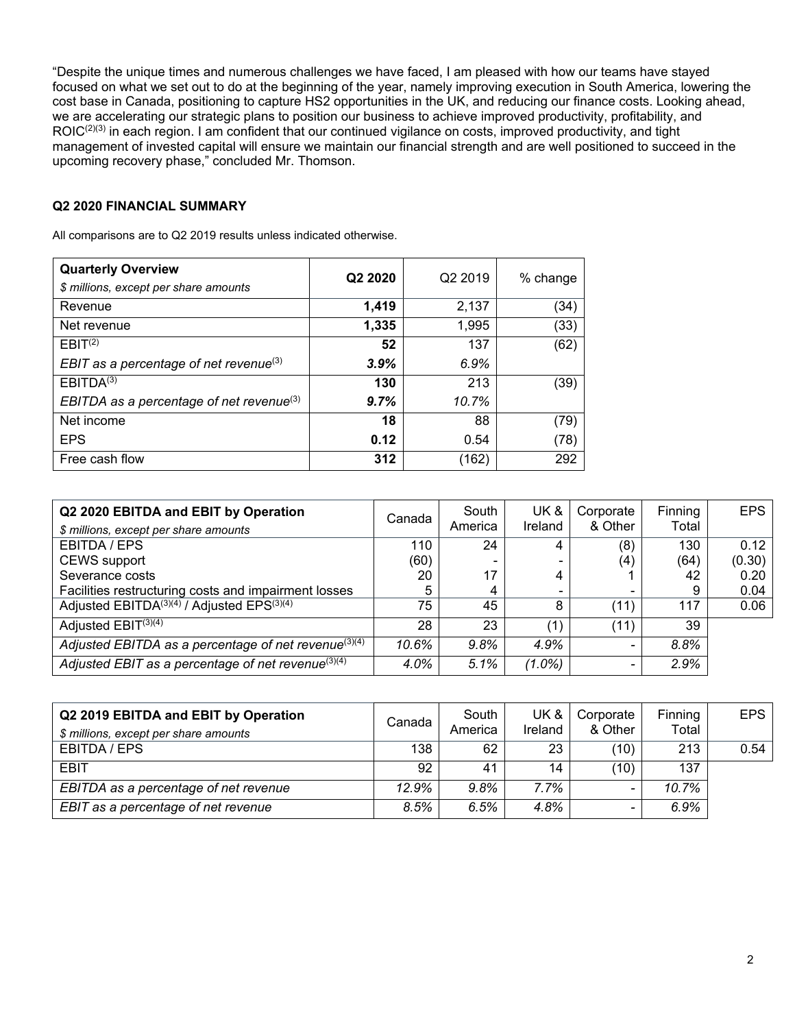"Despite the unique times and numerous challenges we have faced, I am pleased with how our teams have stayed focused on what we set out to do at the beginning of the year, namely improving execution in South America, lowering the cost base in Canada, positioning to capture HS2 opportunities in the UK, and reducing our finance costs. Looking ahead, we are accelerating our strategic plans to position our business to achieve improved productivity, profitability, and ROIC[(2)(3)] in each region. I am confident that our continued vigilance on costs, improved productivity, and tight management of invested capital will ensure we maintain our financial strength and are well positioned to succeed in the upcoming recovery phase," concluded Mr. Thomson.

## Q2 2020 FINANCIAL SUMMARY

All comparisons are to Q2 2019 results unless indicated otherwise.

| **Quarterly Overview** *$ millions, except per share amounts* | **Q2 2020** | Q2 2019 | % change |
|---|---|---|---|
| Revenue | **1,419** | 2,137 | (34) |
| Net revenue | **1,335** | 1,995 | (33) |
| EBIT[(2)] | **52** | 137 | (62) |
| *EBIT as a percentage of net revenue[(3)]* | ***3.9%*** | *6.9%* | |
| EBITDA[(3)] | **130** | 213 | (39) |
| *EBITDA as a percentage of net revenue[(3)]* | ***9.7%*** | *10.7%* | |
| Net income | **18** | 88 | (79) |
| EPS | **0.12** | 0.54 | (78) |
| Free cash flow | **312** | (162) | 292 |

| **Q2 2020 EBITDA and EBIT by Operation** *$ millions, except per share amounts* | Canada | South America | UK & Ireland | Corporate & Other | Finning Total | EPS |
|---|---|---|---|---|---|---|
| EBITDA / EPS | 110 | 24 | 4 | (8) | 130 | 0.12 |
| CEWS support | (60) | - | - | (4) | (64) | (0.30) |
| Severance costs | 20 | 17 | 4 | 1 | 42 | 0.20 |
| Facilities restructuring costs and impairment losses | 5 | 4 | - | - | 9 | 0.04 |
| Adjusted EBITDA[(3)(4)] / Adjusted EPS[(3)(4)] | 75 | 45 | 8 | (11) | 117 | 0.06 |
| Adjusted EBIT[(3)(4)] | 28 | 23 | (1) | (11) | 39 | |
| *Adjusted EBITDA as a percentage of net revenue[(3)(4)]* | *10.6%* | *9.8%* | *4.9%* | - | *8.8%* | |
| *Adjusted EBIT as a percentage of net revenue[(3)(4)]* | *4.0%* | *5.1%* | *(1.0%)* | - | *2.9%* | |

| **Q2 2019 EBITDA and EBIT by Operation** *$ millions, except per share amounts* | Canada | South America | UK & Ireland | Corporate & Other | Finning Total | EPS |
|---|---|---|---|---|---|---|
| EBITDA / EPS | 138 | 62 | 23 | (10) | 213 | 0.54 |
| EBIT | 92 | 41 | 14 | (10) | 137 | |
| *EBITDA as a percentage of net revenue* | *12.9%* | *9.8%* | *7.7%* | - | *10.7%* | |
| *EBIT as a percentage of net revenue* | *8.5%* | *6.5%* | *4.8%* | - | *6.9%* | |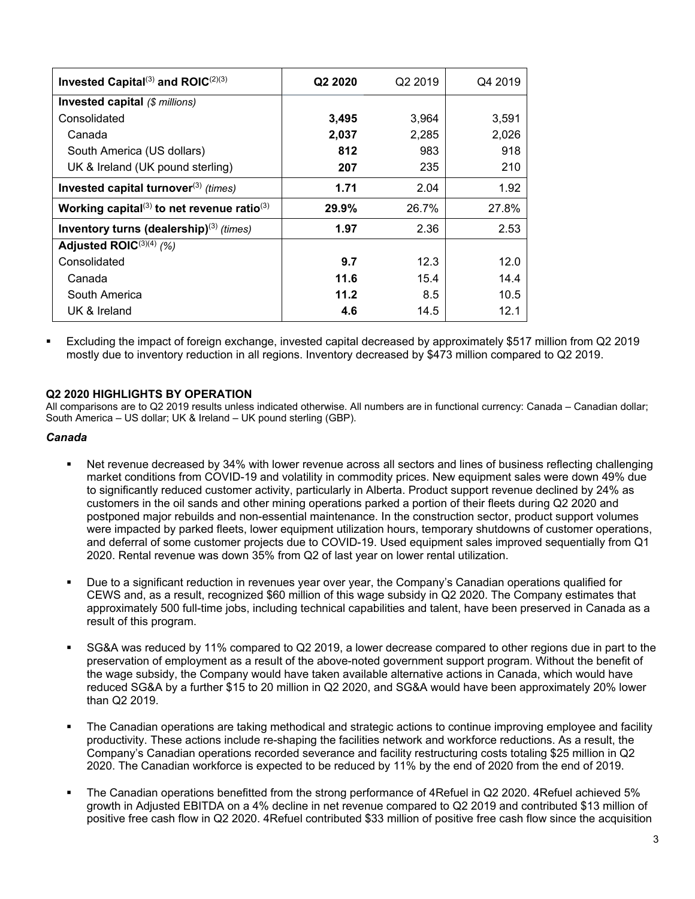| Invested Capital[3] and ROIC[2][3] | Q2 2020 | Q2 2019 | Q4 2019 |
| --- | --- | --- | --- |
| **Invested capital** *($ millions)* | | | |
| Consolidated | **3,495** | 3,964 | 3,591 |
| Canada | **2,037** | 2,285 | 2,026 |
| South America (US dollars) | **812** | 983 | 918 |
| UK & Ireland (UK pound sterling) | **207** | 235 | 210 |
| **Invested capital turnover**[3] *(times)* | **1.71** | 2.04 | 1.92 |
| **Working capital**[3] **to net revenue ratio**[3] | **29.9%** | 26.7% | 27.8% |
| **Inventory turns (dealership)**[3] *(times)* | **1.97** | 2.36 | 2.53 |
| **Adjusted ROIC**[3][4] *(%)* | | | |
| Consolidated | **9.7** | 12.3 | 12.0 |
| Canada | **11.6** | 15.4 | 14.4 |
| South America | **11.2** | 8.5 | 10.5 |
| UK & Ireland | **4.6** | 14.5 | 12.1 |

- Excluding the impact of foreign exchange, invested capital decreased by approximately $517 million from Q2 2019 mostly due to inventory reduction in all regions. Inventory decreased by $473 million compared to Q2 2019.

## Q2 2020 HIGHLIGHTS BY OPERATION

All comparisons are to Q2 2019 results unless indicated otherwise. All numbers are in functional currency: Canada – Canadian dollar; South America – US dollar; UK & Ireland – UK pound sterling (GBP).

### *Canada*

- Net revenue decreased by 34% with lower revenue across all sectors and lines of business reflecting challenging market conditions from COVID-19 and volatility in commodity prices. New equipment sales were down 49% due to significantly reduced customer activity, particularly in Alberta. Product support revenue declined by 24% as customers in the oil sands and other mining operations parked a portion of their fleets during Q2 2020 and postponed major rebuilds and non-essential maintenance. In the construction sector, product support volumes were impacted by parked fleets, lower equipment utilization hours, temporary shutdowns of customer operations, and deferral of some customer projects due to COVID-19. Used equipment sales improved sequentially from Q1 2020. Rental revenue was down 35% from Q2 of last year on lower rental utilization.

- Due to a significant reduction in revenues year over year, the Company's Canadian operations qualified for CEWS and, as a result, recognized $60 million of this wage subsidy in Q2 2020. The Company estimates that approximately 500 full-time jobs, including technical capabilities and talent, have been preserved in Canada as a result of this program.

- SG&A was reduced by 11% compared to Q2 2019, a lower decrease compared to other regions due in part to the preservation of employment as a result of the above-noted government support program. Without the benefit of the wage subsidy, the Company would have taken available alternative actions in Canada, which would have reduced SG&A by a further $15 to 20 million in Q2 2020, and SG&A would have been approximately 20% lower than Q2 2019.

- The Canadian operations are taking methodical and strategic actions to continue improving employee and facility productivity. These actions include re-shaping the facilities network and workforce reductions. As a result, the Company's Canadian operations recorded severance and facility restructuring costs totaling $25 million in Q2 2020. The Canadian workforce is expected to be reduced by 11% by the end of 2020 from the end of 2019.

- The Canadian operations benefitted from the strong performance of 4Refuel in Q2 2020. 4Refuel achieved 5% growth in Adjusted EBITDA on a 4% decline in net revenue compared to Q2 2019 and contributed $13 million of positive free cash flow in Q2 2020. 4Refuel contributed $33 million of positive free cash flow since the acquisition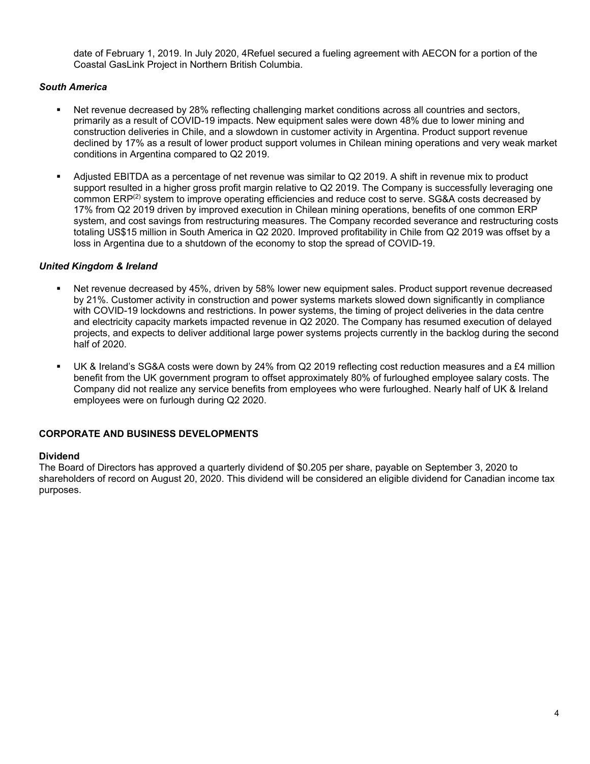date of February 1, 2019. In July 2020, 4Refuel secured a fueling agreement with AECON for a portion of the Coastal GasLink Project in Northern British Columbia.

### *South America*

- Net revenue decreased by 28% reflecting challenging market conditions across all countries and sectors, primarily as a result of COVID-19 impacts. New equipment sales were down 48% due to lower mining and construction deliveries in Chile, and a slowdown in customer activity in Argentina. Product support revenue declined by 17% as a result of lower product support volumes in Chilean mining operations and very weak market conditions in Argentina compared to Q2 2019.

- Adjusted EBITDA as a percentage of net revenue was similar to Q2 2019. A shift in revenue mix to product support resulted in a higher gross profit margin relative to Q2 2019. The Company is successfully leveraging one common ERP[(2)] system to improve operating efficiencies and reduce cost to serve. SG&A costs decreased by 17% from Q2 2019 driven by improved execution in Chilean mining operations, benefits of one common ERP system, and cost savings from restructuring measures. The Company recorded severance and restructuring costs totaling US$15 million in South America in Q2 2020. Improved profitability in Chile from Q2 2019 was offset by a loss in Argentina due to a shutdown of the economy to stop the spread of COVID-19.

### *United Kingdom & Ireland*

- Net revenue decreased by 45%, driven by 58% lower new equipment sales. Product support revenue decreased by 21%. Customer activity in construction and power systems markets slowed down significantly in compliance with COVID-19 lockdowns and restrictions. In power systems, the timing of project deliveries in the data centre and electricity capacity markets impacted revenue in Q2 2020. The Company has resumed execution of delayed projects, and expects to deliver additional large power systems projects currently in the backlog during the second half of 2020.

- UK & Ireland's SG&A costs were down by 24% from Q2 2019 reflecting cost reduction measures and a £4 million benefit from the UK government program to offset approximately 80% of furloughed employee salary costs. The Company did not realize any service benefits from employees who were furloughed. Nearly half of UK & Ireland employees were on furlough during Q2 2020.

## CORPORATE AND BUSINESS DEVELOPMENTS

### Dividend

The Board of Directors has approved a quarterly dividend of $0.205 per share, payable on September 3, 2020 to shareholders of record on August 20, 2020. This dividend will be considered an eligible dividend for Canadian income tax purposes.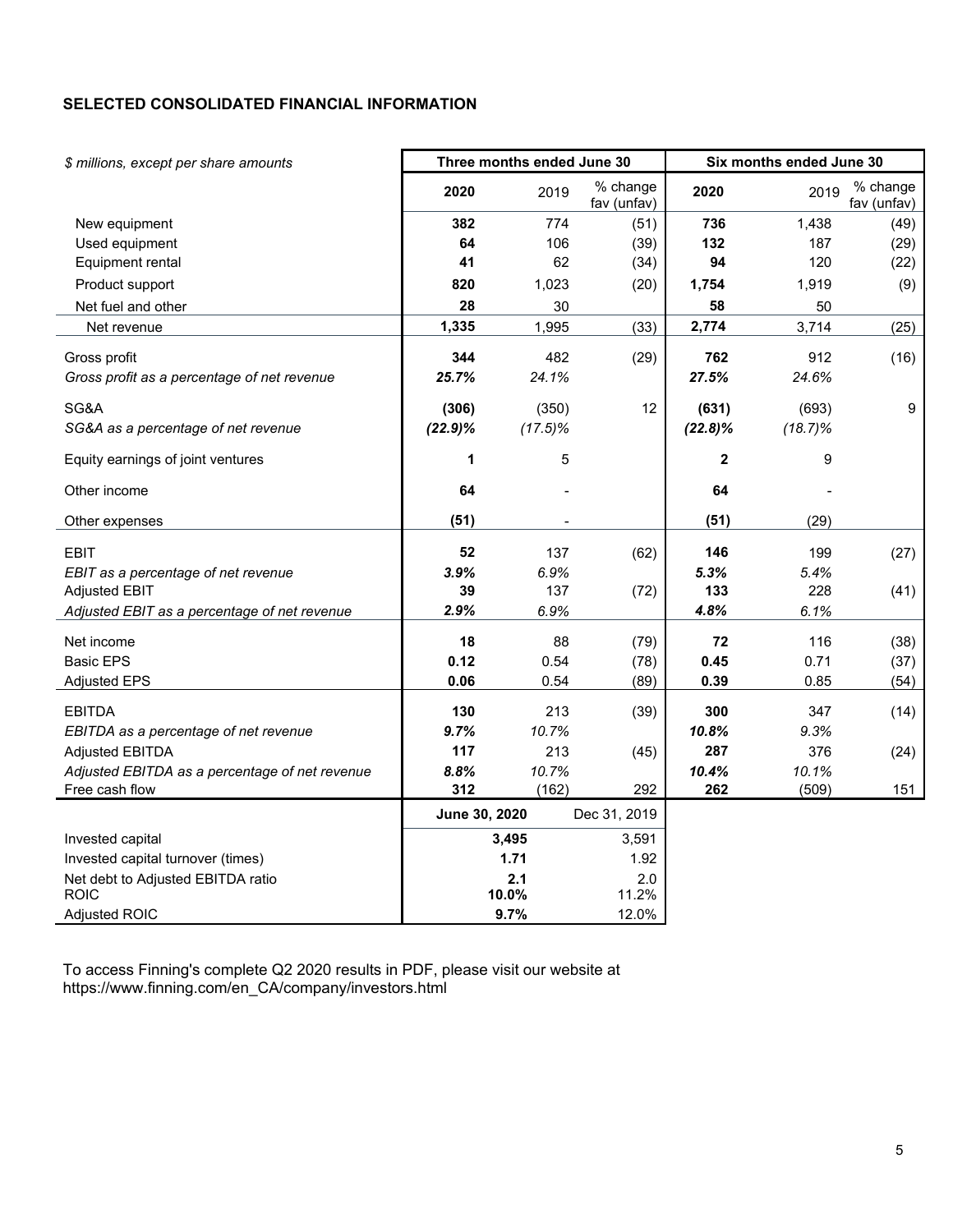## SELECTED CONSOLIDATED FINANCIAL INFORMATION

| *$ millions, except per share amounts* | Three months ended June 30 | | | Six months ended June 30 | | |
|---|---|---|---|---|---|---|
| | **2020** | 2019 | % change fav (unfav) | **2020** | 2019 | % change fav (unfav) |
| New equipment | **382** | 774 | (51) | **736** | 1,438 | (49) |
| Used equipment | **64** | 106 | (39) | **132** | 187 | (29) |
| Equipment rental | **41** | 62 | (34) | **94** | 120 | (22) |
| Product support | **820** | 1,023 | (20) | **1,754** | 1,919 | (9) |
| Net fuel and other | **28** | 30 | | **58** | 50 | |
| Net revenue | **1,335** | 1,995 | (33) | **2,774** | 3,714 | (25) |
| Gross profit | **344** | 482 | (29) | **762** | 912 | (16) |
| *Gross profit as a percentage of net revenue* | ***25.7%*** | *24.1%* | | ***27.5%*** | *24.6%* | |
| SG&A | **(306)** | (350) | 12 | **(631)** | (693) | 9 |
| *SG&A as a percentage of net revenue* | ***(22.9)%*** | *(17.5)%* | | ***(22.8)%*** | *(18.7)%* | |
| Equity earnings of joint ventures | **1** | 5 | | **2** | 9 | |
| Other income | **64** | - | | **64** | - | |
| Other expenses | **(51)** | - | | **(51)** | (29) | |
| EBIT | **52** | 137 | (62) | **146** | 199 | (27) |
| *EBIT as a percentage of net revenue* | ***3.9%*** | *6.9%* | | ***5.3%*** | *5.4%* | |
| Adjusted EBIT | **39** | 137 | (72) | **133** | 228 | (41) |
| *Adjusted EBIT as a percentage of net revenue* | ***2.9%*** | *6.9%* | | ***4.8%*** | *6.1%* | |
| Net income | **18** | 88 | (79) | **72** | 116 | (38) |
| Basic EPS | **0.12** | 0.54 | (78) | **0.45** | 0.71 | (37) |
| Adjusted EPS | **0.06** | 0.54 | (89) | **0.39** | 0.85 | (54) |
| EBITDA | **130** | 213 | (39) | **300** | 347 | (14) |
| *EBITDA as a percentage of net revenue* | ***9.7%*** | *10.7%* | | ***10.8%*** | *9.3%* | |
| Adjusted EBITDA | **117** | 213 | (45) | **287** | 376 | (24) |
| *Adjusted EBITDA as a percentage of net revenue* | ***8.8%*** | *10.7%* | | ***10.4%*** | *10.1%* | |
| Free cash flow | **312** | (162) | 292 | **262** | (509) | 151 |

| | **June 30, 2020** | Dec 31, 2019 |
|---|---|---|
| Invested capital | **3,495** | 3,591 |
| Invested capital turnover (times) | **1.71** | 1.92 |
| Net debt to Adjusted EBITDA ratio | **2.1** | 2.0 |
| ROIC | **10.0%** | 11.2% |
| Adjusted ROIC | **9.7%** | 12.0% |

To access Finning's complete Q2 2020 results in PDF, please visit our website at https://www.finning.com/en_CA/company/investors.html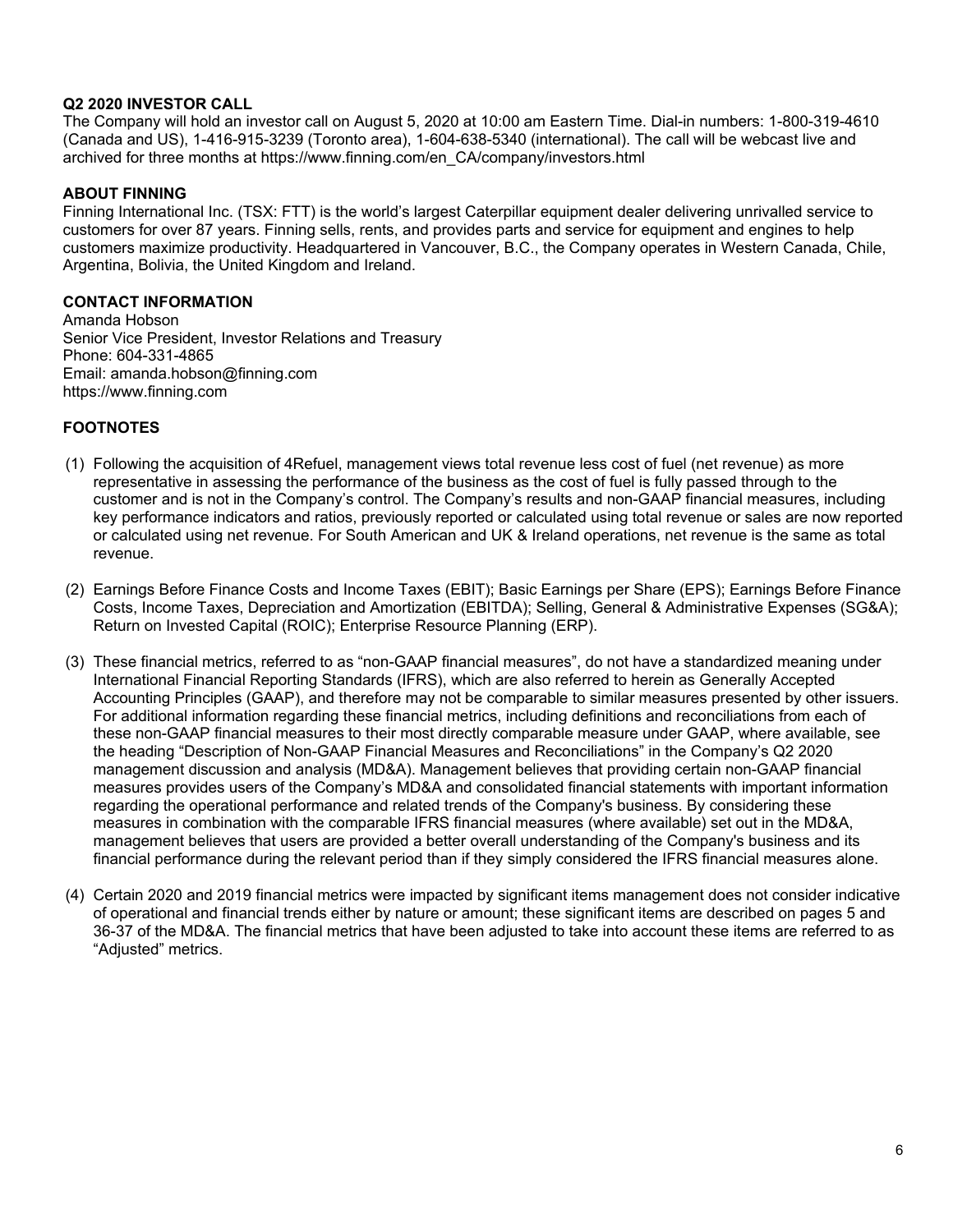## Q2 2020 INVESTOR CALL

The Company will hold an investor call on August 5, 2020 at 10:00 am Eastern Time. Dial-in numbers: 1-800-319-4610 (Canada and US), 1-416-915-3239 (Toronto area), 1-604-638-5340 (international). The call will be webcast live and archived for three months at https://www.finning.com/en_CA/company/investors.html

## ABOUT FINNING

Finning International Inc. (TSX: FTT) is the world's largest Caterpillar equipment dealer delivering unrivalled service to customers for over 87 years. Finning sells, rents, and provides parts and service for equipment and engines to help customers maximize productivity. Headquartered in Vancouver, B.C., the Company operates in Western Canada, Chile, Argentina, Bolivia, the United Kingdom and Ireland.

## CONTACT INFORMATION

Amanda Hobson
Senior Vice President, Investor Relations and Treasury
Phone: 604-331-4865
Email: amanda.hobson@finning.com
https://www.finning.com

## FOOTNOTES

(1) Following the acquisition of 4Refuel, management views total revenue less cost of fuel (net revenue) as more representative in assessing the performance of the business as the cost of fuel is fully passed through to the customer and is not in the Company's control. The Company's results and non-GAAP financial measures, including key performance indicators and ratios, previously reported or calculated using total revenue or sales are now reported or calculated using net revenue. For South American and UK & Ireland operations, net revenue is the same as total revenue.

(2) Earnings Before Finance Costs and Income Taxes (EBIT); Basic Earnings per Share (EPS); Earnings Before Finance Costs, Income Taxes, Depreciation and Amortization (EBITDA); Selling, General & Administrative Expenses (SG&A); Return on Invested Capital (ROIC); Enterprise Resource Planning (ERP).

(3) These financial metrics, referred to as "non-GAAP financial measures", do not have a standardized meaning under International Financial Reporting Standards (IFRS), which are also referred to herein as Generally Accepted Accounting Principles (GAAP), and therefore may not be comparable to similar measures presented by other issuers. For additional information regarding these financial metrics, including definitions and reconciliations from each of these non-GAAP financial measures to their most directly comparable measure under GAAP, where available, see the heading "Description of Non-GAAP Financial Measures and Reconciliations" in the Company's Q2 2020 management discussion and analysis (MD&A). Management believes that providing certain non-GAAP financial measures provides users of the Company's MD&A and consolidated financial statements with important information regarding the operational performance and related trends of the Company's business. By considering these measures in combination with the comparable IFRS financial measures (where available) set out in the MD&A, management believes that users are provided a better overall understanding of the Company's business and its financial performance during the relevant period than if they simply considered the IFRS financial measures alone.

(4) Certain 2020 and 2019 financial metrics were impacted by significant items management does not consider indicative of operational and financial trends either by nature or amount; these significant items are described on pages 5 and 36-37 of the MD&A. The financial metrics that have been adjusted to take into account these items are referred to as "Adjusted" metrics.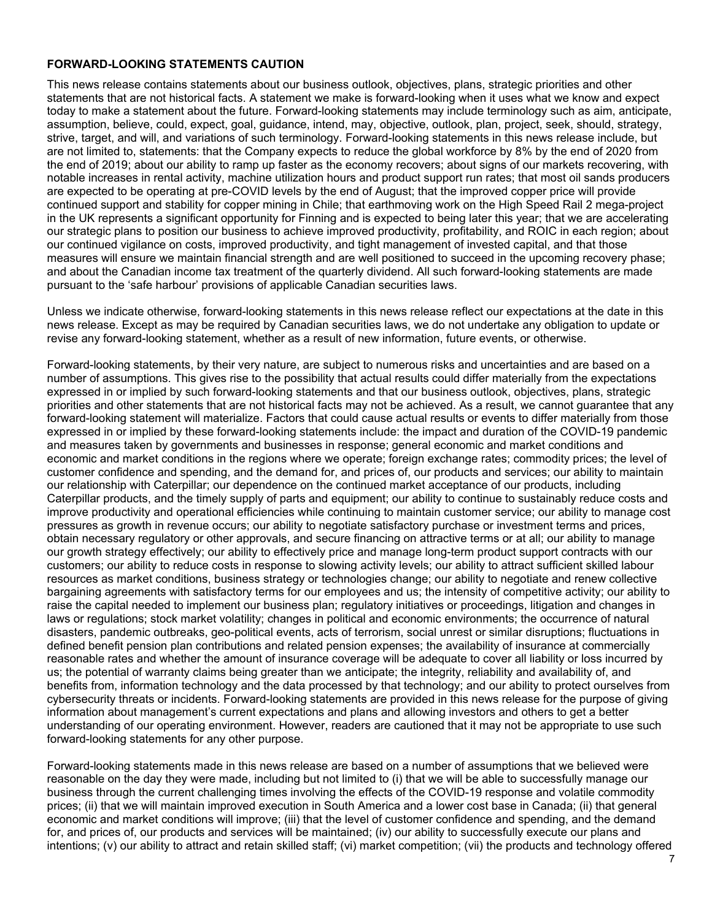**FORWARD-LOOKING STATEMENTS CAUTION**

This news release contains statements about our business outlook, objectives, plans, strategic priorities and other statements that are not historical facts. A statement we make is forward-looking when it uses what we know and expect today to make a statement about the future. Forward-looking statements may include terminology such as aim, anticipate, assumption, believe, could, expect, goal, guidance, intend, may, objective, outlook, plan, project, seek, should, strategy, strive, target, and will, and variations of such terminology. Forward-looking statements in this news release include, but are not limited to, statements: that the Company expects to reduce the global workforce by 8% by the end of 2020 from the end of 2019; about our ability to ramp up faster as the economy recovers; about signs of our markets recovering, with notable increases in rental activity, machine utilization hours and product support run rates; that most oil sands producers are expected to be operating at pre-COVID levels by the end of August; that the improved copper price will provide continued support and stability for copper mining in Chile; that earthmoving work on the High Speed Rail 2 mega-project in the UK represents a significant opportunity for Finning and is expected to being later this year; that we are accelerating our strategic plans to position our business to achieve improved productivity, profitability, and ROIC in each region; about our continued vigilance on costs, improved productivity, and tight management of invested capital, and that those measures will ensure we maintain financial strength and are well positioned to succeed in the upcoming recovery phase; and about the Canadian income tax treatment of the quarterly dividend. All such forward-looking statements are made pursuant to the 'safe harbour' provisions of applicable Canadian securities laws.

Unless we indicate otherwise, forward-looking statements in this news release reflect our expectations at the date in this news release. Except as may be required by Canadian securities laws, we do not undertake any obligation to update or revise any forward-looking statement, whether as a result of new information, future events, or otherwise.

Forward-looking statements, by their very nature, are subject to numerous risks and uncertainties and are based on a number of assumptions. This gives rise to the possibility that actual results could differ materially from the expectations expressed in or implied by such forward-looking statements and that our business outlook, objectives, plans, strategic priorities and other statements that are not historical facts may not be achieved. As a result, we cannot guarantee that any forward-looking statement will materialize. Factors that could cause actual results or events to differ materially from those expressed in or implied by these forward-looking statements include: the impact and duration of the COVID-19 pandemic and measures taken by governments and businesses in response; general economic and market conditions and economic and market conditions in the regions where we operate; foreign exchange rates; commodity prices; the level of customer confidence and spending, and the demand for, and prices of, our products and services; our ability to maintain our relationship with Caterpillar; our dependence on the continued market acceptance of our products, including Caterpillar products, and the timely supply of parts and equipment; our ability to continue to sustainably reduce costs and improve productivity and operational efficiencies while continuing to maintain customer service; our ability to manage cost pressures as growth in revenue occurs; our ability to negotiate satisfactory purchase or investment terms and prices, obtain necessary regulatory or other approvals, and secure financing on attractive terms or at all; our ability to manage our growth strategy effectively; our ability to effectively price and manage long-term product support contracts with our customers; our ability to reduce costs in response to slowing activity levels; our ability to attract sufficient skilled labour resources as market conditions, business strategy or technologies change; our ability to negotiate and renew collective bargaining agreements with satisfactory terms for our employees and us; the intensity of competitive activity; our ability to raise the capital needed to implement our business plan; regulatory initiatives or proceedings, litigation and changes in laws or regulations; stock market volatility; changes in political and economic environments; the occurrence of natural disasters, pandemic outbreaks, geo-political events, acts of terrorism, social unrest or similar disruptions; fluctuations in defined benefit pension plan contributions and related pension expenses; the availability of insurance at commercially reasonable rates and whether the amount of insurance coverage will be adequate to cover all liability or loss incurred by us; the potential of warranty claims being greater than we anticipate; the integrity, reliability and availability of, and benefits from, information technology and the data processed by that technology; and our ability to protect ourselves from cybersecurity threats or incidents. Forward-looking statements are provided in this news release for the purpose of giving information about management's current expectations and plans and allowing investors and others to get a better understanding of our operating environment. However, readers are cautioned that it may not be appropriate to use such forward-looking statements for any other purpose.

Forward-looking statements made in this news release are based on a number of assumptions that we believed were reasonable on the day they were made, including but not limited to (i) that we will be able to successfully manage our business through the current challenging times involving the effects of the COVID-19 response and volatile commodity prices; (ii) that we will maintain improved execution in South America and a lower cost base in Canada; (ii) that general economic and market conditions will improve; (iii) that the level of customer confidence and spending, and the demand for, and prices of, our products and services will be maintained; (iv) our ability to successfully execute our plans and intentions; (v) our ability to attract and retain skilled staff; (vi) market competition; (vii) the products and technology offered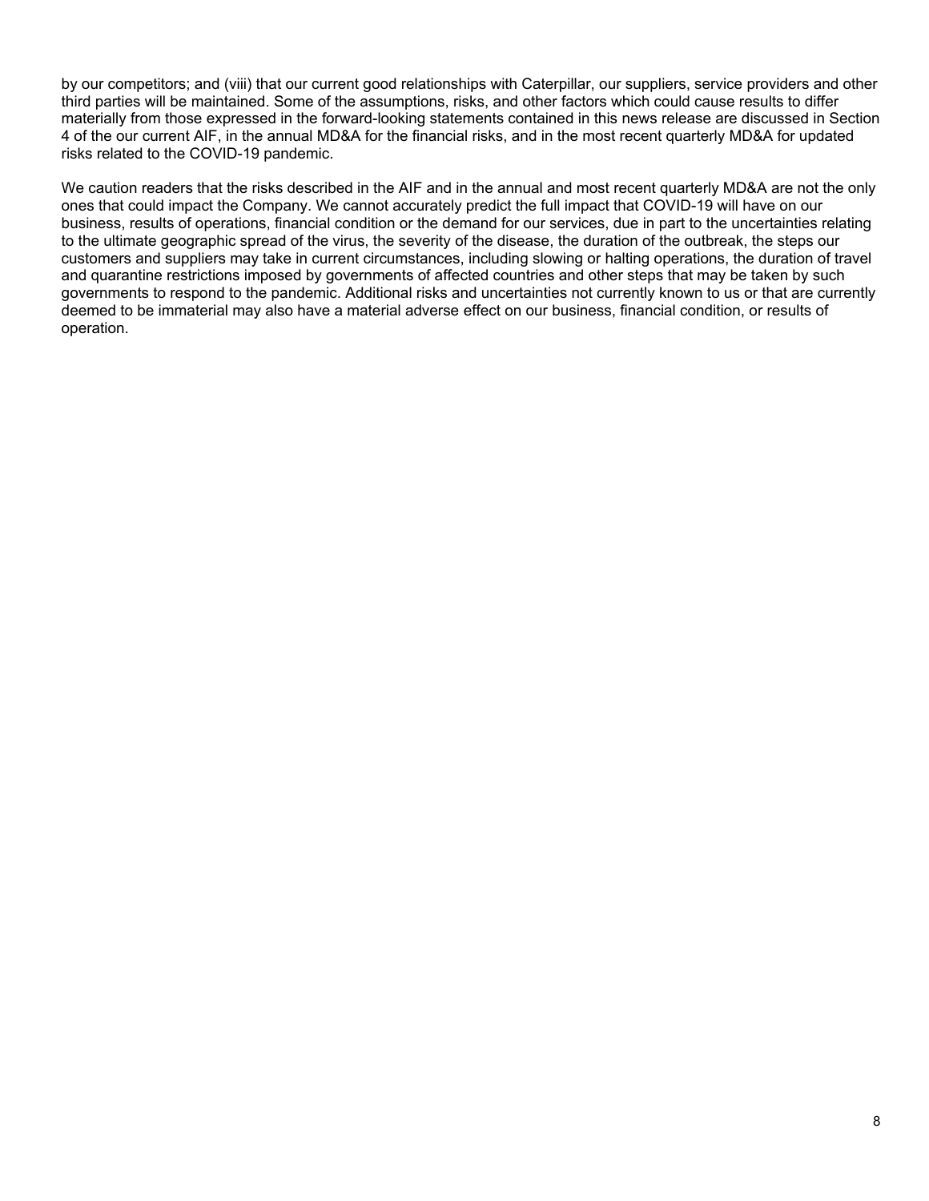by our competitors; and (viii) that our current good relationships with Caterpillar, our suppliers, service providers and other third parties will be maintained. Some of the assumptions, risks, and other factors which could cause results to differ materially from those expressed in the forward-looking statements contained in this news release are discussed in Section 4 of the our current AIF, in the annual MD&A for the financial risks, and in the most recent quarterly MD&A for updated risks related to the COVID-19 pandemic.

We caution readers that the risks described in the AIF and in the annual and most recent quarterly MD&A are not the only ones that could impact the Company. We cannot accurately predict the full impact that COVID-19 will have on our business, results of operations, financial condition or the demand for our services, due in part to the uncertainties relating to the ultimate geographic spread of the virus, the severity of the disease, the duration of the outbreak, the steps our customers and suppliers may take in current circumstances, including slowing or halting operations, the duration of travel and quarantine restrictions imposed by governments of affected countries and other steps that may be taken by such governments to respond to the pandemic. Additional risks and uncertainties not currently known to us or that are currently deemed to be immaterial may also have a material adverse effect on our business, financial condition, or results of operation.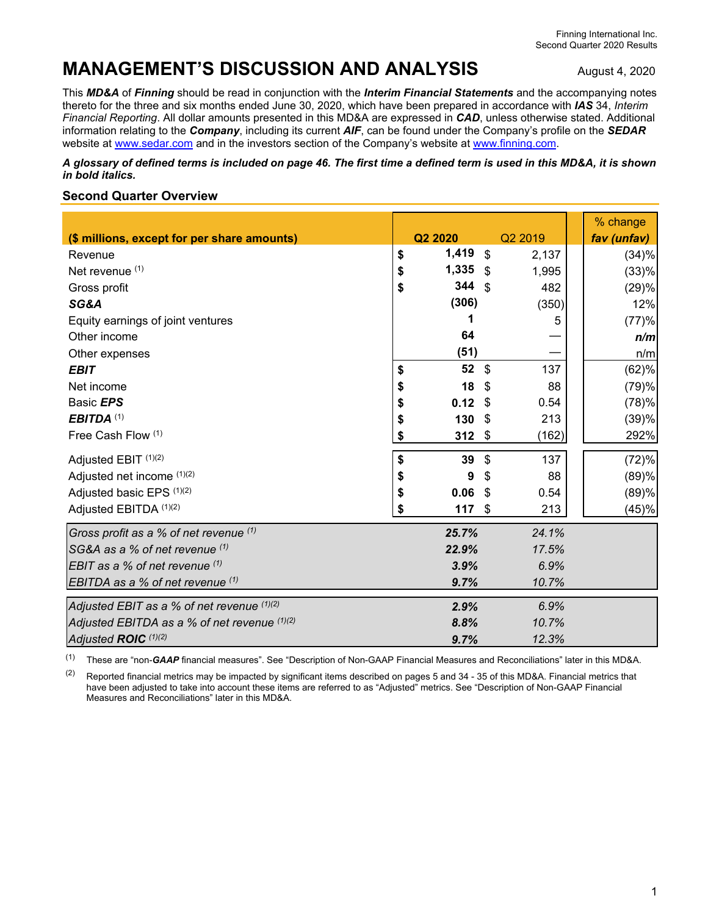# MANAGEMENT'S DISCUSSION AND ANALYSIS

August 4, 2020

This ***MD&A*** of ***Finning*** should be read in conjunction with the ***Interim Financial Statements*** and the accompanying notes thereto for the three and six months ended June 30, 2020, which have been prepared in accordance with ***IAS*** 34, *Interim Financial Reporting*. All dollar amounts presented in this MD&A are expressed in ***CAD***, unless otherwise stated. Additional information relating to the ***Company***, including its current ***AIF***, can be found under the Company's profile on the ***SEDAR*** website at www.sedar.com and in the investors section of the Company's website at www.finning.com.

***A glossary of defined terms is included on page 46. The first time a defined term is used in this MD&A, it is shown in bold italics.***

## Second Quarter Overview

| ($ millions, except for per share amounts) | Q2 2020 | Q2 2019 | % change fav (unfav) |
|---|---|---|---|
| Revenue | $ 1,419 | $ 2,137 | (34)% |
| Net revenue [1] | $ 1,335 | $ 1,995 | (33)% |
| Gross profit | $ 344 | $ 482 | (29)% |
| ***SG&A*** | (306) | (350) | 12% |
| Equity earnings of joint ventures | 1 | 5 | (77)% |
| Other income | 64 | — | *n/m* |
| Other expenses | (51) | — | n/m |
| ***EBIT*** | $ 52 | $ 137 | (62)% |
| Net income | $ 18 | $ 88 | (79)% |
| Basic ***EPS*** | $ 0.12 | $ 0.54 | (78)% |
| ***EBITDA*** [1] | $ 130 | $ 213 | (39)% |
| Free Cash Flow [1] | $ 312 | $ (162) | 292% |
| Adjusted EBIT [1][2] | $ 39 | $ 137 | (72)% |
| Adjusted net income [1][2] | $ 9 | $ 88 | (89)% |
| Adjusted basic EPS [1][2] | $ 0.06 | $ 0.54 | (89)% |
| Adjusted EBITDA [1][2] | $ 117 | $ 213 | (45)% |
| *Gross profit as a % of net revenue* [1] | *25.7%* | *24.1%* | |
| *SG&A as a % of net revenue* [1] | *22.9%* | *17.5%* | |
| *EBIT as a % of net revenue* [1] | *3.9%* | *6.9%* | |
| *EBITDA as a % of net revenue* [1] | *9.7%* | *10.7%* | |
| *Adjusted EBIT as a % of net revenue* [1][2] | *2.9%* | *6.9%* | |
| *Adjusted EBITDA as a % of net revenue* [1][2] | *8.8%* | *10.7%* | |
| *Adjusted **ROIC*** [1][2] | *9.7%* | *12.3%* | |

[1] These are "non-***GAAP*** financial measures". See "Description of Non-GAAP Financial Measures and Reconciliations" later in this MD&A.

[2] Reported financial metrics may be impacted by significant items described on pages 5 and 34 - 35 of this MD&A. Financial metrics that have been adjusted to take into account these items are referred to as "Adjusted" metrics. See "Description of Non-GAAP Financial Measures and Reconciliations" later in this MD&A.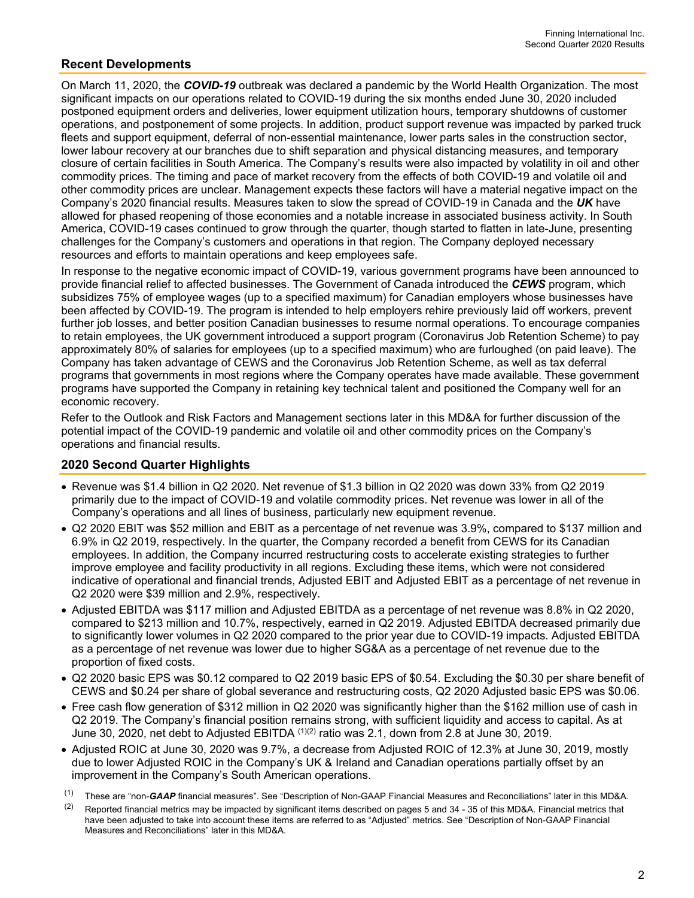## Recent Developments

On March 11, 2020, the ***COVID-19*** outbreak was declared a pandemic by the World Health Organization. The most significant impacts on our operations related to COVID-19 during the six months ended June 30, 2020 included postponed equipment orders and deliveries, lower equipment utilization hours, temporary shutdowns of customer operations, and postponement of some projects. In addition, product support revenue was impacted by parked truck fleets and support equipment, deferral of non-essential maintenance, lower parts sales in the construction sector, lower labour recovery at our branches due to shift separation and physical distancing measures, and temporary closure of certain facilities in South America. The Company's results were also impacted by volatility in oil and other commodity prices. The timing and pace of market recovery from the effects of both COVID-19 and volatile oil and other commodity prices are unclear. Management expects these factors will have a material negative impact on the Company's 2020 financial results. Measures taken to slow the spread of COVID-19 in Canada and the ***UK*** have allowed for phased reopening of those economies and a notable increase in associated business activity. In South America, COVID-19 cases continued to grow through the quarter, though started to flatten in late-June, presenting challenges for the Company's customers and operations in that region. The Company deployed necessary resources and efforts to maintain operations and keep employees safe.

In response to the negative economic impact of COVID-19, various government programs have been announced to provide financial relief to affected businesses. The Government of Canada introduced the ***CEWS*** program, which subsidizes 75% of employee wages (up to a specified maximum) for Canadian employers whose businesses have been affected by COVID-19. The program is intended to help employers rehire previously laid off workers, prevent further job losses, and better position Canadian businesses to resume normal operations. To encourage companies to retain employees, the UK government introduced a support program (Coronavirus Job Retention Scheme) to pay approximately 80% of salaries for employees (up to a specified maximum) who are furloughed (on paid leave). The Company has taken advantage of CEWS and the Coronavirus Job Retention Scheme, as well as tax deferral programs that governments in most regions where the Company operates have made available. These government programs have supported the Company in retaining key technical talent and positioned the Company well for an economic recovery.

Refer to the Outlook and Risk Factors and Management sections later in this MD&A for further discussion of the potential impact of the COVID-19 pandemic and volatile oil and other commodity prices on the Company's operations and financial results.

## 2020 Second Quarter Highlights

- Revenue was $1.4 billion in Q2 2020. Net revenue of $1.3 billion in Q2 2020 was down 33% from Q2 2019 primarily due to the impact of COVID-19 and volatile commodity prices. Net revenue was lower in all of the Company's operations and all lines of business, particularly new equipment revenue.
- Q2 2020 EBIT was $52 million and EBIT as a percentage of net revenue was 3.9%, compared to $137 million and 6.9% in Q2 2019, respectively. In the quarter, the Company recorded a benefit from CEWS for its Canadian employees. In addition, the Company incurred restructuring costs to accelerate existing strategies to further improve employee and facility productivity in all regions. Excluding these items, which were not considered indicative of operational and financial trends, Adjusted EBIT and Adjusted EBIT as a percentage of net revenue in Q2 2020 were $39 million and 2.9%, respectively.
- Adjusted EBITDA was $117 million and Adjusted EBITDA as a percentage of net revenue was 8.8% in Q2 2020, compared to $213 million and 10.7%, respectively, earned in Q2 2019. Adjusted EBITDA decreased primarily due to significantly lower volumes in Q2 2020 compared to the prior year due to COVID-19 impacts. Adjusted EBITDA as a percentage of net revenue was lower due to higher SG&A as a percentage of net revenue due to the proportion of fixed costs.
- Q2 2020 basic EPS was $0.12 compared to Q2 2019 basic EPS of $0.54. Excluding the $0.30 per share benefit of CEWS and $0.24 per share of global severance and restructuring costs, Q2 2020 Adjusted basic EPS was $0.06.
- Free cash flow generation of $312 million in Q2 2020 was significantly higher than the $162 million use of cash in Q2 2019. The Company's financial position remains strong, with sufficient liquidity and access to capital. As at June 30, 2020, net debt to Adjusted EBITDA [(1)(2)] ratio was 2.1, down from 2.8 at June 30, 2019.
- Adjusted ROIC at June 30, 2020 was 9.7%, a decrease from Adjusted ROIC of 12.3% at June 30, 2019, mostly due to lower Adjusted ROIC in the Company's UK & Ireland and Canadian operations partially offset by an improvement in the Company's South American operations.

(1) These are "non-***GAAP*** financial measures". See "Description of Non-GAAP Financial Measures and Reconciliations" later in this MD&A.

(2) Reported financial metrics may be impacted by significant items described on pages 5 and 34 - 35 of this MD&A. Financial metrics that have been adjusted to take into account these items are referred to as "Adjusted" metrics. See "Description of Non-GAAP Financial Measures and Reconciliations" later in this MD&A.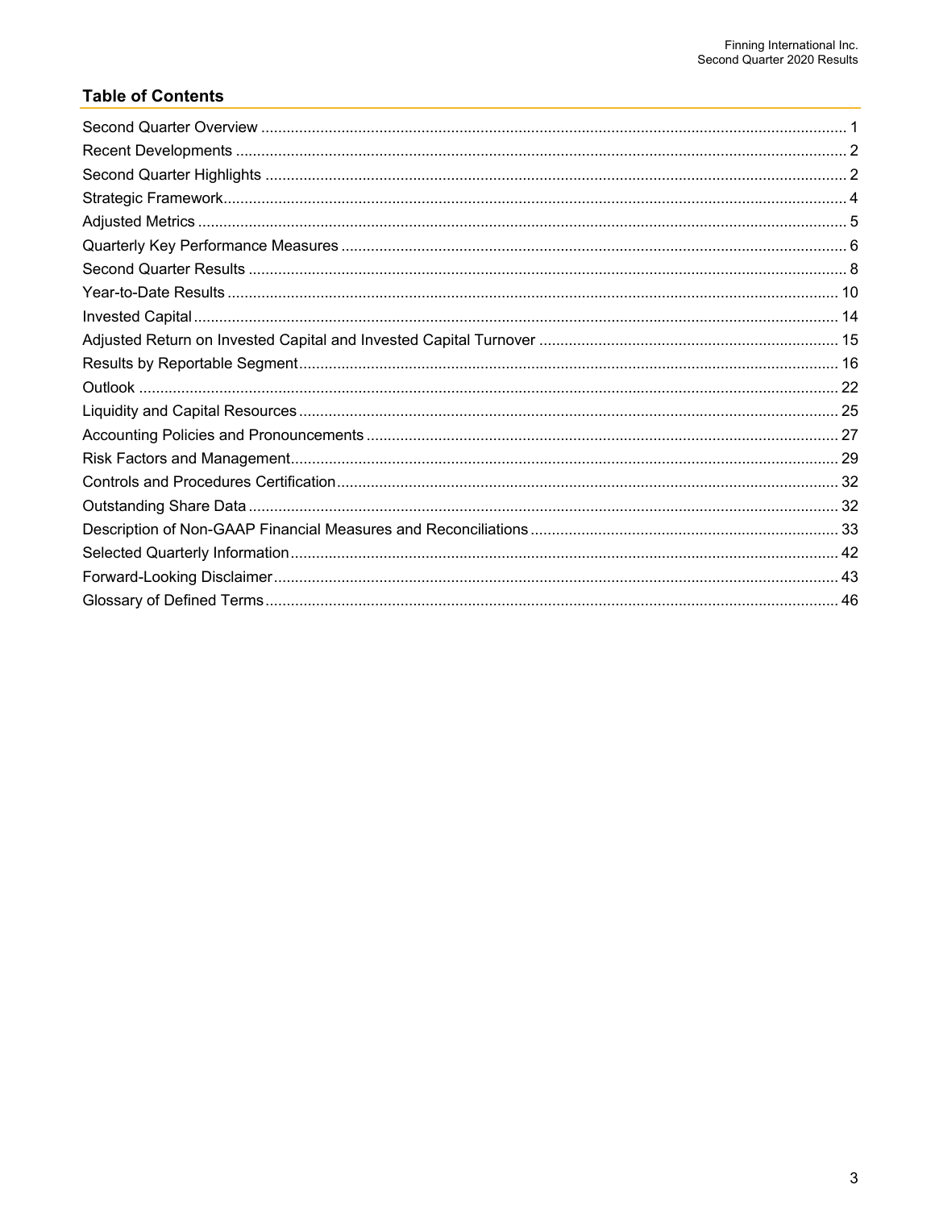## Table of Contents

| | |
|---|---|
| Second Quarter Overview | 1 |
| Recent Developments | 2 |
| Second Quarter Highlights | 2 |
| Strategic Framework | 4 |
| Adjusted Metrics | 5 |
| Quarterly Key Performance Measures | 6 |
| Second Quarter Results | 8 |
| Year-to-Date Results | 10 |
| Invested Capital | 14 |
| Adjusted Return on Invested Capital and Invested Capital Turnover | 15 |
| Results by Reportable Segment | 16 |
| Outlook | 22 |
| Liquidity and Capital Resources | 25 |
| Accounting Policies and Pronouncements | 27 |
| Risk Factors and Management | 29 |
| Controls and Procedures Certification | 32 |
| Outstanding Share Data | 32 |
| Description of Non-GAAP Financial Measures and Reconciliations | 33 |
| Selected Quarterly Information | 42 |
| Forward-Looking Disclaimer | 43 |
| Glossary of Defined Terms | 46 |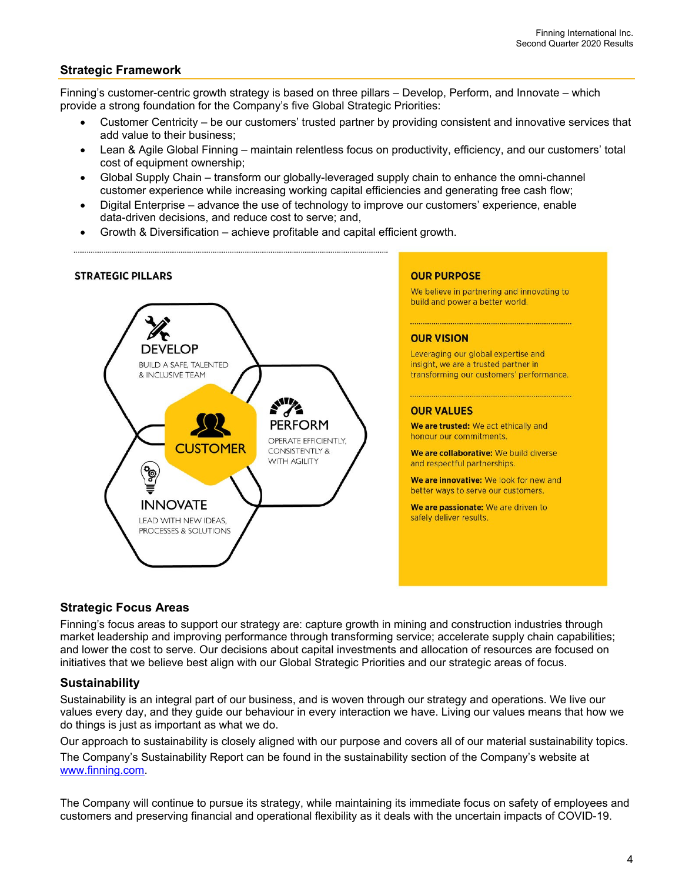## Strategic Framework

Finning's customer-centric growth strategy is based on three pillars – Develop, Perform, and Innovate – which provide a strong foundation for the Company's five Global Strategic Priorities:

- Customer Centricity – be our customers' trusted partner by providing consistent and innovative services that add value to their business;
- Lean & Agile Global Finning – maintain relentless focus on productivity, efficiency, and our customers' total cost of equipment ownership;
- Global Supply Chain – transform our globally-leveraged supply chain to enhance the omni-channel customer experience while increasing working capital efficiencies and generating free cash flow;
- Digital Enterprise – advance the use of technology to improve our customers' experience, enable data-driven decisions, and reduce cost to serve; and,
- Growth & Diversification – achieve profitable and capital efficient growth.

**STRATEGIC PILLARS**

**DEVELOP** – BUILD A SAFE, TALENTED & INCLUSIVE TEAM

**PERFORM** – OPERATE EFFICIENTLY, CONSISTENTLY & WITH AGILITY

**CUSTOMER**

**INNOVATE** – LEAD WITH NEW IDEAS, PROCESSES & SOLUTIONS

**OUR PURPOSE**

We believe in partnering and innovating to build and power a better world.

**OUR VISION**

Leveraging our global expertise and insight, we are a trusted partner in transforming our customers' performance.

**OUR VALUES**

**We are trusted:** We act ethically and honour our commitments.

**We are collaborative:** We build diverse and respectful partnerships.

**We are innovative:** We look for new and better ways to serve our customers.

**We are passionate:** We are driven to safely deliver results.

## Strategic Focus Areas

Finning's focus areas to support our strategy are: capture growth in mining and construction industries through market leadership and improving performance through transforming service; accelerate supply chain capabilities; and lower the cost to serve. Our decisions about capital investments and allocation of resources are focused on initiatives that we believe best align with our Global Strategic Priorities and our strategic areas of focus.

## Sustainability

Sustainability is an integral part of our business, and is woven through our strategy and operations. We live our values every day, and they guide our behaviour in every interaction we have. Living our values means that how we do things is just as important as what we do.

Our approach to sustainability is closely aligned with our purpose and covers all of our material sustainability topics. The Company's Sustainability Report can be found in the sustainability section of the Company's website at www.finning.com.

The Company will continue to pursue its strategy, while maintaining its immediate focus on safety of employees and customers and preserving financial and operational flexibility as it deals with the uncertain impacts of COVID-19.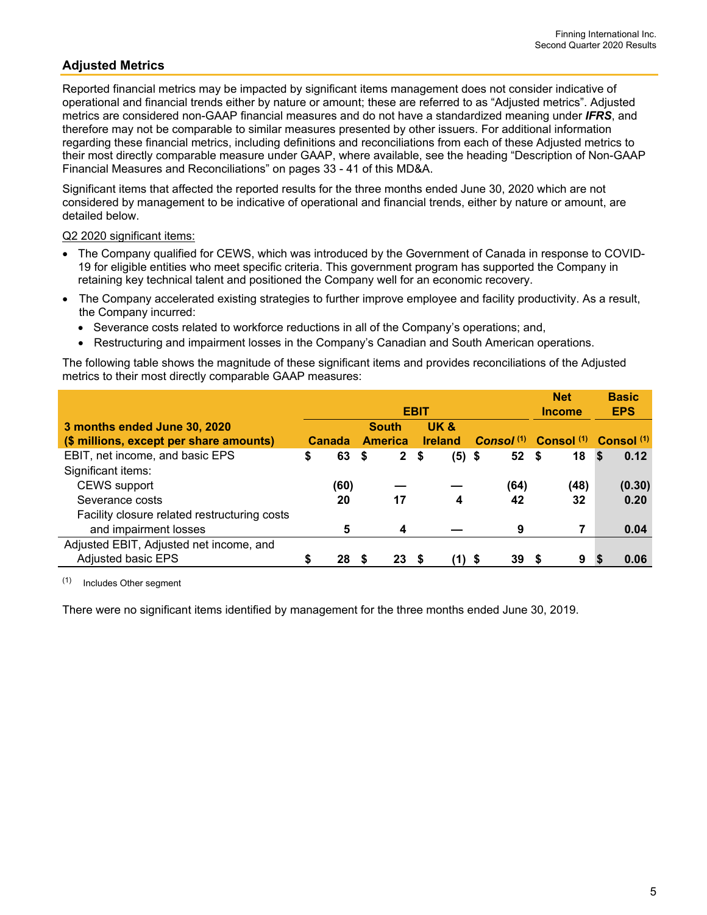## Adjusted Metrics

Reported financial metrics may be impacted by significant items management does not consider indicative of operational and financial trends either by nature or amount; these are referred to as "Adjusted metrics". Adjusted metrics are considered non-GAAP financial measures and do not have a standardized meaning under ***IFRS***, and therefore may not be comparable to similar measures presented by other issuers. For additional information regarding these financial metrics, including definitions and reconciliations from each of these Adjusted metrics to their most directly comparable measure under GAAP, where available, see the heading "Description of Non-GAAP Financial Measures and Reconciliations" on pages 33 - 41 of this MD&A.

Significant items that affected the reported results for the three months ended June 30, 2020 which are not considered by management to be indicative of operational and financial trends, either by nature or amount, are detailed below.

Q2 2020 significant items:

- The Company qualified for CEWS, which was introduced by the Government of Canada in response to COVID-19 for eligible entities who meet specific criteria. This government program has supported the Company in retaining key technical talent and positioned the Company well for an economic recovery.
- The Company accelerated existing strategies to further improve employee and facility productivity. As a result, the Company incurred:
  - Severance costs related to workforce reductions in all of the Company's operations; and,
  - Restructuring and impairment losses in the Company's Canadian and South American operations.

The following table shows the magnitude of these significant items and provides reconciliations of the Adjusted metrics to their most directly comparable GAAP measures:

| | EBIT | | | | Net Income | Basic EPS |
|---|---|---|---|---|---|---|
| **3 months ended June 30, 2020 ($ millions, except per share amounts)** | **Canada** | **South America** | **UK & Ireland** | ***Consol*** [(1)] | **Consol** [(1)] | **Consol** [(1)] |
| EBIT, net income, and basic EPS | $ 63 | $ 2 | $ (5) | $ 52 | $ 18 | $ 0.12 |
| Significant items: | | | | | | |
| CEWS support | (60) | — | — | (64) | (48) | (0.30) |
| Severance costs | 20 | 17 | 4 | 42 | 32 | 0.20 |
| Facility closure related restructuring costs and impairment losses | 5 | 4 | — | 9 | 7 | 0.04 |
| Adjusted EBIT, Adjusted net income, and Adjusted basic EPS | $ 28 | $ 23 | $ (1) | $ 39 | $ 9 | $ 0.06 |

(1) Includes Other segment

There were no significant items identified by management for the three months ended June 30, 2019.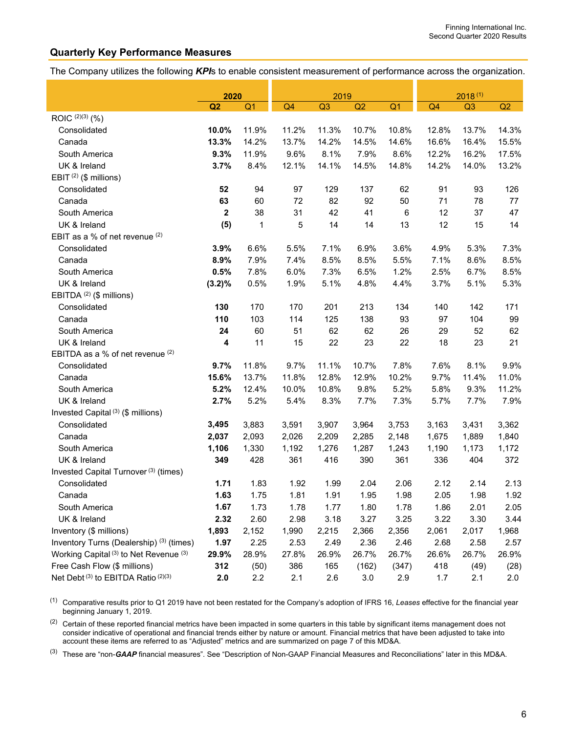## Quarterly Key Performance Measures

The Company utilizes the following ***KPI***s to enable consistent measurement of performance across the organization.

| | 2020 | | 2019 | | | | 2018 [1] | | |
|---|---|---|---|---|---|---|---|---|---|
| | **Q2** | Q1 | Q4 | Q3 | Q2 | Q1 | Q4 | Q3 | Q2 |
| ROIC [2][3] (%) | | | | | | | | | |
| Consolidated | **10.0%** | 11.9% | 11.2% | 11.3% | 10.7% | 10.8% | 12.8% | 13.7% | 14.3% |
| Canada | **13.3%** | 14.2% | 13.7% | 14.2% | 14.5% | 14.6% | 16.6% | 16.4% | 15.5% |
| South America | **9.3%** | 11.9% | 9.6% | 8.1% | 7.9% | 8.6% | 12.2% | 16.2% | 17.5% |
| UK & Ireland | **3.7%** | 8.4% | 12.1% | 14.1% | 14.5% | 14.8% | 14.2% | 14.0% | 13.2% |
| EBIT [2] ($ millions) | | | | | | | | | |
| Consolidated | **52** | 94 | 97 | 129 | 137 | 62 | 91 | 93 | 126 |
| Canada | **63** | 60 | 72 | 82 | 92 | 50 | 71 | 78 | 77 |
| South America | **2** | 38 | 31 | 42 | 41 | 6 | 12 | 37 | 47 |
| UK & Ireland | **(5)** | 1 | 5 | 14 | 14 | 13 | 12 | 15 | 14 |
| EBIT as a % of net revenue [2] | | | | | | | | | |
| Consolidated | **3.9%** | 6.6% | 5.5% | 7.1% | 6.9% | 3.6% | 4.9% | 5.3% | 7.3% |
| Canada | **8.9%** | 7.9% | 7.4% | 8.5% | 8.5% | 5.5% | 7.1% | 8.6% | 8.5% |
| South America | **0.5%** | 7.8% | 6.0% | 7.3% | 6.5% | 1.2% | 2.5% | 6.7% | 8.5% |
| UK & Ireland | **(3.2)%** | 0.5% | 1.9% | 5.1% | 4.8% | 4.4% | 3.7% | 5.1% | 5.3% |
| EBITDA [2] ($ millions) | | | | | | | | | |
| Consolidated | **130** | 170 | 170 | 201 | 213 | 134 | 140 | 142 | 171 |
| Canada | **110** | 103 | 114 | 125 | 138 | 93 | 97 | 104 | 99 |
| South America | **24** | 60 | 51 | 62 | 62 | 26 | 29 | 52 | 62 |
| UK & Ireland | **4** | 11 | 15 | 22 | 23 | 22 | 18 | 23 | 21 |
| EBITDA as a % of net revenue [2] | | | | | | | | | |
| Consolidated | **9.7%** | 11.8% | 9.7% | 11.1% | 10.7% | 7.8% | 7.6% | 8.1% | 9.9% |
| Canada | **15.6%** | 13.7% | 11.8% | 12.8% | 12.9% | 10.2% | 9.7% | 11.4% | 11.0% |
| South America | **5.2%** | 12.4% | 10.0% | 10.8% | 9.8% | 5.2% | 5.8% | 9.3% | 11.2% |
| UK & Ireland | **2.7%** | 5.2% | 5.4% | 8.3% | 7.7% | 7.3% | 5.7% | 7.7% | 7.9% |
| Invested Capital [3] ($ millions) | | | | | | | | | |
| Consolidated | **3,495** | 3,883 | 3,591 | 3,907 | 3,964 | 3,753 | 3,163 | 3,431 | 3,362 |
| Canada | **2,037** | 2,093 | 2,026 | 2,209 | 2,285 | 2,148 | 1,675 | 1,889 | 1,840 |
| South America | **1,106** | 1,330 | 1,192 | 1,276 | 1,287 | 1,243 | 1,190 | 1,173 | 1,172 |
| UK & Ireland | **349** | 428 | 361 | 416 | 390 | 361 | 336 | 404 | 372 |
| Invested Capital Turnover [3] (times) | | | | | | | | | |
| Consolidated | **1.71** | 1.83 | 1.92 | 1.99 | 2.04 | 2.06 | 2.12 | 2.14 | 2.13 |
| Canada | **1.63** | 1.75 | 1.81 | 1.91 | 1.95 | 1.98 | 2.05 | 1.98 | 1.92 |
| South America | **1.67** | 1.73 | 1.78 | 1.77 | 1.80 | 1.78 | 1.86 | 2.01 | 2.05 |
| UK & Ireland | **2.32** | 2.60 | 2.98 | 3.18 | 3.27 | 3.25 | 3.22 | 3.30 | 3.44 |
| Inventory ($ millions) | **1,893** | 2,152 | 1,990 | 2,215 | 2,366 | 2,356 | 2,061 | 2,017 | 1,968 |
| Inventory Turns (Dealership) [3] (times) | **1.97** | 2.25 | 2.53 | 2.49 | 2.36 | 2.46 | 2.68 | 2.58 | 2.57 |
| Working Capital [3] to Net Revenue [3] | **29.9%** | 28.9% | 27.8% | 26.9% | 26.7% | 26.7% | 26.6% | 26.7% | 26.9% |
| Free Cash Flow ($ millions) | **312** | (50) | 386 | 165 | (162) | (347) | 418 | (49) | (28) |
| Net Debt [3] to EBITDA Ratio [2][3] | **2.0** | 2.2 | 2.1 | 2.6 | 3.0 | 2.9 | 1.7 | 2.1 | 2.0 |

(1) Comparative results prior to Q1 2019 have not been restated for the Company's adoption of IFRS 16, *Leases* effective for the financial year beginning January 1, 2019.

(2) Certain of these reported financial metrics have been impacted in some quarters in this table by significant items management does not consider indicative of operational and financial trends either by nature or amount. Financial metrics that have been adjusted to take into account these items are referred to as "Adjusted" metrics and are summarized on page 7 of this MD&A.

(3) These are "non-***GAAP*** financial measures". See "Description of Non-GAAP Financial Measures and Reconciliations" later in this MD&A.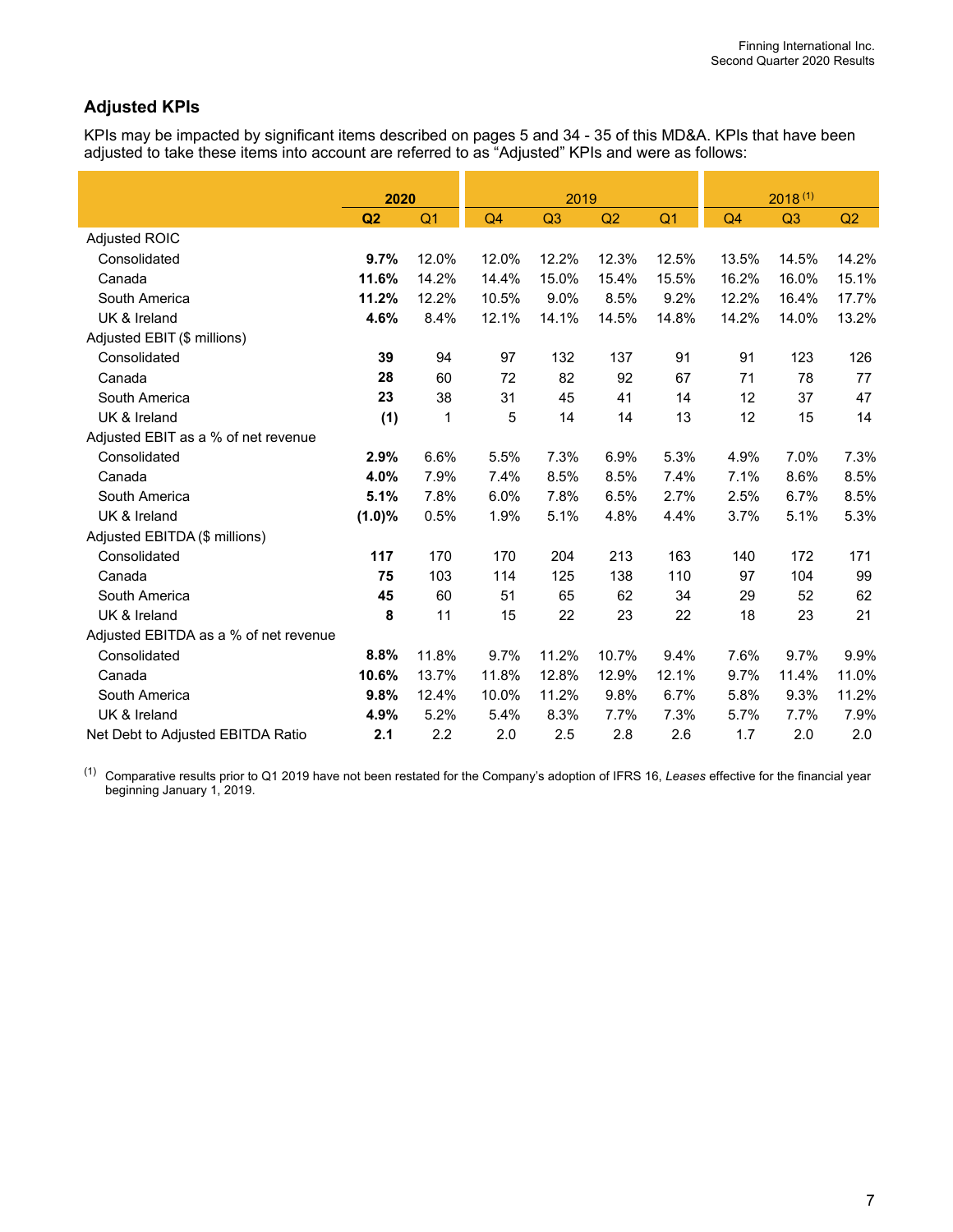## Adjusted KPIs

KPIs may be impacted by significant items described on pages 5 and 34 - 35 of this MD&A. KPIs that have been adjusted to take these items into account are referred to as "Adjusted" KPIs and were as follows:

| | **2020** | | 2019 | | | | 2018 (1) | | |
|---|---|---|---|---|---|---|---|---|---|
| | **Q2** | Q1 | Q4 | Q3 | Q2 | Q1 | Q4 | Q3 | Q2 |
| Adjusted ROIC | | | | | | | | | |
| Consolidated | **9.7%** | 12.0% | 12.0% | 12.2% | 12.3% | 12.5% | 13.5% | 14.5% | 14.2% |
| Canada | **11.6%** | 14.2% | 14.4% | 15.0% | 15.4% | 15.5% | 16.2% | 16.0% | 15.1% |
| South America | **11.2%** | 12.2% | 10.5% | 9.0% | 8.5% | 9.2% | 12.2% | 16.4% | 17.7% |
| UK & Ireland | **4.6%** | 8.4% | 12.1% | 14.1% | 14.5% | 14.8% | 14.2% | 14.0% | 13.2% |
| Adjusted EBIT ($ millions) | | | | | | | | | |
| Consolidated | **39** | 94 | 97 | 132 | 137 | 91 | 91 | 123 | 126 |
| Canada | **28** | 60 | 72 | 82 | 92 | 67 | 71 | 78 | 77 |
| South America | **23** | 38 | 31 | 45 | 41 | 14 | 12 | 37 | 47 |
| UK & Ireland | **(1)** | 1 | 5 | 14 | 14 | 13 | 12 | 15 | 14 |
| Adjusted EBIT as a % of net revenue | | | | | | | | | |
| Consolidated | **2.9%** | 6.6% | 5.5% | 7.3% | 6.9% | 5.3% | 4.9% | 7.0% | 7.3% |
| Canada | **4.0%** | 7.9% | 7.4% | 8.5% | 8.5% | 7.4% | 7.1% | 8.6% | 8.5% |
| South America | **5.1%** | 7.8% | 6.0% | 7.8% | 6.5% | 2.7% | 2.5% | 6.7% | 8.5% |
| UK & Ireland | **(1.0)%** | 0.5% | 1.9% | 5.1% | 4.8% | 4.4% | 3.7% | 5.1% | 5.3% |
| Adjusted EBITDA ($ millions) | | | | | | | | | |
| Consolidated | **117** | 170 | 170 | 204 | 213 | 163 | 140 | 172 | 171 |
| Canada | **75** | 103 | 114 | 125 | 138 | 110 | 97 | 104 | 99 |
| South America | **45** | 60 | 51 | 65 | 62 | 34 | 29 | 52 | 62 |
| UK & Ireland | **8** | 11 | 15 | 22 | 23 | 22 | 18 | 23 | 21 |
| Adjusted EBITDA as a % of net revenue | | | | | | | | | |
| Consolidated | **8.8%** | 11.8% | 9.7% | 11.2% | 10.7% | 9.4% | 7.6% | 9.7% | 9.9% |
| Canada | **10.6%** | 13.7% | 11.8% | 12.8% | 12.9% | 12.1% | 9.7% | 11.4% | 11.0% |
| South America | **9.8%** | 12.4% | 10.0% | 11.2% | 9.8% | 6.7% | 5.8% | 9.3% | 11.2% |
| UK & Ireland | **4.9%** | 5.2% | 5.4% | 8.3% | 7.7% | 7.3% | 5.7% | 7.7% | 7.9% |
| Net Debt to Adjusted EBITDA Ratio | **2.1** | 2.2 | 2.0 | 2.5 | 2.8 | 2.6 | 1.7 | 2.0 | 2.0 |

(1) Comparative results prior to Q1 2019 have not been restated for the Company's adoption of IFRS 16, *Leases* effective for the financial year beginning January 1, 2019.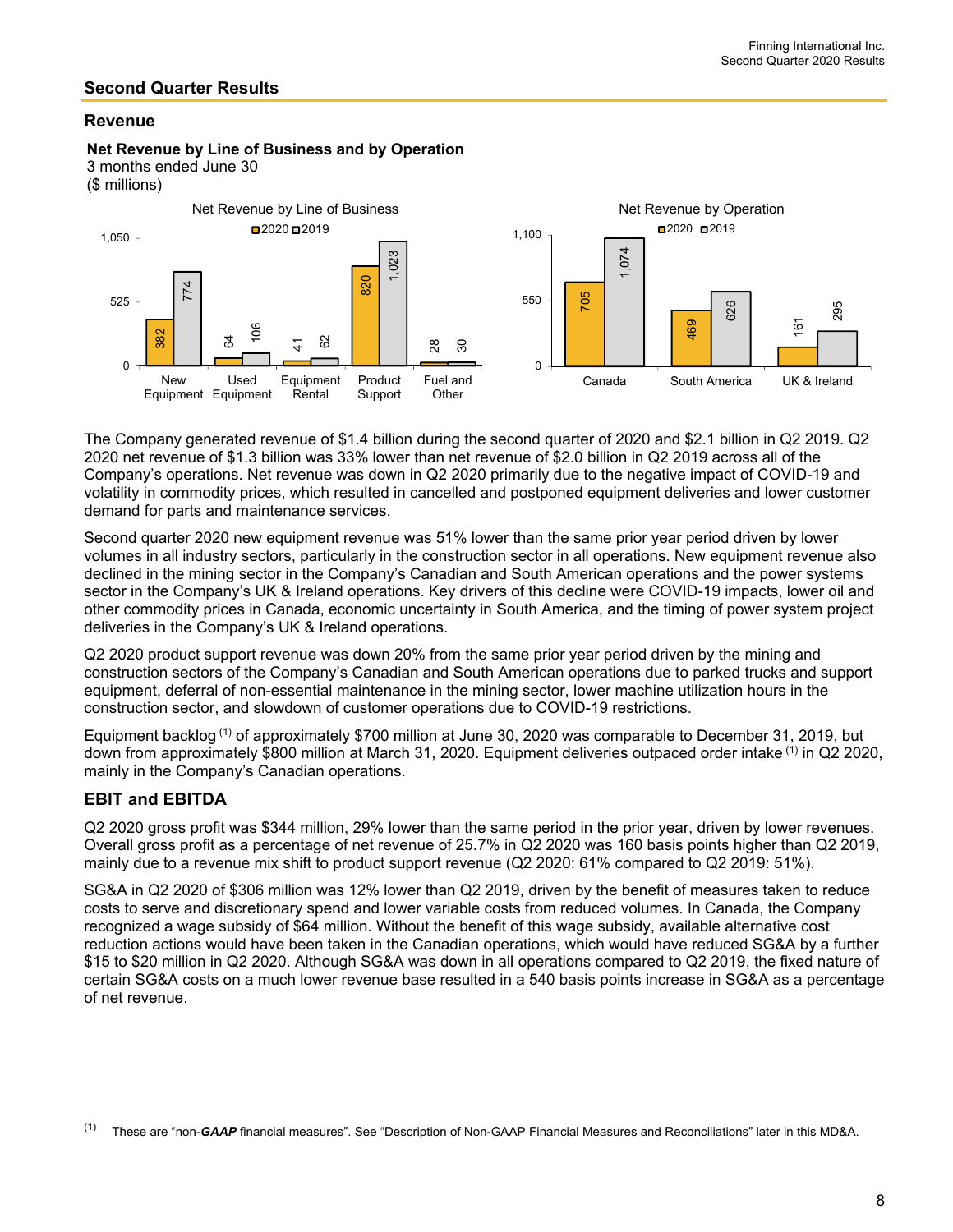## Second Quarter Results

### Revenue

**Net Revenue by Line of Business and by Operation**
3 months ended June 30
($ millions)

Net Revenue by Line of Business

| | 2020 | 2019 |
|---|---|---|
| New Equipment | 382 | 774 |
| Used Equipment | 64 | 106 |
| Equipment Rental | 41 | 62 |
| Product Support | 820 | 1,023 |
| Fuel and Other | 28 | 30 |

Net Revenue by Operation

| | 2020 | 2019 |
|---|---|---|
| Canada | 705 | 1,074 |
| South America | 469 | 626 |
| UK & Ireland | 161 | 295 |

The Company generated revenue of $1.4 billion during the second quarter of 2020 and $2.1 billion in Q2 2019. Q2 2020 net revenue of $1.3 billion was 33% lower than net revenue of $2.0 billion in Q2 2019 across all of the Company's operations. Net revenue was down in Q2 2020 primarily due to the negative impact of COVID-19 and volatility in commodity prices, which resulted in cancelled and postponed equipment deliveries and lower customer demand for parts and maintenance services.

Second quarter 2020 new equipment revenue was 51% lower than the same prior year period driven by lower volumes in all industry sectors, particularly in the construction sector in all operations. New equipment revenue also declined in the mining sector in the Company's Canadian and South American operations and the power systems sector in the Company's UK & Ireland operations. Key drivers of this decline were COVID-19 impacts, lower oil and other commodity prices in Canada, economic uncertainty in South America, and the timing of power system project deliveries in the Company's UK & Ireland operations.

Q2 2020 product support revenue was down 20% from the same prior year period driven by the mining and construction sectors of the Company's Canadian and South American operations due to parked trucks and support equipment, deferral of non-essential maintenance in the mining sector, lower machine utilization hours in the construction sector, and slowdown of customer operations due to COVID-19 restrictions.

Equipment backlog [(1)] of approximately $700 million at June 30, 2020 was comparable to December 31, 2019, but down from approximately $800 million at March 31, 2020. Equipment deliveries outpaced order intake [(1)] in Q2 2020, mainly in the Company's Canadian operations.

### EBIT and EBITDA

Q2 2020 gross profit was $344 million, 29% lower than the same period in the prior year, driven by lower revenues. Overall gross profit as a percentage of net revenue of 25.7% in Q2 2020 was 160 basis points higher than Q2 2019, mainly due to a revenue mix shift to product support revenue (Q2 2020: 61% compared to Q2 2019: 51%).

SG&A in Q2 2020 of $306 million was 12% lower than Q2 2019, driven by the benefit of measures taken to reduce costs to serve and discretionary spend and lower variable costs from reduced volumes. In Canada, the Company recognized a wage subsidy of $64 million. Without the benefit of this wage subsidy, available alternative cost reduction actions would have been taken in the Canadian operations, which would have reduced SG&A by a further $15 to $20 million in Q2 2020. Although SG&A was down in all operations compared to Q2 2019, the fixed nature of certain SG&A costs on a much lower revenue base resulted in a 540 basis points increase in SG&A as a percentage of net revenue.

(1) These are "non-***GAAP*** financial measures". See "Description of Non-GAAP Financial Measures and Reconciliations" later in this MD&A.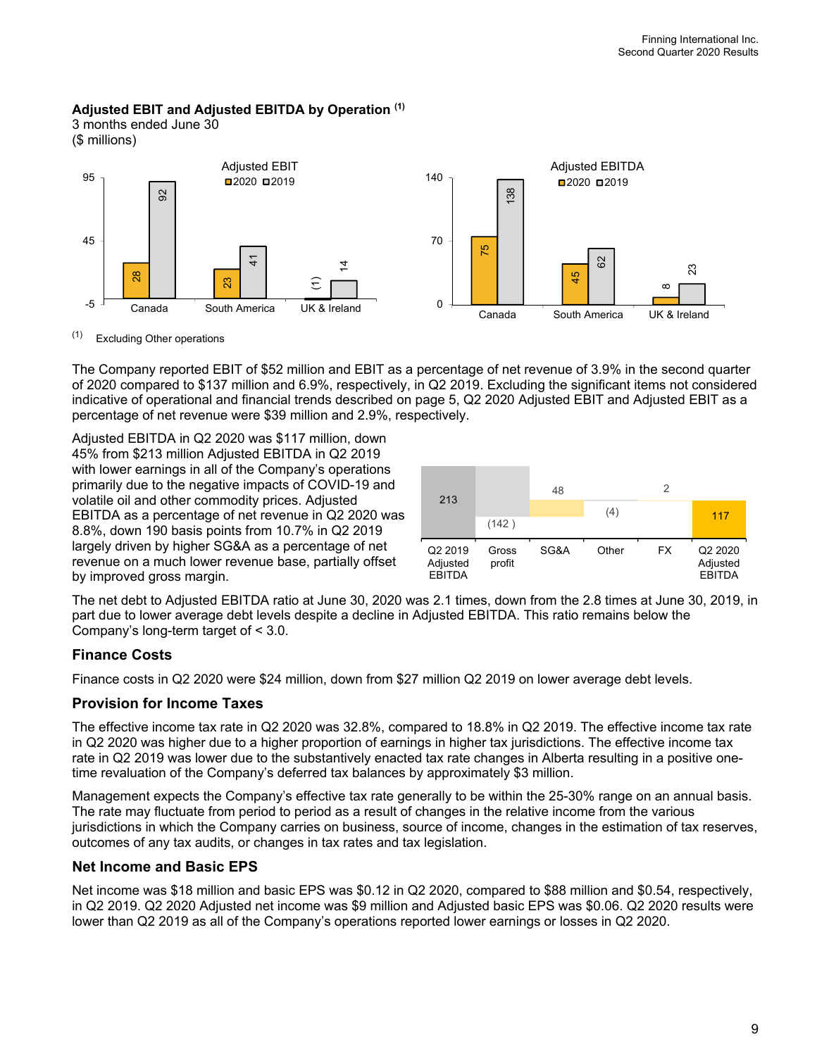**Adjusted EBIT and Adjusted EBITDA by Operation** (1)
3 months ended June 30
($ millions)

Adjusted EBIT

| | 2020 | 2019 |
|---|---|---|
| Canada | 28 | 92 |
| South America | 23 | 41 |
| UK & Ireland | (1) | 14 |

Adjusted EBITDA

| | 2020 | 2019 |
|---|---|---|
| Canada | 75 | 138 |
| South America | 45 | 62 |
| UK & Ireland | 8 | 23 |

(1) Excluding Other operations

The Company reported EBIT of $52 million and EBIT as a percentage of net revenue of 3.9% in the second quarter of 2020 compared to $137 million and 6.9%, respectively, in Q2 2019. Excluding the significant items not considered indicative of operational and financial trends described on page 5, Q2 2020 Adjusted EBIT and Adjusted EBIT as a percentage of net revenue were $39 million and 2.9%, respectively.

Adjusted EBITDA in Q2 2020 was $117 million, down 45% from $213 million Adjusted EBITDA in Q2 2019 with lower earnings in all of the Company's operations primarily due to the negative impacts of COVID-19 and volatile oil and other commodity prices. Adjusted EBITDA as a percentage of net revenue in Q2 2020 was 8.8%, down 190 basis points from 10.7% in Q2 2019 largely driven by higher SG&A as a percentage of net revenue on a much lower revenue base, partially offset by improved gross margin.

| Q2 2019 Adjusted EBITDA | Gross profit | SG&A | Other | FX | Q2 2020 Adjusted EBITDA |
|---|---|---|---|---|---|
| 213 | (142) | 48 | (4) | 2 | 117 |

The net debt to Adjusted EBITDA ratio at June 30, 2020 was 2.1 times, down from the 2.8 times at June 30, 2019, in part due to lower average debt levels despite a decline in Adjusted EBITDA. This ratio remains below the Company's long-term target of < 3.0.

### Finance Costs

Finance costs in Q2 2020 were $24 million, down from $27 million Q2 2019 on lower average debt levels.

### Provision for Income Taxes

The effective income tax rate in Q2 2020 was 32.8%, compared to 18.8% in Q2 2019. The effective income tax rate in Q2 2020 was higher due to a higher proportion of earnings in higher tax jurisdictions. The effective income tax rate in Q2 2019 was lower due to the substantively enacted tax rate changes in Alberta resulting in a positive one-time revaluation of the Company's deferred tax balances by approximately $3 million.

Management expects the Company's effective tax rate generally to be within the 25-30% range on an annual basis. The rate may fluctuate from period to period as a result of changes in the relative income from the various jurisdictions in which the Company carries on business, source of income, changes in the estimation of tax reserves, outcomes of any tax audits, or changes in tax rates and tax legislation.

### Net Income and Basic EPS

Net income was $18 million and basic EPS was $0.12 in Q2 2020, compared to $88 million and $0.54, respectively, in Q2 2019. Q2 2020 Adjusted net income was $9 million and Adjusted basic EPS was $0.06. Q2 2020 results were lower than Q2 2019 as all of the Company's operations reported lower earnings or losses in Q2 2020.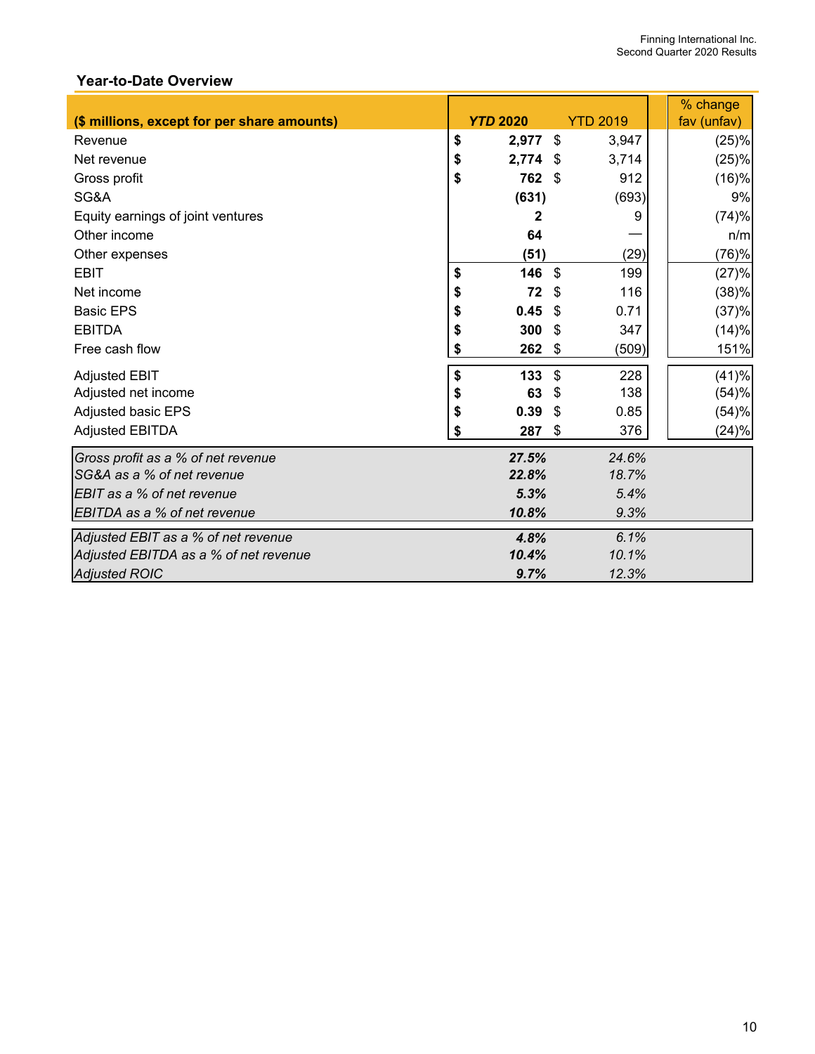## Year-to-Date Overview

| ($ millions, except for per share amounts) | ***YTD 2020*** | YTD 2019 | % change fav (unfav) |
|---|---|---|---|
| Revenue | **$ 2,977** | $ 3,947 | (25)% |
| Net revenue | **$ 2,774** | $ 3,714 | (25)% |
| Gross profit | **$ 762** | $ 912 | (16)% |
| SG&A | **(631)** | (693) | 9% |
| Equity earnings of joint ventures | **2** | 9 | (74)% |
| Other income | **64** | — | n/m |
| Other expenses | **(51)** | (29) | (76)% |
| EBIT | **$ 146** | $ 199 | (27)% |
| Net income | **$ 72** | $ 116 | (38)% |
| Basic EPS | **$ 0.45** | $ 0.71 | (37)% |
| EBITDA | **$ 300** | $ 347 | (14)% |
| Free cash flow | **$ 262** | $ (509) | 151% |
| Adjusted EBIT | **$ 133** | $ 228 | (41)% |
| Adjusted net income | **$ 63** | $ 138 | (54)% |
| Adjusted basic EPS | **$ 0.39** | $ 0.85 | (54)% |
| Adjusted EBITDA | **$ 287** | $ 376 | (24)% |
| *Gross profit as a % of net revenue* | ***27.5%*** | *24.6%* | |
| *SG&A as a % of net revenue* | ***22.8%*** | *18.7%* | |
| *EBIT as a % of net revenue* | ***5.3%*** | *5.4%* | |
| *EBITDA as a % of net revenue* | ***10.8%*** | *9.3%* | |
| *Adjusted EBIT as a % of net revenue* | ***4.8%*** | *6.1%* | |
| *Adjusted EBITDA as a % of net revenue* | ***10.4%*** | *10.1%* | |
| *Adjusted ROIC* | ***9.7%*** | *12.3%* | |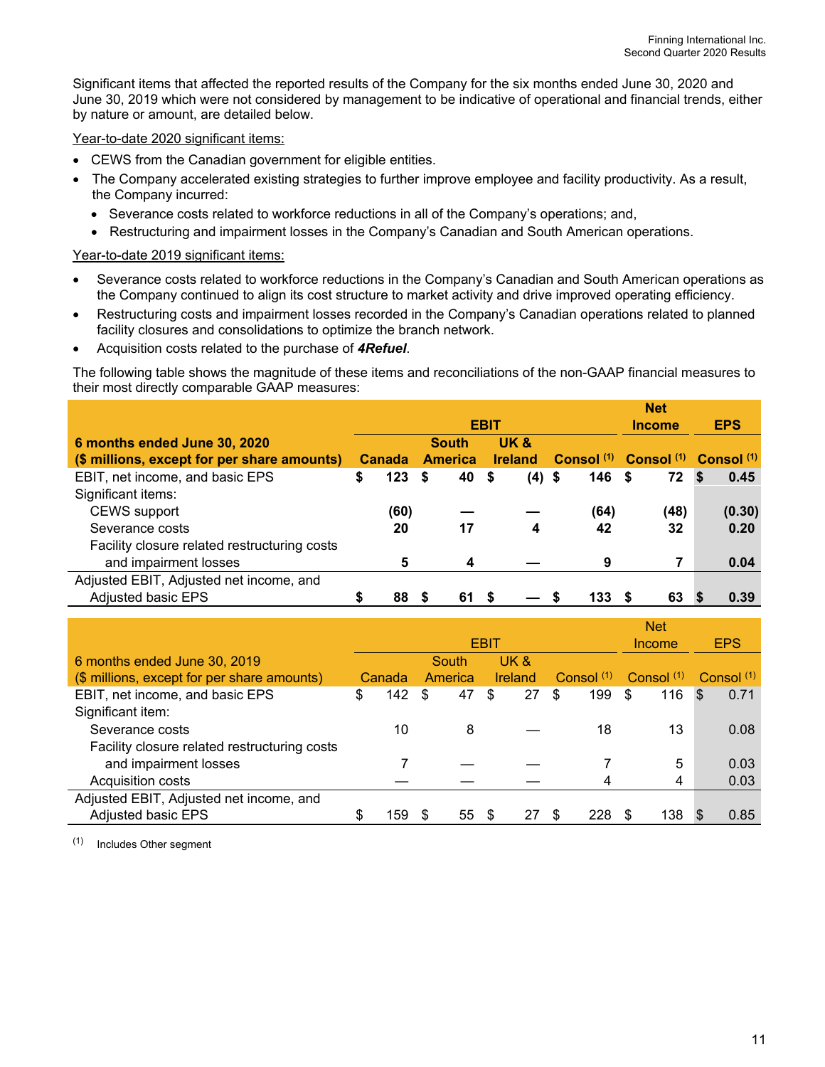Significant items that affected the reported results of the Company for the six months ended June 30, 2020 and June 30, 2019 which were not considered by management to be indicative of operational and financial trends, either by nature or amount, are detailed below.

Year-to-date 2020 significant items:

- CEWS from the Canadian government for eligible entities.
- The Company accelerated existing strategies to further improve employee and facility productivity. As a result, the Company incurred:
  - Severance costs related to workforce reductions in all of the Company's operations; and,
  - Restructuring and impairment losses in the Company's Canadian and South American operations.

Year-to-date 2019 significant items:

- Severance costs related to workforce reductions in the Company's Canadian and South American operations as the Company continued to align its cost structure to market activity and drive improved operating efficiency.
- Restructuring costs and impairment losses recorded in the Company's Canadian operations related to planned facility closures and consolidations to optimize the branch network.
- Acquisition costs related to the purchase of ***4Refuel***.

The following table shows the magnitude of these items and reconciliations of the non-GAAP financial measures to their most directly comparable GAAP measures:

| | EBIT | | | | Net Income | EPS |
|---|---|---|---|---|---|---|
| **6 months ended June 30, 2020 ($ millions, except for per share amounts)** | **Canada** | **South America** | **UK & Ireland** | **Consol (1)** | **Consol (1)** | **Consol (1)** |
| EBIT, net income, and basic EPS | **$ 123** | **$ 40** | **$ (4)** | **$ 146** | **$ 72** | **$ 0.45** |
| Significant items: | | | | | | |
| CEWS support | **(60)** | **—** | **—** | **(64)** | **(48)** | **(0.30)** |
| Severance costs | **20** | **17** | **4** | **42** | **32** | **0.20** |
| Facility closure related restructuring costs and impairment losses | **5** | **4** | **—** | **9** | **7** | **0.04** |
| Adjusted EBIT, Adjusted net income, and Adjusted basic EPS | **$ 88** | **$ 61** | **$ —** | **$ 133** | **$ 63** | **$ 0.39** |

| | EBIT | | | | Net Income | EPS |
|---|---|---|---|---|---|---|
| 6 months ended June 30, 2019 ($ millions, except for per share amounts) | Canada | South America | UK & Ireland | Consol (1) | Consol (1) | Consol (1) |
| EBIT, net income, and basic EPS | $ 142 | $ 47 | $ 27 | $ 199 | $ 116 | $ 0.71 |
| Significant item: | | | | | | |
| Severance costs | 10 | 8 | — | 18 | 13 | 0.08 |
| Facility closure related restructuring costs and impairment losses | 7 | — | — | 7 | 5 | 0.03 |
| Acquisition costs | — | — | — | 4 | 4 | 0.03 |
| Adjusted EBIT, Adjusted net income, and Adjusted basic EPS | $ 159 | $ 55 | $ 27 | $ 228 | $ 138 | $ 0.85 |

(1) Includes Other segment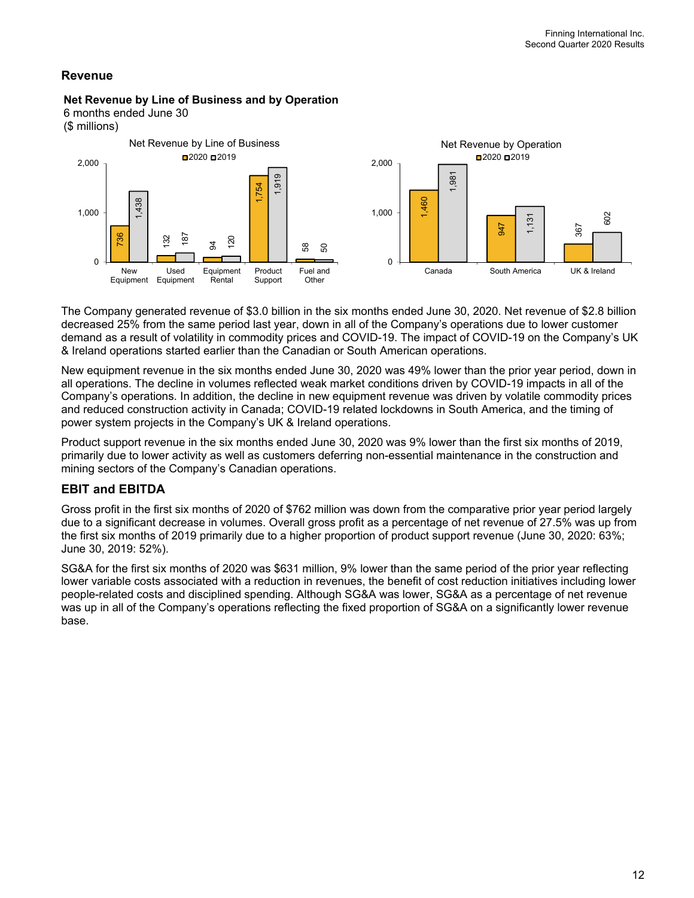## Revenue

**Net Revenue by Line of Business and by Operation**
6 months ended June 30
($ millions)

Net Revenue by Line of Business

| | 2020 | 2019 |
|---|---|---|
| New Equipment | 736 | 1,438 |
| Used Equipment | 132 | 187 |
| Equipment Rental | 94 | 120 |
| Product Support | 1,754 | 1,919 |
| Fuel and Other | 58 | 50 |

Net Revenue by Operation

| | 2020 | 2019 |
|---|---|---|
| Canada | 1,460 | 1,981 |
| South America | 947 | 1,131 |
| UK & Ireland | 367 | 602 |

The Company generated revenue of $3.0 billion in the six months ended June 30, 2020. Net revenue of $2.8 billion decreased 25% from the same period last year, down in all of the Company's operations due to lower customer demand as a result of volatility in commodity prices and COVID-19. The impact of COVID-19 on the Company's UK & Ireland operations started earlier than the Canadian or South American operations.

New equipment revenue in the six months ended June 30, 2020 was 49% lower than the prior year period, down in all operations. The decline in volumes reflected weak market conditions driven by COVID-19 impacts in all of the Company's operations. In addition, the decline in new equipment revenue was driven by volatile commodity prices and reduced construction activity in Canada; COVID-19 related lockdowns in South America, and the timing of power system projects in the Company's UK & Ireland operations.

Product support revenue in the six months ended June 30, 2020 was 9% lower than the first six months of 2019, primarily due to lower activity as well as customers deferring non-essential maintenance in the construction and mining sectors of the Company's Canadian operations.

## EBIT and EBITDA

Gross profit in the first six months of 2020 of $762 million was down from the comparative prior year period largely due to a significant decrease in volumes. Overall gross profit as a percentage of net revenue of 27.5% was up from the first six months of 2019 primarily due to a higher proportion of product support revenue (June 30, 2020: 63%; June 30, 2019: 52%).

SG&A for the first six months of 2020 was $631 million, 9% lower than the same period of the prior year reflecting lower variable costs associated with a reduction in revenues, the benefit of cost reduction initiatives including lower people-related costs and disciplined spending. Although SG&A was lower, SG&A as a percentage of net revenue was up in all of the Company's operations reflecting the fixed proportion of SG&A on a significantly lower revenue base.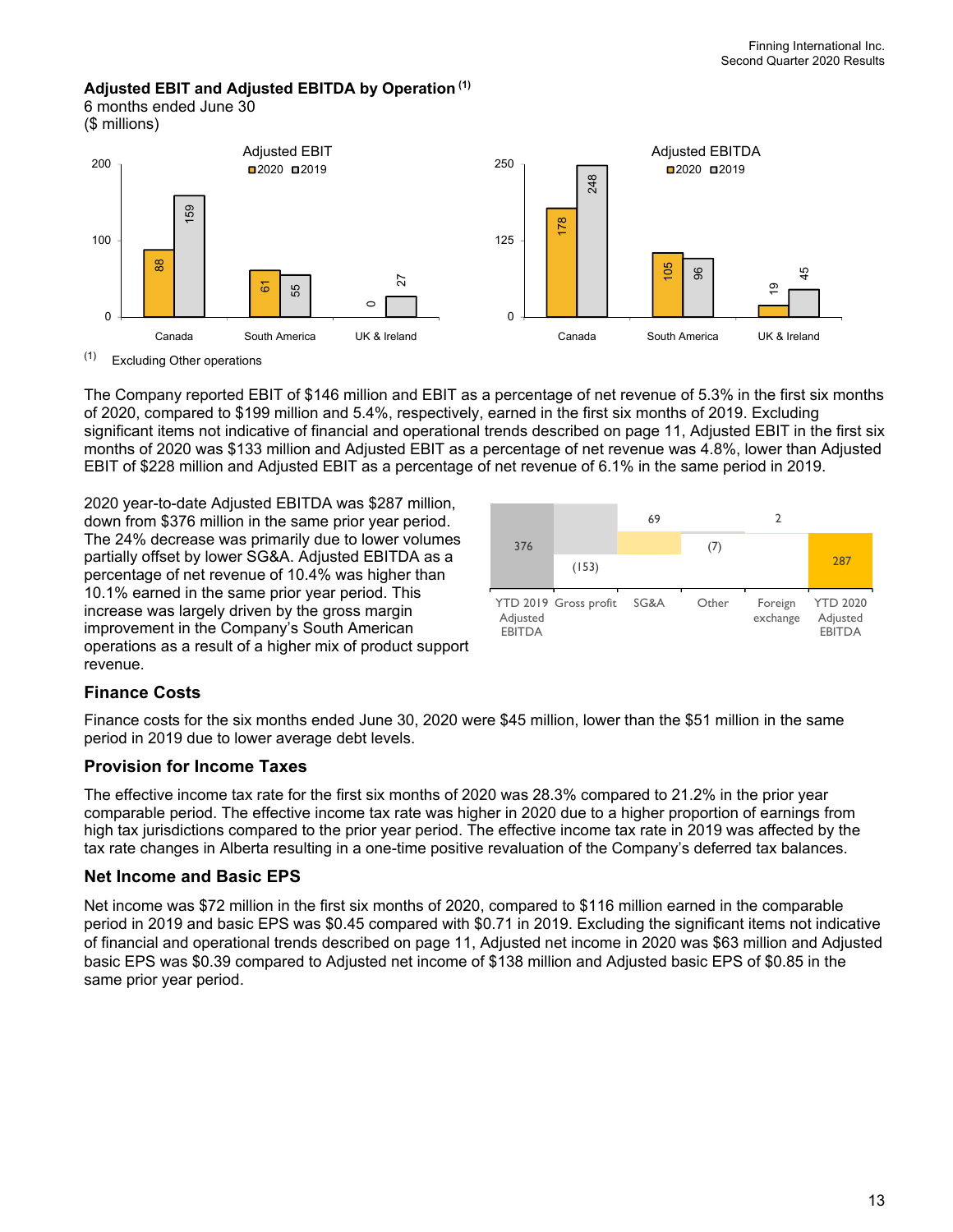**Adjusted EBIT and Adjusted EBITDA by Operation** [(1)]
6 months ended June 30
($ millions)

**Adjusted EBIT**

| | 2020 | 2019 |
|---|---|---|
| Canada | 88 | 159 |
| South America | 61 | 55 |
| UK & Ireland | 0 | 27 |

**Adjusted EBITDA**

| | 2020 | 2019 |
|---|---|---|
| Canada | 178 | 248 |
| South America | 105 | 96 |
| UK & Ireland | 19 | 45 |

(1) Excluding Other operations

The Company reported EBIT of $146 million and EBIT as a percentage of net revenue of 5.3% in the first six months of 2020, compared to $199 million and 5.4%, respectively, earned in the first six months of 2019. Excluding significant items not indicative of financial and operational trends described on page 11, Adjusted EBIT in the first six months of 2020 was $133 million and Adjusted EBIT as a percentage of net revenue was 4.8%, lower than Adjusted EBIT of $228 million and Adjusted EBIT as a percentage of net revenue of 6.1% in the same period in 2019.

2020 year-to-date Adjusted EBITDA was $287 million, down from $376 million in the same prior year period. The 24% decrease was primarily due to lower volumes partially offset by lower SG&A. Adjusted EBITDA as a percentage of net revenue of 10.4% was higher than 10.1% earned in the same prior year period. This increase was largely driven by the gross margin improvement in the Company's South American operations as a result of a higher mix of product support revenue.

| YTD 2019 Adjusted EBITDA | Gross profit | SG&A | Other | Foreign exchange | YTD 2020 Adjusted EBITDA |
|---|---|---|---|---|---|
| 376 | (153) | 69 | (7) | 2 | 287 |

## Finance Costs

Finance costs for the six months ended June 30, 2020 were $45 million, lower than the $51 million in the same period in 2019 due to lower average debt levels.

## Provision for Income Taxes

The effective income tax rate for the first six months of 2020 was 28.3% compared to 21.2% in the prior year comparable period. The effective income tax rate was higher in 2020 due to a higher proportion of earnings from high tax jurisdictions compared to the prior year period. The effective income tax rate in 2019 was affected by the tax rate changes in Alberta resulting in a one-time positive revaluation of the Company's deferred tax balances.

## Net Income and Basic EPS

Net income was $72 million in the first six months of 2020, compared to $116 million earned in the comparable period in 2019 and basic EPS was $0.45 compared with $0.71 in 2019. Excluding the significant items not indicative of financial and operational trends described on page 11, Adjusted net income in 2020 was $63 million and Adjusted basic EPS was $0.39 compared to Adjusted net income of $138 million and Adjusted basic EPS of $0.85 in the same prior year period.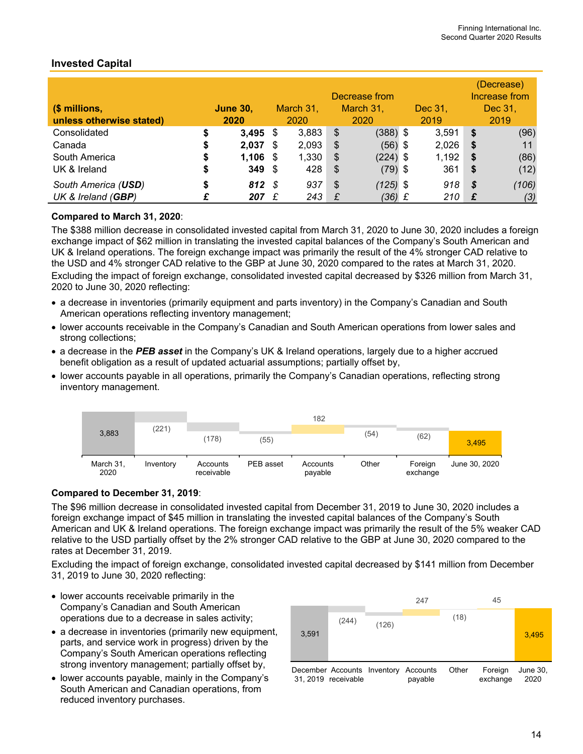## Invested Capital

| ($ millions, unless otherwise stated) | June 30, 2020 | March 31, 2020 | Decrease from March 31, 2020 | Dec 31, 2019 | (Decrease) Increase from Dec 31, 2019 |
|---|---|---|---|---|---|
| Consolidated | **$ 3,495** | $ 3,883 | $ (388) | $ 3,591 | **$ (96)** |
| Canada | **$ 2,037** | $ 2,093 | $ (56) | $ 2,026 | **$ 11** |
| South America | **$ 1,106** | $ 1,330 | $ (224) | $ 1,192 | **$ (86)** |
| UK & Ireland | **$ 349** | $ 428 | $ (79) | $ 361 | **$ (12)** |
| *South America (**USD**)* | ***$ 812*** | *$ 937* | *$ (125)* | *$ 918* | ***$ (106)*** |
| *UK & Ireland (**GBP**)* | ***£ 207*** | *£ 243* | *£ (36)* | *£ 210* | ***£ (3)*** |

**Compared to March 31, 2020**:

The $388 million decrease in consolidated invested capital from March 31, 2020 to June 30, 2020 includes a foreign exchange impact of $62 million in translating the invested capital balances of the Company's South American and UK & Ireland operations. The foreign exchange impact was primarily the result of the 4% stronger CAD relative to the USD and 4% stronger CAD relative to the GBP at June 30, 2020 compared to the rates at March 31, 2020.

Excluding the impact of foreign exchange, consolidated invested capital decreased by $326 million from March 31, 2020 to June 30, 2020 reflecting:

- a decrease in inventories (primarily equipment and parts inventory) in the Company's Canadian and South American operations reflecting inventory management;
- lower accounts receivable in the Company's Canadian and South American operations from lower sales and strong collections;
- a decrease in the ***PEB asset*** in the Company's UK & Ireland operations, largely due to a higher accrued benefit obligation as a result of updated actuarial assumptions; partially offset by,
- lower accounts payable in all operations, primarily the Company's Canadian operations, reflecting strong inventory management.

| March 31, 2020 | Inventory | Accounts receivable | PEB asset | Accounts payable | Other | Foreign exchange | June 30, 2020 |
|---|---|---|---|---|---|---|---|
| 3,883 | (221) | (178) | (55) | 182 | (54) | (62) | 3,495 |

**Compared to December 31, 2019**:

The $96 million decrease in consolidated invested capital from December 31, 2019 to June 30, 2020 includes a foreign exchange impact of $45 million in translating the invested capital balances of the Company's South American and UK & Ireland operations. The foreign exchange impact was primarily the result of the 5% weaker CAD relative to the USD partially offset by the 2% stronger CAD relative to the GBP at June 30, 2020 compared to the rates at December 31, 2019.

Excluding the impact of foreign exchange, consolidated invested capital decreased by $141 million from December 31, 2019 to June 30, 2020 reflecting:

- lower accounts receivable primarily in the Company's Canadian and South American operations due to a decrease in sales activity;
- a decrease in inventories (primarily new equipment, parts, and service work in progress) driven by the Company's South American operations reflecting strong inventory management; partially offset by,
- lower accounts payable, mainly in the Company's South American and Canadian operations, from reduced inventory purchases.

| December 31, 2019 | Accounts receivable | Inventory | Accounts payable | Other | Foreign exchange | June 30, 2020 |
|---|---|---|---|---|---|---|
| 3,591 | (244) | (126) | 247 | (18) | 45 | 3,495 |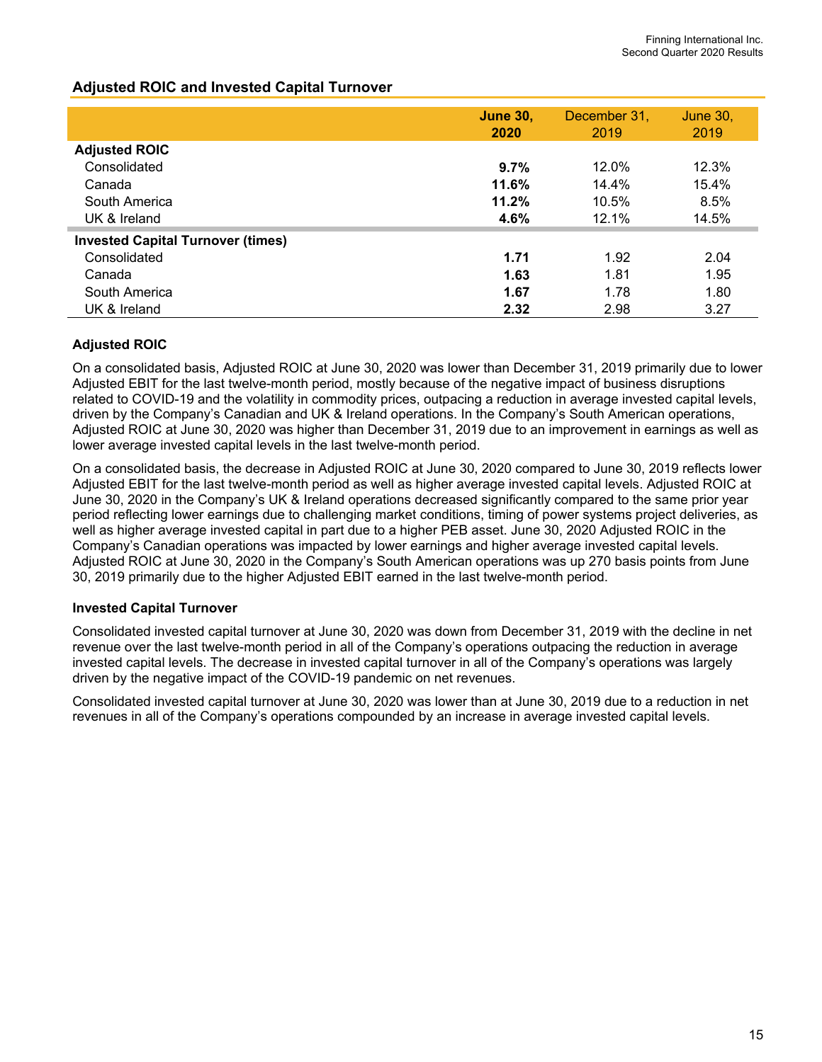## Adjusted ROIC and Invested Capital Turnover

| | **June 30, 2020** | December 31, 2019 | June 30, 2019 |
|---|---|---|---|
| **Adjusted ROIC** | | | |
| Consolidated | **9.7%** | 12.0% | 12.3% |
| Canada | **11.6%** | 14.4% | 15.4% |
| South America | **11.2%** | 10.5% | 8.5% |
| UK & Ireland | **4.6%** | 12.1% | 14.5% |
| **Invested Capital Turnover (times)** | | | |
| Consolidated | **1.71** | 1.92 | 2.04 |
| Canada | **1.63** | 1.81 | 1.95 |
| South America | **1.67** | 1.78 | 1.80 |
| UK & Ireland | **2.32** | 2.98 | 3.27 |

### Adjusted ROIC

On a consolidated basis, Adjusted ROIC at June 30, 2020 was lower than December 31, 2019 primarily due to lower Adjusted EBIT for the last twelve-month period, mostly because of the negative impact of business disruptions related to COVID-19 and the volatility in commodity prices, outpacing a reduction in average invested capital levels, driven by the Company's Canadian and UK & Ireland operations. In the Company's South American operations, Adjusted ROIC at June 30, 2020 was higher than December 31, 2019 due to an improvement in earnings as well as lower average invested capital levels in the last twelve-month period.

On a consolidated basis, the decrease in Adjusted ROIC at June 30, 2020 compared to June 30, 2019 reflects lower Adjusted EBIT for the last twelve-month period as well as higher average invested capital levels. Adjusted ROIC at June 30, 2020 in the Company's UK & Ireland operations decreased significantly compared to the same prior year period reflecting lower earnings due to challenging market conditions, timing of power systems project deliveries, as well as higher average invested capital in part due to a higher PEB asset. June 30, 2020 Adjusted ROIC in the Company's Canadian operations was impacted by lower earnings and higher average invested capital levels. Adjusted ROIC at June 30, 2020 in the Company's South American operations was up 270 basis points from June 30, 2019 primarily due to the higher Adjusted EBIT earned in the last twelve-month period.

### Invested Capital Turnover

Consolidated invested capital turnover at June 30, 2020 was down from December 31, 2019 with the decline in net revenue over the last twelve-month period in all of the Company's operations outpacing the reduction in average invested capital levels. The decrease in invested capital turnover in all of the Company's operations was largely driven by the negative impact of the COVID-19 pandemic on net revenues.

Consolidated invested capital turnover at June 30, 2020 was lower than at June 30, 2019 due to a reduction in net revenues in all of the Company's operations compounded by an increase in average invested capital levels.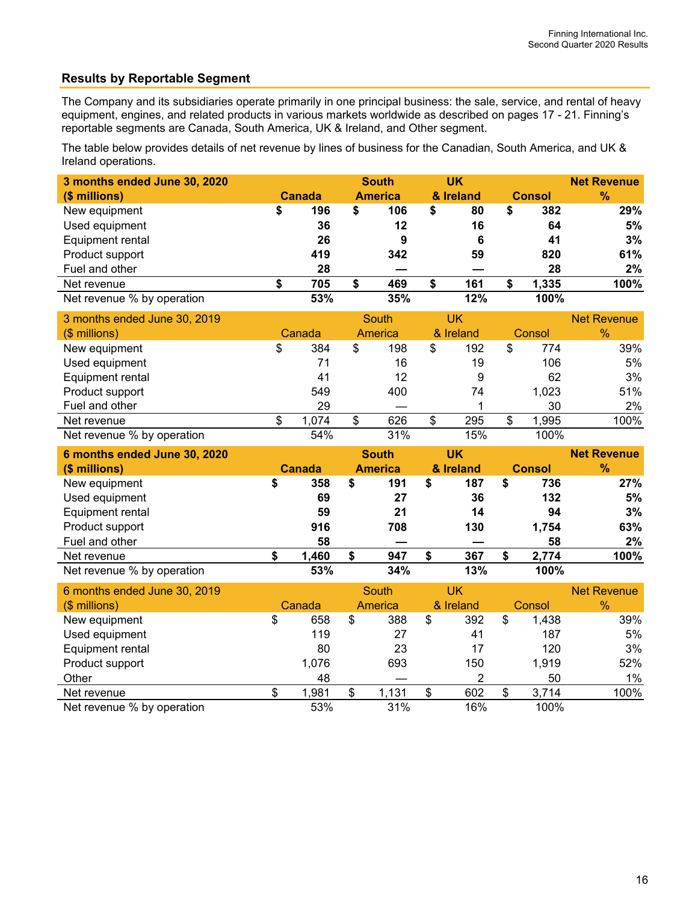## Results by Reportable Segment

The Company and its subsidiaries operate primarily in one principal business: the sale, service, and rental of heavy equipment, engines, and related products in various markets worldwide as described on pages 17 - 21. Finning's reportable segments are Canada, South America, UK & Ireland, and Other segment.

The table below provides details of net revenue by lines of business for the Canadian, South America, and UK & Ireland operations.

| **3 months ended June 30, 2020 ($ millions)** | **Canada** | **South America** | **UK & Ireland** | **Consol** | **Net Revenue %** |
|---|---|---|---|---|---|
| New equipment | **$ 196** | **$ 106** | **$ 80** | **$ 382** | **29%** |
| Used equipment | **36** | **12** | **16** | **64** | **5%** |
| Equipment rental | **26** | **9** | **6** | **41** | **3%** |
| Product support | **419** | **342** | **59** | **820** | **61%** |
| Fuel and other | **28** | **—** | **—** | **28** | **2%** |
| Net revenue | **$ 705** | **$ 469** | **$ 161** | **$ 1,335** | **100%** |
| Net revenue % by operation | **53%** | **35%** | **12%** | **100%** | |

| 3 months ended June 30, 2019 ($ millions) | Canada | South America | UK & Ireland | Consol | Net Revenue % |
|---|---|---|---|---|---|
| New equipment | $ 384 | $ 198 | $ 192 | $ 774 | 39% |
| Used equipment | 71 | 16 | 19 | 106 | 5% |
| Equipment rental | 41 | 12 | 9 | 62 | 3% |
| Product support | 549 | 400 | 74 | 1,023 | 51% |
| Fuel and other | 29 | — | 1 | 30 | 2% |
| Net revenue | $ 1,074 | $ 626 | $ 295 | $ 1,995 | 100% |
| Net revenue % by operation | 54% | 31% | 15% | 100% | |

| **6 months ended June 30, 2020 ($ millions)** | **Canada** | **South America** | **UK & Ireland** | **Consol** | **Net Revenue %** |
|---|---|---|---|---|---|
| New equipment | **$ 358** | **$ 191** | **$ 187** | **$ 736** | **27%** |
| Used equipment | **69** | **27** | **36** | **132** | **5%** |
| Equipment rental | **59** | **21** | **14** | **94** | **3%** |
| Product support | **916** | **708** | **130** | **1,754** | **63%** |
| Fuel and other | **58** | **—** | **—** | **58** | **2%** |
| Net revenue | **$ 1,460** | **$ 947** | **$ 367** | **$ 2,774** | **100%** |
| Net revenue % by operation | **53%** | **34%** | **13%** | **100%** | |

| 6 months ended June 30, 2019 ($ millions) | Canada | South America | UK & Ireland | Consol | Net Revenue % |
|---|---|---|---|---|---|
| New equipment | $ 658 | $ 388 | $ 392 | $ 1,438 | 39% |
| Used equipment | 119 | 27 | 41 | 187 | 5% |
| Equipment rental | 80 | 23 | 17 | 120 | 3% |
| Product support | 1,076 | 693 | 150 | 1,919 | 52% |
| Other | 48 | — | 2 | 50 | 1% |
| Net revenue | $ 1,981 | $ 1,131 | $ 602 | $ 3,714 | 100% |
| Net revenue % by operation | 53% | 31% | 16% | 100% | |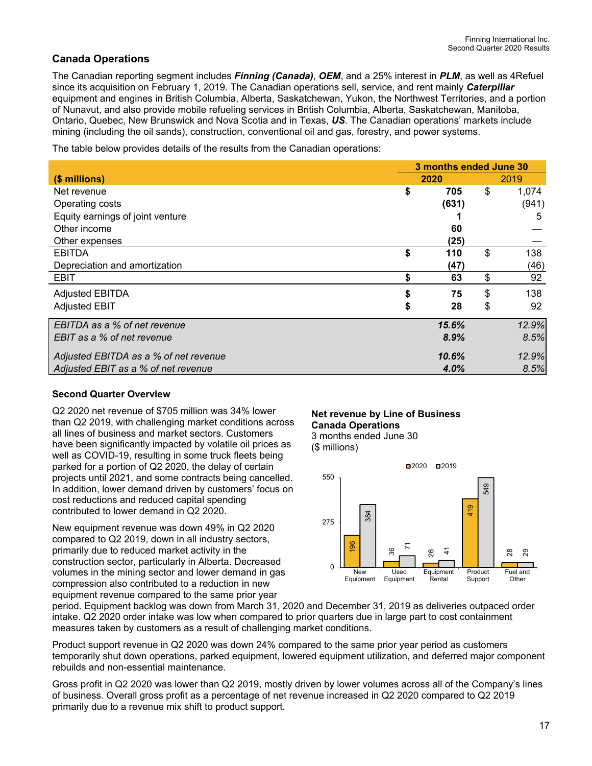## Canada Operations

The Canadian reporting segment includes ***Finning (Canada)***, ***OEM***, and a 25% interest in ***PLM***, as well as 4Refuel since its acquisition on February 1, 2019. The Canadian operations sell, service, and rent mainly ***Caterpillar*** equipment and engines in British Columbia, Alberta, Saskatchewan, Yukon, the Northwest Territories, and a portion of Nunavut, and also provide mobile refueling services in British Columbia, Alberta, Saskatchewan, Manitoba, Ontario, Quebec, New Brunswick and Nova Scotia and in Texas, ***US***. The Canadian operations' markets include mining (including the oil sands), construction, conventional oil and gas, forestry, and power systems.

The table below provides details of the results from the Canadian operations:

| ($ millions) | 3 months ended June 30 | |
|---|---|---|
| | **2020** | 2019 |
| Net revenue | **$ 705** | $ 1,074 |
| Operating costs | **(631)** | (941) |
| Equity earnings of joint venture | **1** | 5 |
| Other income | **60** | — |
| Other expenses | **(25)** | — |
| EBITDA | **$ 110** | $ 138 |
| Depreciation and amortization | **(47)** | (46) |
| EBIT | **$ 63** | $ 92 |
| Adjusted EBITDA | **$ 75** | $ 138 |
| Adjusted EBIT | **$ 28** | $ 92 |
| *EBITDA as a % of net revenue* | ***15.6%*** | *12.9%* |
| *EBIT as a % of net revenue* | ***8.9%*** | *8.5%* |
| *Adjusted EBITDA as a % of net revenue* | ***10.6%*** | *12.9%* |
| *Adjusted EBIT as a % of net revenue* | ***4.0%*** | *8.5%* |

### Second Quarter Overview

Q2 2020 net revenue of $705 million was 34% lower than Q2 2019, with challenging market conditions across all lines of business and market sectors. Customers have been significantly impacted by volatile oil prices as well as COVID-19, resulting in some truck fleets being parked for a portion of Q2 2020, the delay of certain projects until 2021, and some contracts being cancelled. In addition, lower demand driven by customers' focus on cost reductions and reduced capital spending contributed to lower demand in Q2 2020.

**Net revenue by Line of Business**
**Canada Operations**
3 months ended June 30
($ millions)

| | 2020 | 2019 |
|---|---|---|
| New Equipment | 196 | 384 |
| Used Equipment | 36 | 71 |
| Equipment Rental | 26 | 41 |
| Product Support | 419 | 549 |
| Fuel and Other | 28 | 29 |

New equipment revenue was down 49% in Q2 2020 compared to Q2 2019, down in all industry sectors, primarily due to reduced market activity in the construction sector, particularly in Alberta. Decreased volumes in the mining sector and lower demand in gas compression also contributed to a reduction in new equipment revenue compared to the same prior year period. Equipment backlog was down from March 31, 2020 and December 31, 2019 as deliveries outpaced order intake. Q2 2020 order intake was low when compared to prior quarters due in large part to cost containment measures taken by customers as a result of challenging market conditions.

Product support revenue in Q2 2020 was down 24% compared to the same prior year period as customers temporarily shut down operations, parked equipment, lowered equipment utilization, and deferred major component rebuilds and non-essential maintenance.

Gross profit in Q2 2020 was lower than Q2 2019, mostly driven by lower volumes across all of the Company's lines of business. Overall gross profit as a percentage of net revenue increased in Q2 2020 compared to Q2 2019 primarily due to a revenue mix shift to product support.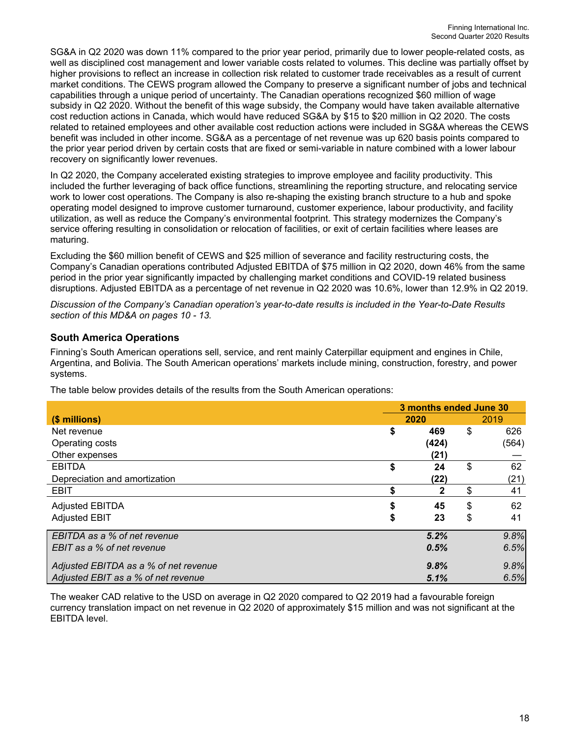SG&A in Q2 2020 was down 11% compared to the prior year period, primarily due to lower people-related costs, as well as disciplined cost management and lower variable costs related to volumes. This decline was partially offset by higher provisions to reflect an increase in collection risk related to customer trade receivables as a result of current market conditions. The CEWS program allowed the Company to preserve a significant number of jobs and technical capabilities through a unique period of uncertainty. The Canadian operations recognized $60 million of wage subsidy in Q2 2020. Without the benefit of this wage subsidy, the Company would have taken available alternative cost reduction actions in Canada, which would have reduced SG&A by $15 to $20 million in Q2 2020. The costs related to retained employees and other available cost reduction actions were included in SG&A whereas the CEWS benefit was included in other income. SG&A as a percentage of net revenue was up 620 basis points compared to the prior year period driven by certain costs that are fixed or semi-variable in nature combined with a lower labour recovery on significantly lower revenues.

In Q2 2020, the Company accelerated existing strategies to improve employee and facility productivity. This included the further leveraging of back office functions, streamlining the reporting structure, and relocating service work to lower cost operations. The Company is also re-shaping the existing branch structure to a hub and spoke operating model designed to improve customer turnaround, customer experience, labour productivity, and facility utilization, as well as reduce the Company's environmental footprint. This strategy modernizes the Company's service offering resulting in consolidation or relocation of facilities, or exit of certain facilities where leases are maturing.

Excluding the $60 million benefit of CEWS and $25 million of severance and facility restructuring costs, the Company's Canadian operations contributed Adjusted EBITDA of $75 million in Q2 2020, down 46% from the same period in the prior year significantly impacted by challenging market conditions and COVID-19 related business disruptions. Adjusted EBITDA as a percentage of net revenue in Q2 2020 was 10.6%, lower than 12.9% in Q2 2019.

*Discussion of the Company's Canadian operation's year-to-date results is included in the Year-to-Date Results section of this MD&A on pages 10 - 13.*

## South America Operations

Finning's South American operations sell, service, and rent mainly Caterpillar equipment and engines in Chile, Argentina, and Bolivia. The South American operations' markets include mining, construction, forestry, and power systems.

The table below provides details of the results from the South American operations:

| ($ millions) | 3 months ended June 30 2020 | 2019 |
|---|---|---|
| Net revenue | **$ 469** | $ 626 |
| Operating costs | **(424)** | (564) |
| Other expenses | **(21)** | — |
| EBITDA | **$ 24** | $ 62 |
| Depreciation and amortization | **(22)** | (21) |
| EBIT | **$ 2** | $ 41 |
| Adjusted EBITDA | **$ 45** | $ 62 |
| Adjusted EBIT | **$ 23** | $ 41 |
| *EBITDA as a % of net revenue* | ***5.2%*** | *9.8%* |
| *EBIT as a % of net revenue* | ***0.5%*** | *6.5%* |
| *Adjusted EBITDA as a % of net revenue* | ***9.8%*** | *9.8%* |
| *Adjusted EBIT as a % of net revenue* | ***5.1%*** | *6.5%* |

The weaker CAD relative to the USD on average in Q2 2020 compared to Q2 2019 had a favourable foreign currency translation impact on net revenue in Q2 2020 of approximately $15 million and was not significant at the EBITDA level.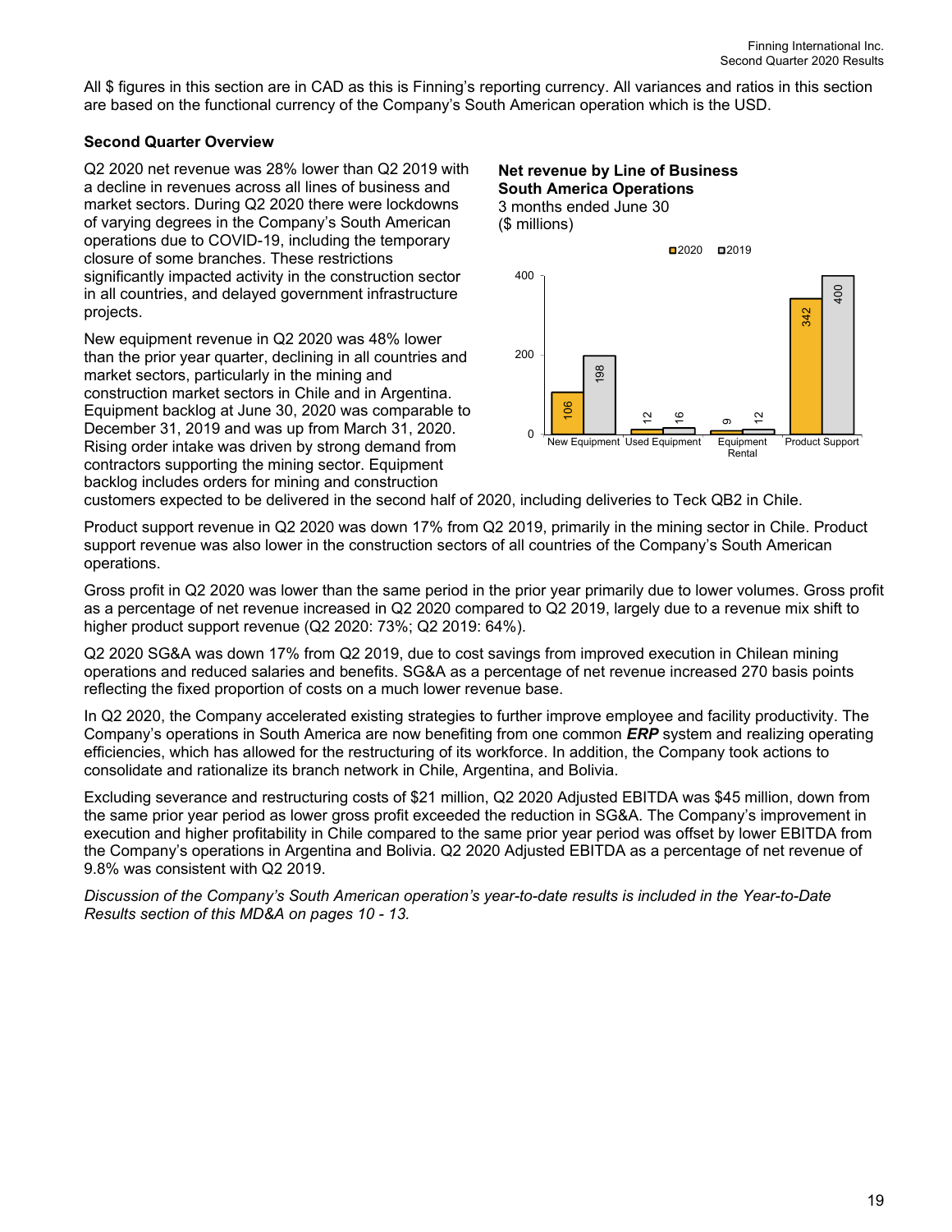All $ figures in this section are in CAD as this is Finning's reporting currency. All variances and ratios in this section are based on the functional currency of the Company's South American operation which is the USD.

**Second Quarter Overview**

Q2 2020 net revenue was 28% lower than Q2 2019 with a decline in revenues across all lines of business and market sectors. During Q2 2020 there were lockdowns of varying degrees in the Company's South American operations due to COVID-19, including the temporary closure of some branches. These restrictions significantly impacted activity in the construction sector in all countries, and delayed government infrastructure projects.

**Net revenue by Line of Business**
**South America Operations**
3 months ended June 30
($ millions)

| | 2020 | 2019 |
|---|---|---|
| New Equipment | 106 | 198 |
| Used Equipment | 12 | 16 |
| Equipment Rental | 9 | 12 |
| Product Support | 342 | 400 |

New equipment revenue in Q2 2020 was 48% lower than the prior year quarter, declining in all countries and market sectors, particularly in the mining and construction market sectors in Chile and in Argentina. Equipment backlog at June 30, 2020 was comparable to December 31, 2019 and was up from March 31, 2020. Rising order intake was driven by strong demand from contractors supporting the mining sector. Equipment backlog includes orders for mining and construction customers expected to be delivered in the second half of 2020, including deliveries to Teck QB2 in Chile.

Product support revenue in Q2 2020 was down 17% from Q2 2019, primarily in the mining sector in Chile. Product support revenue was also lower in the construction sectors of all countries of the Company's South American operations.

Gross profit in Q2 2020 was lower than the same period in the prior year primarily due to lower volumes. Gross profit as a percentage of net revenue increased in Q2 2020 compared to Q2 2019, largely due to a revenue mix shift to higher product support revenue (Q2 2020: 73%; Q2 2019: 64%).

Q2 2020 SG&A was down 17% from Q2 2019, due to cost savings from improved execution in Chilean mining operations and reduced salaries and benefits. SG&A as a percentage of net revenue increased 270 basis points reflecting the fixed proportion of costs on a much lower revenue base.

In Q2 2020, the Company accelerated existing strategies to further improve employee and facility productivity. The Company's operations in South America are now benefiting from one common ***ERP*** system and realizing operating efficiencies, which has allowed for the restructuring of its workforce. In addition, the Company took actions to consolidate and rationalize its branch network in Chile, Argentina, and Bolivia.

Excluding severance and restructuring costs of $21 million, Q2 2020 Adjusted EBITDA was $45 million, down from the same prior year period as lower gross profit exceeded the reduction in SG&A. The Company's improvement in execution and higher profitability in Chile compared to the same prior year period was offset by lower EBITDA from the Company's operations in Argentina and Bolivia. Q2 2020 Adjusted EBITDA as a percentage of net revenue of 9.8% was consistent with Q2 2019.

*Discussion of the Company's South American operation's year-to-date results is included in the Year-to-Date Results section of this MD&A on pages 10 - 13.*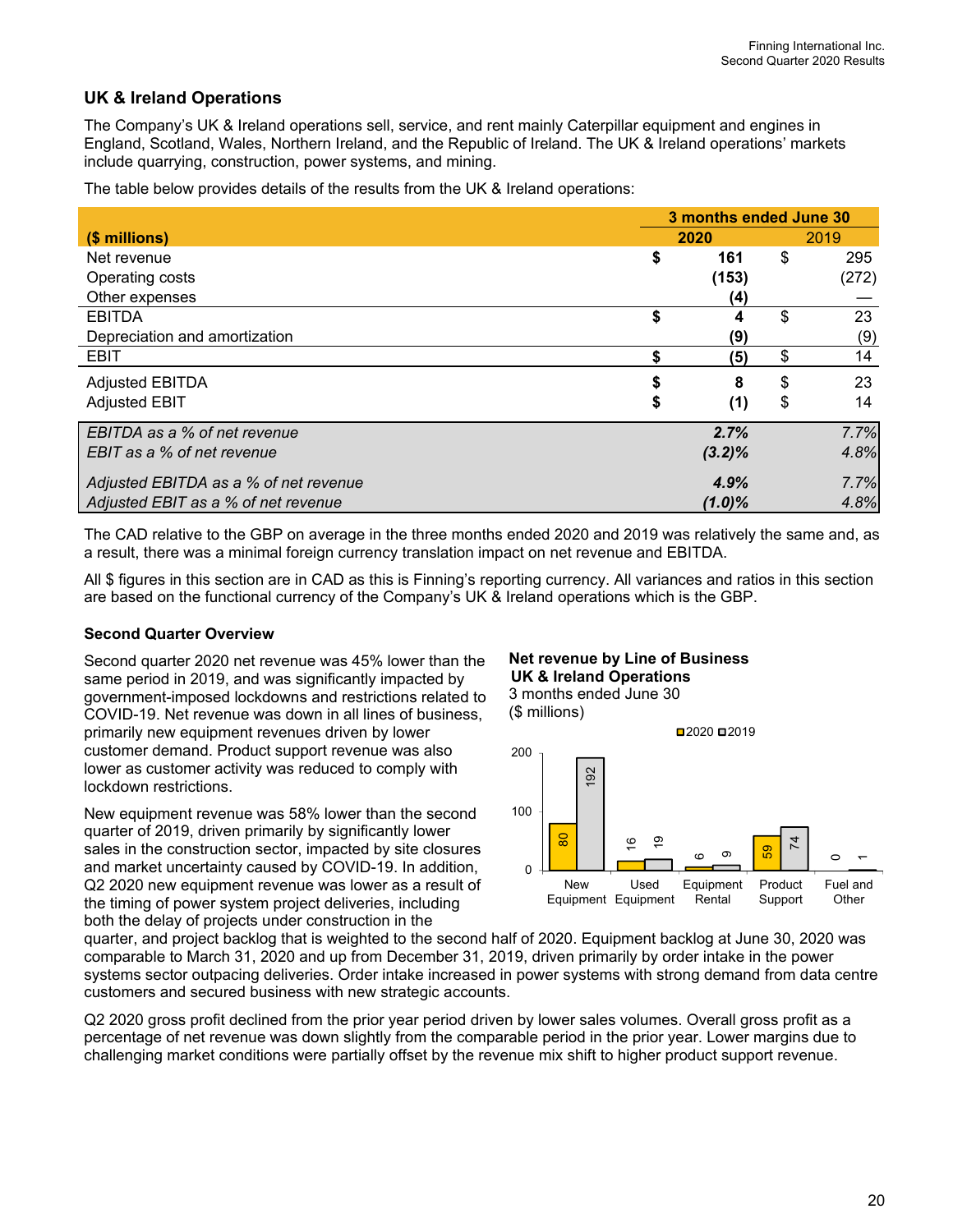## UK & Ireland Operations

The Company's UK & Ireland operations sell, service, and rent mainly Caterpillar equipment and engines in England, Scotland, Wales, Northern Ireland, and the Republic of Ireland. The UK & Ireland operations' markets include quarrying, construction, power systems, and mining.

The table below provides details of the results from the UK & Ireland operations:

| ($ millions) | 3 months ended June 30 | |
|---|---|---|
| | **2020** | 2019 |
| Net revenue | **$ 161** | $ 295 |
| Operating costs | **(153)** | (272) |
| Other expenses | **(4)** | — |
| EBITDA | **$ 4** | $ 23 |
| Depreciation and amortization | **(9)** | (9) |
| EBIT | **$ (5)** | $ 14 |
| Adjusted EBITDA | **$ 8** | $ 23 |
| Adjusted EBIT | **$ (1)** | $ 14 |
| *EBITDA as a % of net revenue* | ***2.7%*** | *7.7%* |
| *EBIT as a % of net revenue* | ***(3.2)%*** | *4.8%* |
| *Adjusted EBITDA as a % of net revenue* | ***4.9%*** | *7.7%* |
| *Adjusted EBIT as a % of net revenue* | ***(1.0)%*** | *4.8%* |

The CAD relative to the GBP on average in the three months ended 2020 and 2019 was relatively the same and, as a result, there was a minimal foreign currency translation impact on net revenue and EBITDA.

All $ figures in this section are in CAD as this is Finning's reporting currency. All variances and ratios in this section are based on the functional currency of the Company's UK & Ireland operations which is the GBP.

### Second Quarter Overview

Second quarter 2020 net revenue was 45% lower than the same period in 2019, and was significantly impacted by government-imposed lockdowns and restrictions related to COVID-19. Net revenue was down in all lines of business, primarily new equipment revenues driven by lower customer demand. Product support revenue was also lower as customer activity was reduced to comply with lockdown restrictions.

**Net revenue by Line of Business UK & Ireland Operations**
3 months ended June 30
($ millions)

| | 2020 | 2019 |
|---|---|---|
| New Equipment | 80 | 192 |
| Used Equipment | 16 | 19 |
| Equipment Rental | 6 | 9 |
| Product Support | 59 | 74 |
| Fuel and Other | 0 | 1 |

New equipment revenue was 58% lower than the second quarter of 2019, driven primarily by significantly lower sales in the construction sector, impacted by site closures and market uncertainty caused by COVID-19. In addition, Q2 2020 new equipment revenue was lower as a result of the timing of power system project deliveries, including both the delay of projects under construction in the quarter, and project backlog that is weighted to the second half of 2020. Equipment backlog at June 30, 2020 was comparable to March 31, 2020 and up from December 31, 2019, driven primarily by order intake in the power systems sector outpacing deliveries. Order intake increased in power systems with strong demand from data centre customers and secured business with new strategic accounts.

Q2 2020 gross profit declined from the prior year period driven by lower sales volumes. Overall gross profit as a percentage of net revenue was down slightly from the comparable period in the prior year. Lower margins due to challenging market conditions were partially offset by the revenue mix shift to higher product support revenue.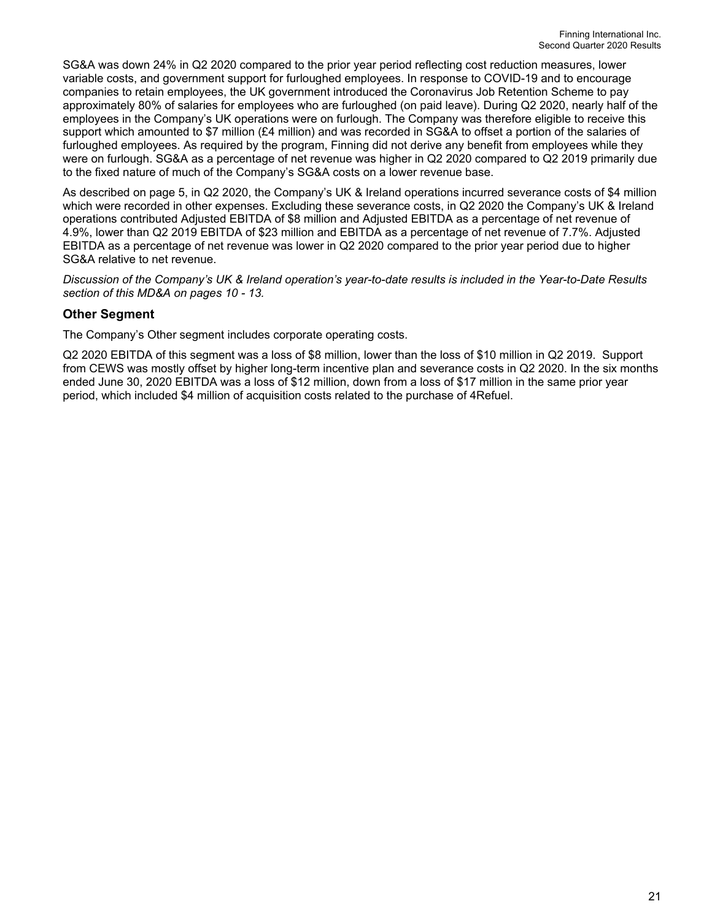SG&A was down 24% in Q2 2020 compared to the prior year period reflecting cost reduction measures, lower variable costs, and government support for furloughed employees. In response to COVID-19 and to encourage companies to retain employees, the UK government introduced the Coronavirus Job Retention Scheme to pay approximately 80% of salaries for employees who are furloughed (on paid leave). During Q2 2020, nearly half of the employees in the Company's UK operations were on furlough. The Company was therefore eligible to receive this support which amounted to $7 million (£4 million) and was recorded in SG&A to offset a portion of the salaries of furloughed employees. As required by the program, Finning did not derive any benefit from employees while they were on furlough. SG&A as a percentage of net revenue was higher in Q2 2020 compared to Q2 2019 primarily due to the fixed nature of much of the Company's SG&A costs on a lower revenue base.

As described on page 5, in Q2 2020, the Company's UK & Ireland operations incurred severance costs of $4 million which were recorded in other expenses. Excluding these severance costs, in Q2 2020 the Company's UK & Ireland operations contributed Adjusted EBITDA of $8 million and Adjusted EBITDA as a percentage of net revenue of 4.9%, lower than Q2 2019 EBITDA of $23 million and EBITDA as a percentage of net revenue of 7.7%. Adjusted EBITDA as a percentage of net revenue was lower in Q2 2020 compared to the prior year period due to higher SG&A relative to net revenue.

*Discussion of the Company's UK & Ireland operation's year-to-date results is included in the Year-to-Date Results section of this MD&A on pages 10 - 13.*

### Other Segment

The Company's Other segment includes corporate operating costs.

Q2 2020 EBITDA of this segment was a loss of $8 million, lower than the loss of $10 million in Q2 2019. Support from CEWS was mostly offset by higher long-term incentive plan and severance costs in Q2 2020. In the six months ended June 30, 2020 EBITDA was a loss of $12 million, down from a loss of $17 million in the same prior year period, which included $4 million of acquisition costs related to the purchase of 4Refuel.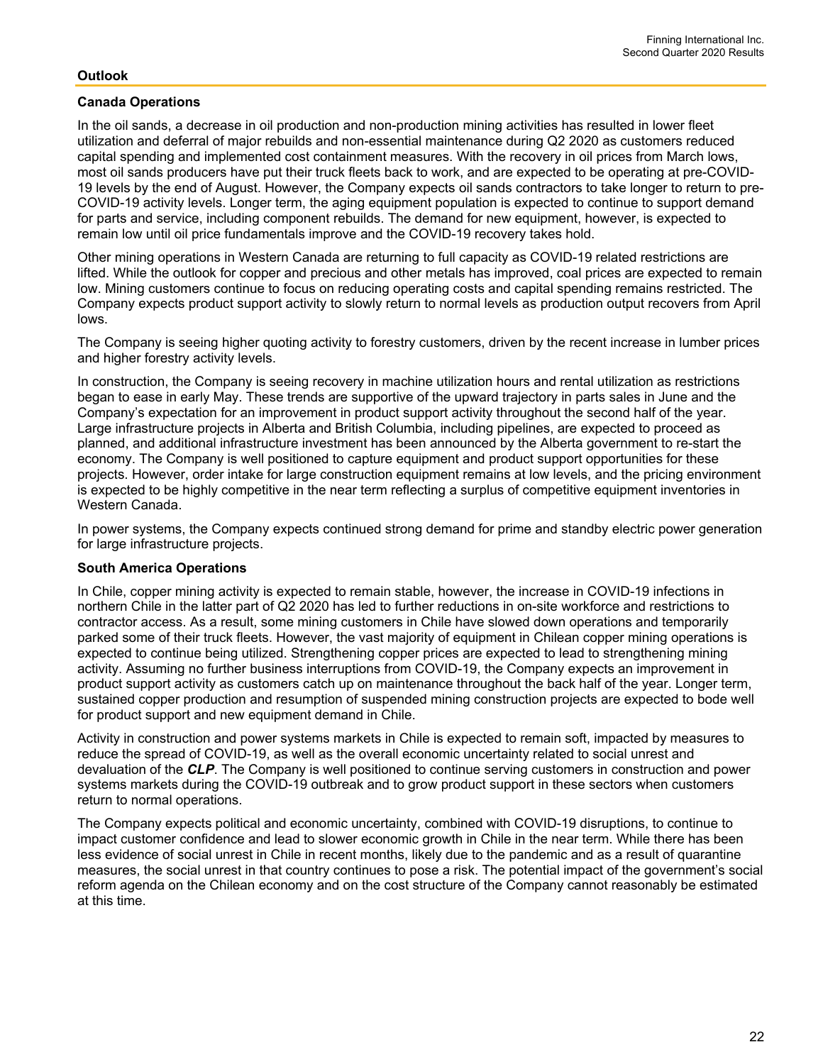## Outlook

### Canada Operations

In the oil sands, a decrease in oil production and non-production mining activities has resulted in lower fleet utilization and deferral of major rebuilds and non-essential maintenance during Q2 2020 as customers reduced capital spending and implemented cost containment measures. With the recovery in oil prices from March lows, most oil sands producers have put their truck fleets back to work, and are expected to be operating at pre-COVID-19 levels by the end of August. However, the Company expects oil sands contractors to take longer to return to pre-COVID-19 activity levels. Longer term, the aging equipment population is expected to continue to support demand for parts and service, including component rebuilds. The demand for new equipment, however, is expected to remain low until oil price fundamentals improve and the COVID-19 recovery takes hold.

Other mining operations in Western Canada are returning to full capacity as COVID-19 related restrictions are lifted. While the outlook for copper and precious and other metals has improved, coal prices are expected to remain low. Mining customers continue to focus on reducing operating costs and capital spending remains restricted. The Company expects product support activity to slowly return to normal levels as production output recovers from April lows.

The Company is seeing higher quoting activity to forestry customers, driven by the recent increase in lumber prices and higher forestry activity levels.

In construction, the Company is seeing recovery in machine utilization hours and rental utilization as restrictions began to ease in early May. These trends are supportive of the upward trajectory in parts sales in June and the Company's expectation for an improvement in product support activity throughout the second half of the year. Large infrastructure projects in Alberta and British Columbia, including pipelines, are expected to proceed as planned, and additional infrastructure investment has been announced by the Alberta government to re-start the economy. The Company is well positioned to capture equipment and product support opportunities for these projects. However, order intake for large construction equipment remains at low levels, and the pricing environment is expected to be highly competitive in the near term reflecting a surplus of competitive equipment inventories in Western Canada.

In power systems, the Company expects continued strong demand for prime and standby electric power generation for large infrastructure projects.

### South America Operations

In Chile, copper mining activity is expected to remain stable, however, the increase in COVID-19 infections in northern Chile in the latter part of Q2 2020 has led to further reductions in on-site workforce and restrictions to contractor access. As a result, some mining customers in Chile have slowed down operations and temporarily parked some of their truck fleets. However, the vast majority of equipment in Chilean copper mining operations is expected to continue being utilized. Strengthening copper prices are expected to lead to strengthening mining activity. Assuming no further business interruptions from COVID-19, the Company expects an improvement in product support activity as customers catch up on maintenance throughout the back half of the year. Longer term, sustained copper production and resumption of suspended mining construction projects are expected to bode well for product support and new equipment demand in Chile.

Activity in construction and power systems markets in Chile is expected to remain soft, impacted by measures to reduce the spread of COVID-19, as well as the overall economic uncertainty related to social unrest and devaluation of the ***CLP***. The Company is well positioned to continue serving customers in construction and power systems markets during the COVID-19 outbreak and to grow product support in these sectors when customers return to normal operations.

The Company expects political and economic uncertainty, combined with COVID-19 disruptions, to continue to impact customer confidence and lead to slower economic growth in Chile in the near term. While there has been less evidence of social unrest in Chile in recent months, likely due to the pandemic and as a result of quarantine measures, the social unrest in that country continues to pose a risk. The potential impact of the government's social reform agenda on the Chilean economy and on the cost structure of the Company cannot reasonably be estimated at this time.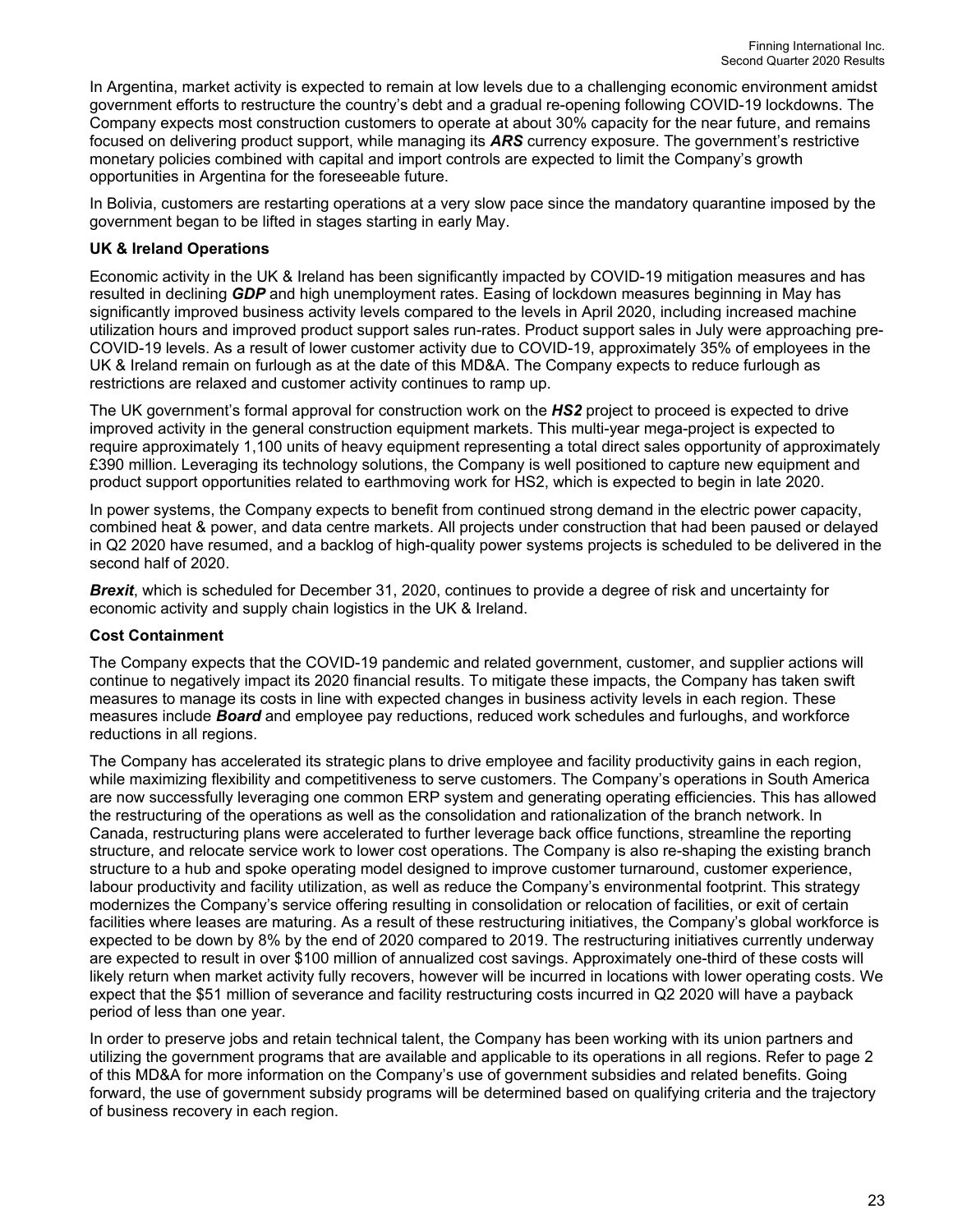In Argentina, market activity is expected to remain at low levels due to a challenging economic environment amidst government efforts to restructure the country's debt and a gradual re-opening following COVID-19 lockdowns. The Company expects most construction customers to operate at about 30% capacity for the near future, and remains focused on delivering product support, while managing its ***ARS*** currency exposure. The government's restrictive monetary policies combined with capital and import controls are expected to limit the Company's growth opportunities in Argentina for the foreseeable future.

In Bolivia, customers are restarting operations at a very slow pace since the mandatory quarantine imposed by the government began to be lifted in stages starting in early May.

**UK & Ireland Operations**

Economic activity in the UK & Ireland has been significantly impacted by COVID-19 mitigation measures and has resulted in declining ***GDP*** and high unemployment rates. Easing of lockdown measures beginning in May has significantly improved business activity levels compared to the levels in April 2020, including increased machine utilization hours and improved product support sales run-rates. Product support sales in July were approaching pre-COVID-19 levels. As a result of lower customer activity due to COVID-19, approximately 35% of employees in the UK & Ireland remain on furlough as at the date of this MD&A. The Company expects to reduce furlough as restrictions are relaxed and customer activity continues to ramp up.

The UK government's formal approval for construction work on the ***HS2*** project to proceed is expected to drive improved activity in the general construction equipment markets. This multi-year mega-project is expected to require approximately 1,100 units of heavy equipment representing a total direct sales opportunity of approximately £390 million. Leveraging its technology solutions, the Company is well positioned to capture new equipment and product support opportunities related to earthmoving work for HS2, which is expected to begin in late 2020.

In power systems, the Company expects to benefit from continued strong demand in the electric power capacity, combined heat & power, and data centre markets. All projects under construction that had been paused or delayed in Q2 2020 have resumed, and a backlog of high-quality power systems projects is scheduled to be delivered in the second half of 2020.

***Brexit***, which is scheduled for December 31, 2020, continues to provide a degree of risk and uncertainty for economic activity and supply chain logistics in the UK & Ireland.

**Cost Containment**

The Company expects that the COVID-19 pandemic and related government, customer, and supplier actions will continue to negatively impact its 2020 financial results. To mitigate these impacts, the Company has taken swift measures to manage its costs in line with expected changes in business activity levels in each region. These measures include ***Board*** and employee pay reductions, reduced work schedules and furloughs, and workforce reductions in all regions.

The Company has accelerated its strategic plans to drive employee and facility productivity gains in each region, while maximizing flexibility and competitiveness to serve customers. The Company's operations in South America are now successfully leveraging one common ERP system and generating operating efficiencies. This has allowed the restructuring of the operations as well as the consolidation and rationalization of the branch network. In Canada, restructuring plans were accelerated to further leverage back office functions, streamline the reporting structure, and relocate service work to lower cost operations. The Company is also re-shaping the existing branch structure to a hub and spoke operating model designed to improve customer turnaround, customer experience, labour productivity and facility utilization, as well as reduce the Company's environmental footprint. This strategy modernizes the Company's service offering resulting in consolidation or relocation of facilities, or exit of certain facilities where leases are maturing. As a result of these restructuring initiatives, the Company's global workforce is expected to be down by 8% by the end of 2020 compared to 2019. The restructuring initiatives currently underway are expected to result in over $100 million of annualized cost savings. Approximately one-third of these costs will likely return when market activity fully recovers, however will be incurred in locations with lower operating costs. We expect that the $51 million of severance and facility restructuring costs incurred in Q2 2020 will have a payback period of less than one year.

In order to preserve jobs and retain technical talent, the Company has been working with its union partners and utilizing the government programs that are available and applicable to its operations in all regions. Refer to page 2 of this MD&A for more information on the Company's use of government subsidies and related benefits. Going forward, the use of government subsidy programs will be determined based on qualifying criteria and the trajectory of business recovery in each region.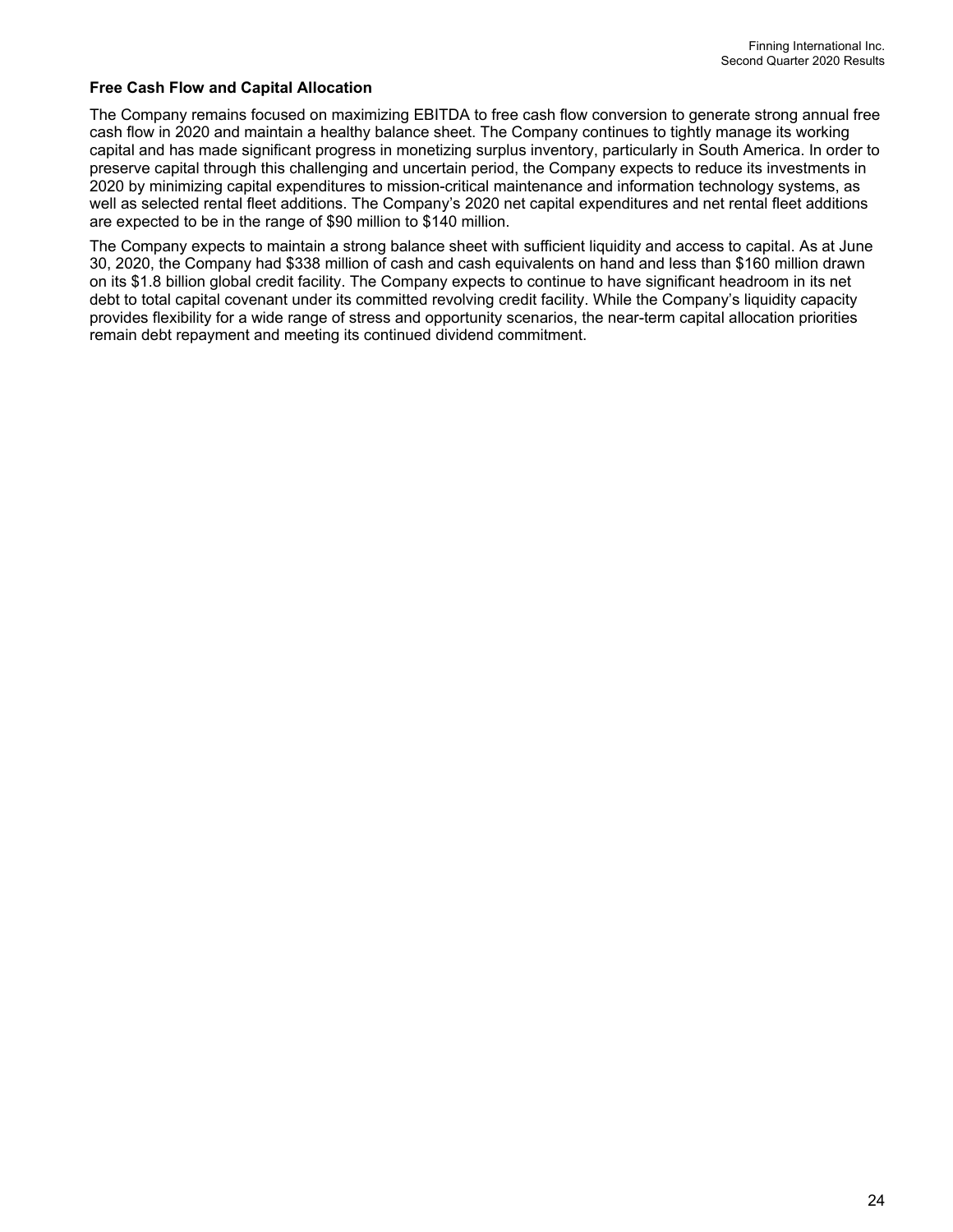### Free Cash Flow and Capital Allocation

The Company remains focused on maximizing EBITDA to free cash flow conversion to generate strong annual free cash flow in 2020 and maintain a healthy balance sheet. The Company continues to tightly manage its working capital and has made significant progress in monetizing surplus inventory, particularly in South America. In order to preserve capital through this challenging and uncertain period, the Company expects to reduce its investments in 2020 by minimizing capital expenditures to mission-critical maintenance and information technology systems, as well as selected rental fleet additions. The Company's 2020 net capital expenditures and net rental fleet additions are expected to be in the range of $90 million to $140 million.

The Company expects to maintain a strong balance sheet with sufficient liquidity and access to capital. As at June 30, 2020, the Company had $338 million of cash and cash equivalents on hand and less than $160 million drawn on its $1.8 billion global credit facility. The Company expects to continue to have significant headroom in its net debt to total capital covenant under its committed revolving credit facility. While the Company's liquidity capacity provides flexibility for a wide range of stress and opportunity scenarios, the near-term capital allocation priorities remain debt repayment and meeting its continued dividend commitment.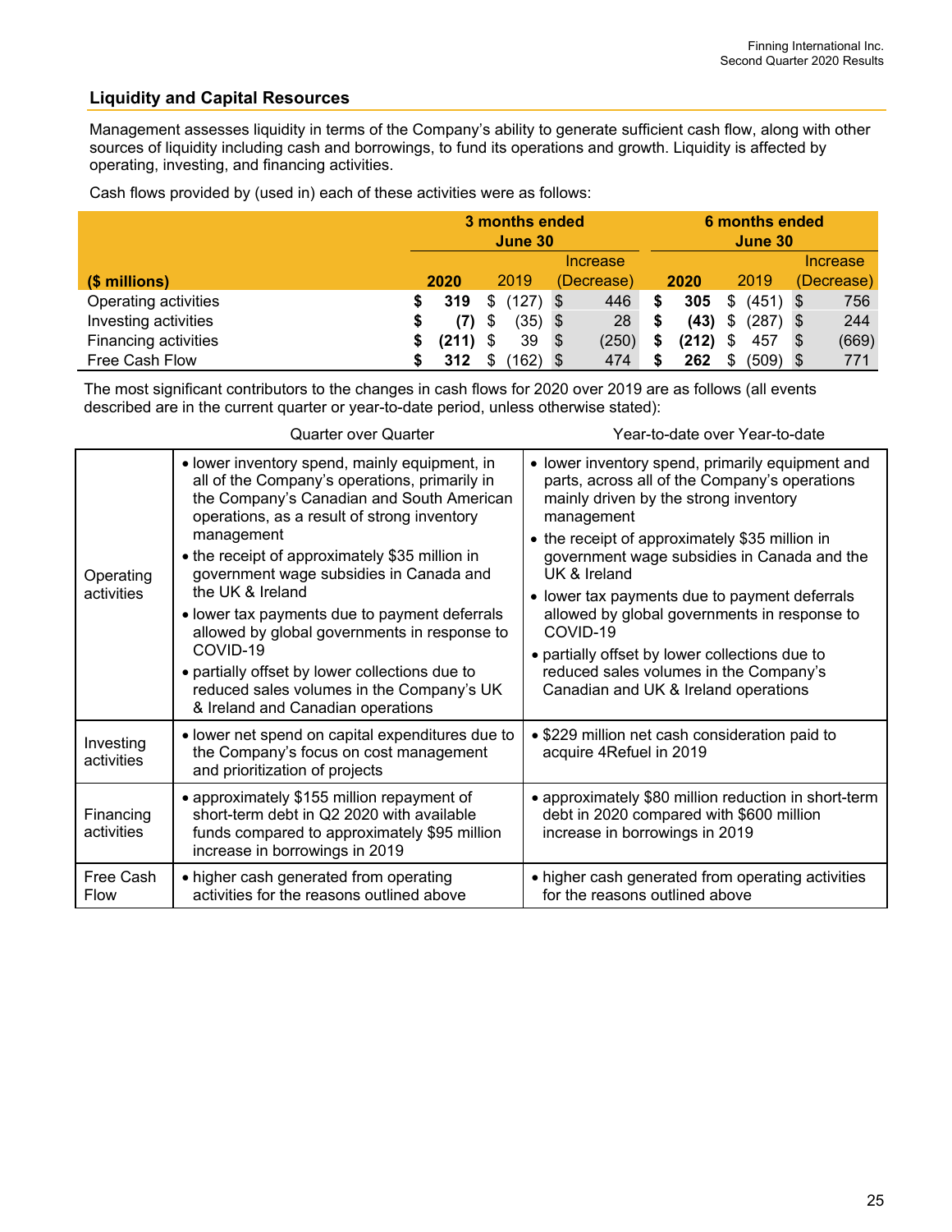## Liquidity and Capital Resources

Management assesses liquidity in terms of the Company's ability to generate sufficient cash flow, along with other sources of liquidity including cash and borrowings, to fund its operations and growth. Liquidity is affected by operating, investing, and financing activities.

Cash flows provided by (used in) each of these activities were as follows:

| ($ millions) | 3 months ended June 30 | | | 6 months ended June 30 | | |
|---|---|---|---|---|---|---|
| | **2020** | 2019 | Increase (Decrease) | **2020** | 2019 | Increase (Decrease) |
| Operating activities | **$ 319** | $ (127) | $ 446 | **$ 305** | $ (451) | $ 756 |
| Investing activities | **$ (7)** | $ (35) | $ 28 | **$ (43)** | $ (287) | $ 244 |
| Financing activities | **$ (211)** | $ 39 | $ (250) | **$ (212)** | $ 457 | $ (669) |
| Free Cash Flow | **$ 312** | $ (162) | $ 474 | **$ 262** | $ (509) | $ 771 |

The most significant contributors to the changes in cash flows for 2020 over 2019 are as follows (all events described are in the current quarter or year-to-date period, unless otherwise stated):

| | Quarter over Quarter | Year-to-date over Year-to-date |
|---|---|---|
| Operating activities | • lower inventory spend, mainly equipment, in all of the Company's operations, primarily in the Company's Canadian and South American operations, as a result of strong inventory management<br>• the receipt of approximately $35 million in government wage subsidies in Canada and the UK & Ireland<br>• lower tax payments due to payment deferrals allowed by global governments in response to COVID-19<br>• partially offset by lower collections due to reduced sales volumes in the Company's UK & Ireland and Canadian operations | • lower inventory spend, primarily equipment and parts, across all of the Company's operations mainly driven by the strong inventory management<br>• the receipt of approximately $35 million in government wage subsidies in Canada and the UK & Ireland<br>• lower tax payments due to payment deferrals allowed by global governments in response to COVID-19<br>• partially offset by lower collections due to reduced sales volumes in the Company's Canadian and UK & Ireland operations |
| Investing activities | • lower net spend on capital expenditures due to the Company's focus on cost management and prioritization of projects | • $229 million net cash consideration paid to acquire 4Refuel in 2019 |
| Financing activities | • approximately $155 million repayment of short-term debt in Q2 2020 with available funds compared to approximately $95 million increase in borrowings in 2019 | • approximately $80 million reduction in short-term debt in 2020 compared with $600 million increase in borrowings in 2019 |
| Free Cash Flow | • higher cash generated from operating activities for the reasons outlined above | • higher cash generated from operating activities for the reasons outlined above |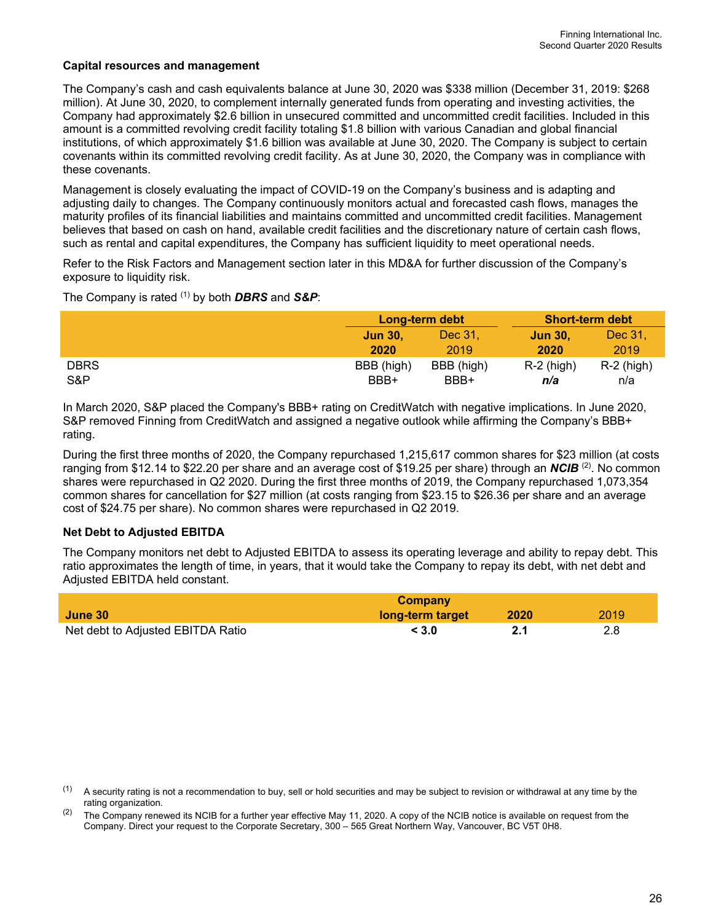### Capital resources and management

The Company's cash and cash equivalents balance at June 30, 2020 was $338 million (December 31, 2019: $268 million). At June 30, 2020, to complement internally generated funds from operating and investing activities, the Company had approximately $2.6 billion in unsecured committed and uncommitted credit facilities. Included in this amount is a committed revolving credit facility totaling $1.8 billion with various Canadian and global financial institutions, of which approximately $1.6 billion was available at June 30, 2020. The Company is subject to certain covenants within its committed revolving credit facility. As at June 30, 2020, the Company was in compliance with these covenants.

Management is closely evaluating the impact of COVID-19 on the Company's business and is adapting and adjusting daily to changes. The Company continuously monitors actual and forecasted cash flows, manages the maturity profiles of its financial liabilities and maintains committed and uncommitted credit facilities. Management believes that based on cash on hand, available credit facilities and the discretionary nature of certain cash flows, such as rental and capital expenditures, the Company has sufficient liquidity to meet operational needs.

Refer to the Risk Factors and Management section later in this MD&A for further discussion of the Company's exposure to liquidity risk.

The Company is rated [(1)] by both ***DBRS*** and ***S&P***:

| | Long-term debt | | Short-term debt | |
|---|---|---|---|---|
| | **Jun 30, 2020** | Dec 31, 2019 | **Jun 30, 2020** | Dec 31, 2019 |
| DBRS | BBB (high) | BBB (high) | R-2 (high) | R-2 (high) |
| S&P | BBB+ | BBB+ | ***n/a*** | n/a |

In March 2020, S&P placed the Company's BBB+ rating on CreditWatch with negative implications. In June 2020, S&P removed Finning from CreditWatch and assigned a negative outlook while affirming the Company's BBB+ rating.

During the first three months of 2020, the Company repurchased 1,215,617 common shares for $23 million (at costs ranging from $12.14 to $22.20 per share and an average cost of $19.25 per share) through an ***NCIB*** [(2)]. No common shares were repurchased in Q2 2020. During the first three months of 2019, the Company repurchased 1,073,354 common shares for cancellation for $27 million (at costs ranging from $23.15 to $26.36 per share and an average cost of $24.75 per share). No common shares were repurchased in Q2 2019.

### Net Debt to Adjusted EBITDA

The Company monitors net debt to Adjusted EBITDA to assess its operating leverage and ability to repay debt. This ratio approximates the length of time, in years, that it would take the Company to repay its debt, with net debt and Adjusted EBITDA held constant.

| June 30 | Company long-term target | 2020 | 2019 |
|---|---|---|---|
| Net debt to Adjusted EBITDA Ratio | **< 3.0** | **2.1** | 2.8 |

(1) A security rating is not a recommendation to buy, sell or hold securities and may be subject to revision or withdrawal at any time by the rating organization.

(2) The Company renewed its NCIB for a further year effective May 11, 2020. A copy of the NCIB notice is available on request from the Company. Direct your request to the Corporate Secretary, 300 – 565 Great Northern Way, Vancouver, BC V5T 0H8.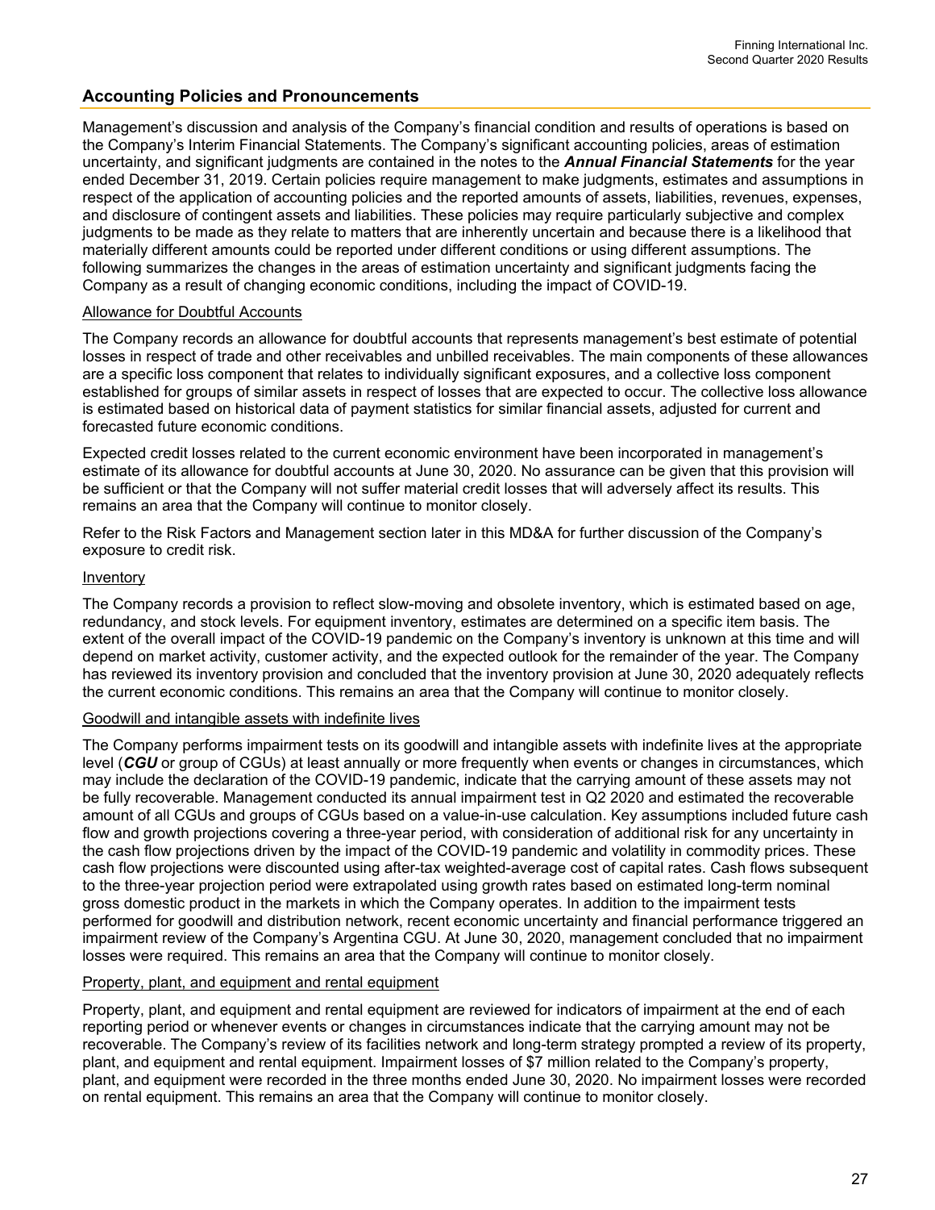## Accounting Policies and Pronouncements

Management's discussion and analysis of the Company's financial condition and results of operations is based on the Company's Interim Financial Statements. The Company's significant accounting policies, areas of estimation uncertainty, and significant judgments are contained in the notes to the ***Annual Financial Statements*** for the year ended December 31, 2019. Certain policies require management to make judgments, estimates and assumptions in respect of the application of accounting policies and the reported amounts of assets, liabilities, revenues, expenses, and disclosure of contingent assets and liabilities. These policies may require particularly subjective and complex judgments to be made as they relate to matters that are inherently uncertain and because there is a likelihood that materially different amounts could be reported under different conditions or using different assumptions. The following summarizes the changes in the areas of estimation uncertainty and significant judgments facing the Company as a result of changing economic conditions, including the impact of COVID-19.

Allowance for Doubtful Accounts

The Company records an allowance for doubtful accounts that represents management's best estimate of potential losses in respect of trade and other receivables and unbilled receivables. The main components of these allowances are a specific loss component that relates to individually significant exposures, and a collective loss component established for groups of similar assets in respect of losses that are expected to occur. The collective loss allowance is estimated based on historical data of payment statistics for similar financial assets, adjusted for current and forecasted future economic conditions.

Expected credit losses related to the current economic environment have been incorporated in management's estimate of its allowance for doubtful accounts at June 30, 2020. No assurance can be given that this provision will be sufficient or that the Company will not suffer material credit losses that will adversely affect its results. This remains an area that the Company will continue to monitor closely.

Refer to the Risk Factors and Management section later in this MD&A for further discussion of the Company's exposure to credit risk.

Inventory

The Company records a provision to reflect slow-moving and obsolete inventory, which is estimated based on age, redundancy, and stock levels. For equipment inventory, estimates are determined on a specific item basis. The extent of the overall impact of the COVID-19 pandemic on the Company's inventory is unknown at this time and will depend on market activity, customer activity, and the expected outlook for the remainder of the year. The Company has reviewed its inventory provision and concluded that the inventory provision at June 30, 2020 adequately reflects the current economic conditions. This remains an area that the Company will continue to monitor closely.

Goodwill and intangible assets with indefinite lives

The Company performs impairment tests on its goodwill and intangible assets with indefinite lives at the appropriate level (***CGU*** or group of CGUs) at least annually or more frequently when events or changes in circumstances, which may include the declaration of the COVID-19 pandemic, indicate that the carrying amount of these assets may not be fully recoverable. Management conducted its annual impairment test in Q2 2020 and estimated the recoverable amount of all CGUs and groups of CGUs based on a value-in-use calculation. Key assumptions included future cash flow and growth projections covering a three-year period, with consideration of additional risk for any uncertainty in the cash flow projections driven by the impact of the COVID-19 pandemic and volatility in commodity prices. These cash flow projections were discounted using after-tax weighted-average cost of capital rates. Cash flows subsequent to the three-year projection period were extrapolated using growth rates based on estimated long-term nominal gross domestic product in the markets in which the Company operates. In addition to the impairment tests performed for goodwill and distribution network, recent economic uncertainty and financial performance triggered an impairment review of the Company's Argentina CGU. At June 30, 2020, management concluded that no impairment losses were required. This remains an area that the Company will continue to monitor closely.

Property, plant, and equipment and rental equipment

Property, plant, and equipment and rental equipment are reviewed for indicators of impairment at the end of each reporting period or whenever events or changes in circumstances indicate that the carrying amount may not be recoverable. The Company's review of its facilities network and long-term strategy prompted a review of its property, plant, and equipment and rental equipment. Impairment losses of $7 million related to the Company's property, plant, and equipment were recorded in the three months ended June 30, 2020. No impairment losses were recorded on rental equipment. This remains an area that the Company will continue to monitor closely.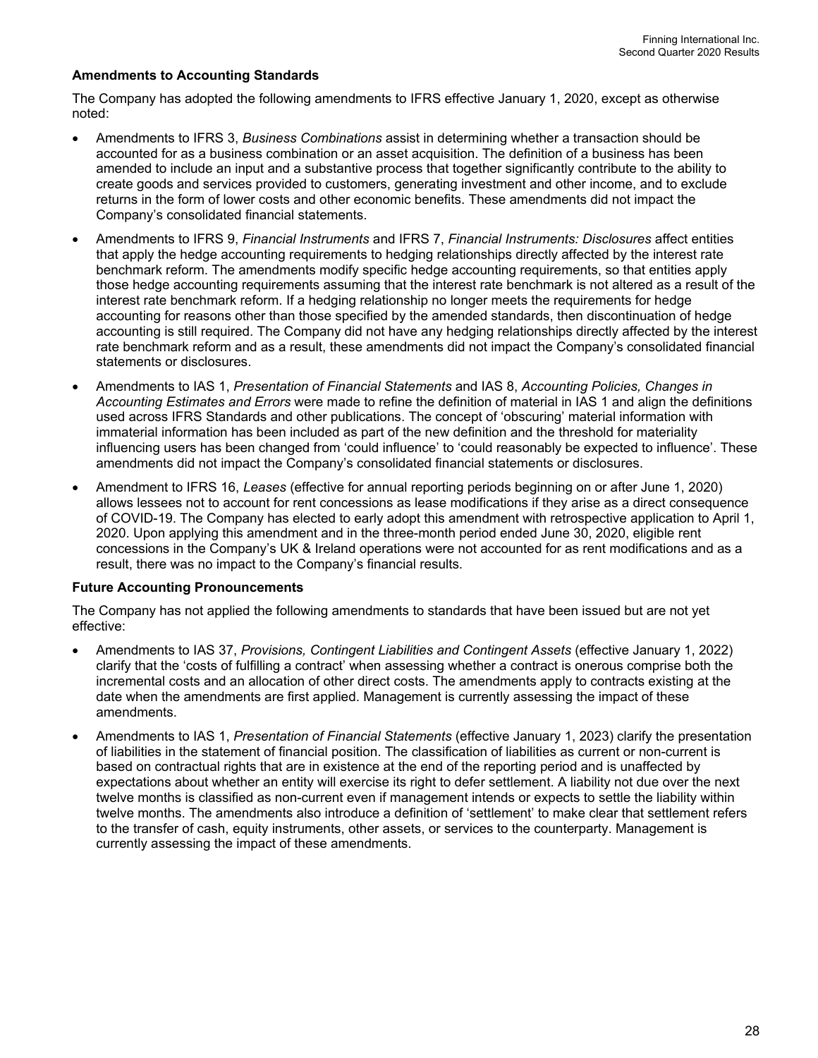**Amendments to Accounting Standards**

The Company has adopted the following amendments to IFRS effective January 1, 2020, except as otherwise noted:

- Amendments to IFRS 3, *Business Combinations* assist in determining whether a transaction should be accounted for as a business combination or an asset acquisition. The definition of a business has been amended to include an input and a substantive process that together significantly contribute to the ability to create goods and services provided to customers, generating investment and other income, and to exclude returns in the form of lower costs and other economic benefits. These amendments did not impact the Company's consolidated financial statements.
- Amendments to IFRS 9, *Financial Instruments* and IFRS 7, *Financial Instruments: Disclosures* affect entities that apply the hedge accounting requirements to hedging relationships directly affected by the interest rate benchmark reform. The amendments modify specific hedge accounting requirements, so that entities apply those hedge accounting requirements assuming that the interest rate benchmark is not altered as a result of the interest rate benchmark reform. If a hedging relationship no longer meets the requirements for hedge accounting for reasons other than those specified by the amended standards, then discontinuation of hedge accounting is still required. The Company did not have any hedging relationships directly affected by the interest rate benchmark reform and as a result, these amendments did not impact the Company's consolidated financial statements or disclosures.
- Amendments to IAS 1, *Presentation of Financial Statements* and IAS 8, *Accounting Policies, Changes in Accounting Estimates and Errors* were made to refine the definition of material in IAS 1 and align the definitions used across IFRS Standards and other publications. The concept of 'obscuring' material information with immaterial information has been included as part of the new definition and the threshold for materiality influencing users has been changed from 'could influence' to 'could reasonably be expected to influence'. These amendments did not impact the Company's consolidated financial statements or disclosures.
- Amendment to IFRS 16, *Leases* (effective for annual reporting periods beginning on or after June 1, 2020) allows lessees not to account for rent concessions as lease modifications if they arise as a direct consequence of COVID-19. The Company has elected to early adopt this amendment with retrospective application to April 1, 2020. Upon applying this amendment and in the three-month period ended June 30, 2020, eligible rent concessions in the Company's UK & Ireland operations were not accounted for as rent modifications and as a result, there was no impact to the Company's financial results.

**Future Accounting Pronouncements**

The Company has not applied the following amendments to standards that have been issued but are not yet effective:

- Amendments to IAS 37, *Provisions, Contingent Liabilities and Contingent Assets* (effective January 1, 2022) clarify that the 'costs of fulfilling a contract' when assessing whether a contract is onerous comprise both the incremental costs and an allocation of other direct costs. The amendments apply to contracts existing at the date when the amendments are first applied. Management is currently assessing the impact of these amendments.
- Amendments to IAS 1, *Presentation of Financial Statements* (effective January 1, 2023) clarify the presentation of liabilities in the statement of financial position. The classification of liabilities as current or non-current is based on contractual rights that are in existence at the end of the reporting period and is unaffected by expectations about whether an entity will exercise its right to defer settlement. A liability not due over the next twelve months is classified as non-current even if management intends or expects to settle the liability within twelve months. The amendments also introduce a definition of 'settlement' to make clear that settlement refers to the transfer of cash, equity instruments, other assets, or services to the counterparty. Management is currently assessing the impact of these amendments.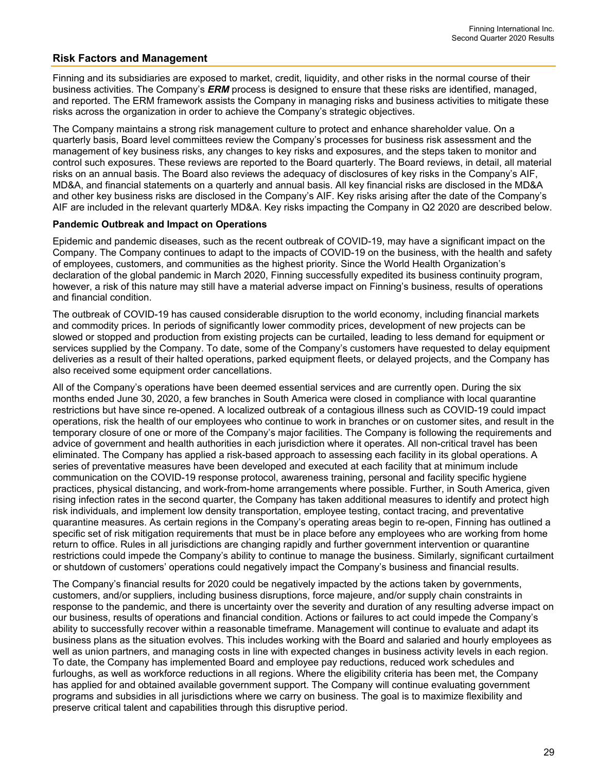## Risk Factors and Management

Finning and its subsidiaries are exposed to market, credit, liquidity, and other risks in the normal course of their business activities. The Company's ***ERM*** process is designed to ensure that these risks are identified, managed, and reported. The ERM framework assists the Company in managing risks and business activities to mitigate these risks across the organization in order to achieve the Company's strategic objectives.

The Company maintains a strong risk management culture to protect and enhance shareholder value. On a quarterly basis, Board level committees review the Company's processes for business risk assessment and the management of key business risks, any changes to key risks and exposures, and the steps taken to monitor and control such exposures. These reviews are reported to the Board quarterly. The Board reviews, in detail, all material risks on an annual basis. The Board also reviews the adequacy of disclosures of key risks in the Company's AIF, MD&A, and financial statements on a quarterly and annual basis. All key financial risks are disclosed in the MD&A and other key business risks are disclosed in the Company's AIF. Key risks arising after the date of the Company's AIF are included in the relevant quarterly MD&A. Key risks impacting the Company in Q2 2020 are described below.

**Pandemic Outbreak and Impact on Operations**

Epidemic and pandemic diseases, such as the recent outbreak of COVID-19, may have a significant impact on the Company. The Company continues to adapt to the impacts of COVID-19 on the business, with the health and safety of employees, customers, and communities as the highest priority. Since the World Health Organization's declaration of the global pandemic in March 2020, Finning successfully expedited its business continuity program, however, a risk of this nature may still have a material adverse impact on Finning's business, results of operations and financial condition.

The outbreak of COVID-19 has caused considerable disruption to the world economy, including financial markets and commodity prices. In periods of significantly lower commodity prices, development of new projects can be slowed or stopped and production from existing projects can be curtailed, leading to less demand for equipment or services supplied by the Company. To date, some of the Company's customers have requested to delay equipment deliveries as a result of their halted operations, parked equipment fleets, or delayed projects, and the Company has also received some equipment order cancellations.

All of the Company's operations have been deemed essential services and are currently open. During the six months ended June 30, 2020, a few branches in South America were closed in compliance with local quarantine restrictions but have since re-opened. A localized outbreak of a contagious illness such as COVID-19 could impact operations, risk the health of our employees who continue to work in branches or on customer sites, and result in the temporary closure of one or more of the Company's major facilities. The Company is following the requirements and advice of government and health authorities in each jurisdiction where it operates. All non-critical travel has been eliminated. The Company has applied a risk-based approach to assessing each facility in its global operations. A series of preventative measures have been developed and executed at each facility that at minimum include communication on the COVID-19 response protocol, awareness training, personal and facility specific hygiene practices, physical distancing, and work-from-home arrangements where possible. Further, in South America, given rising infection rates in the second quarter, the Company has taken additional measures to identify and protect high risk individuals, and implement low density transportation, employee testing, contact tracing, and preventative quarantine measures. As certain regions in the Company's operating areas begin to re-open, Finning has outlined a specific set of risk mitigation requirements that must be in place before any employees who are working from home return to office. Rules in all jurisdictions are changing rapidly and further government intervention or quarantine restrictions could impede the Company's ability to continue to manage the business. Similarly, significant curtailment or shutdown of customers' operations could negatively impact the Company's business and financial results.

The Company's financial results for 2020 could be negatively impacted by the actions taken by governments, customers, and/or suppliers, including business disruptions, force majeure, and/or supply chain constraints in response to the pandemic, and there is uncertainty over the severity and duration of any resulting adverse impact on our business, results of operations and financial condition. Actions or failures to act could impede the Company's ability to successfully recover within a reasonable timeframe. Management will continue to evaluate and adapt its business plans as the situation evolves. This includes working with the Board and salaried and hourly employees as well as union partners, and managing costs in line with expected changes in business activity levels in each region. To date, the Company has implemented Board and employee pay reductions, reduced work schedules and furloughs, as well as workforce reductions in all regions. Where the eligibility criteria has been met, the Company has applied for and obtained available government support. The Company will continue evaluating government programs and subsidies in all jurisdictions where we carry on business. The goal is to maximize flexibility and preserve critical talent and capabilities through this disruptive period.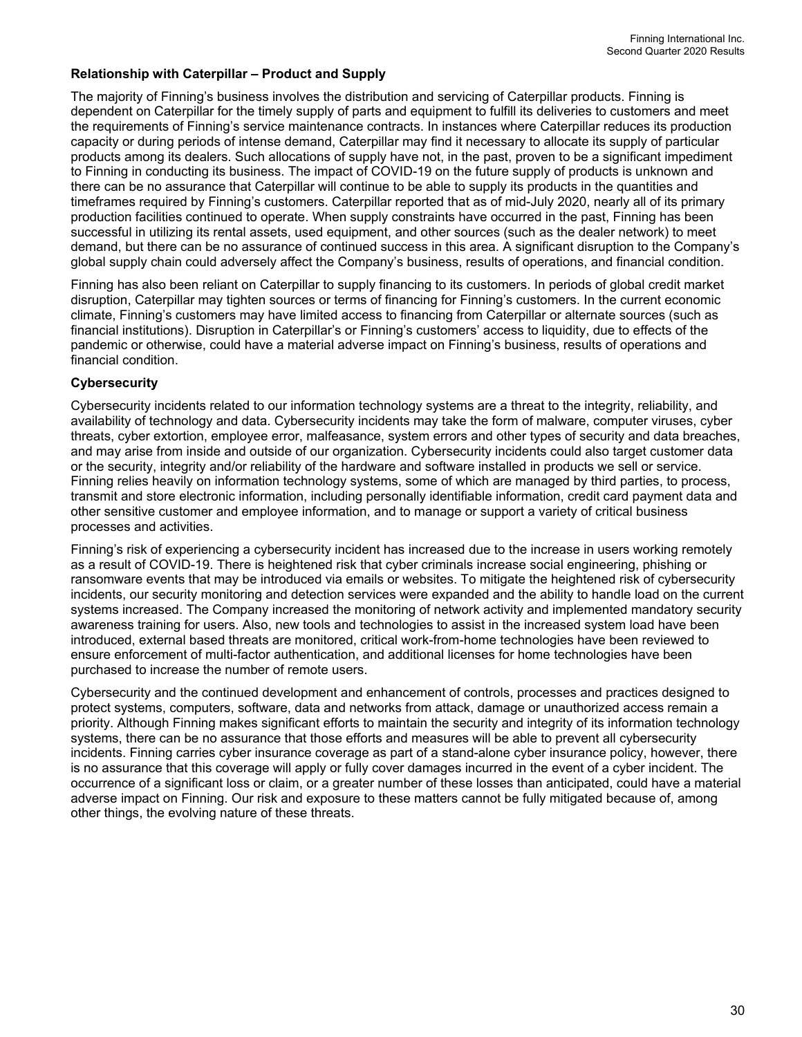### Relationship with Caterpillar – Product and Supply

The majority of Finning's business involves the distribution and servicing of Caterpillar products. Finning is dependent on Caterpillar for the timely supply of parts and equipment to fulfill its deliveries to customers and meet the requirements of Finning's service maintenance contracts. In instances where Caterpillar reduces its production capacity or during periods of intense demand, Caterpillar may find it necessary to allocate its supply of particular products among its dealers. Such allocations of supply have not, in the past, proven to be a significant impediment to Finning in conducting its business. The impact of COVID-19 on the future supply of products is unknown and there can be no assurance that Caterpillar will continue to be able to supply its products in the quantities and timeframes required by Finning's customers. Caterpillar reported that as of mid-July 2020, nearly all of its primary production facilities continued to operate. When supply constraints have occurred in the past, Finning has been successful in utilizing its rental assets, used equipment, and other sources (such as the dealer network) to meet demand, but there can be no assurance of continued success in this area. A significant disruption to the Company's global supply chain could adversely affect the Company's business, results of operations, and financial condition.

Finning has also been reliant on Caterpillar to supply financing to its customers. In periods of global credit market disruption, Caterpillar may tighten sources or terms of financing for Finning's customers. In the current economic climate, Finning's customers may have limited access to financing from Caterpillar or alternate sources (such as financial institutions). Disruption in Caterpillar's or Finning's customers' access to liquidity, due to effects of the pandemic or otherwise, could have a material adverse impact on Finning's business, results of operations and financial condition.

### Cybersecurity

Cybersecurity incidents related to our information technology systems are a threat to the integrity, reliability, and availability of technology and data. Cybersecurity incidents may take the form of malware, computer viruses, cyber threats, cyber extortion, employee error, malfeasance, system errors and other types of security and data breaches, and may arise from inside and outside of our organization. Cybersecurity incidents could also target customer data or the security, integrity and/or reliability of the hardware and software installed in products we sell or service. Finning relies heavily on information technology systems, some of which are managed by third parties, to process, transmit and store electronic information, including personally identifiable information, credit card payment data and other sensitive customer and employee information, and to manage or support a variety of critical business processes and activities.

Finning's risk of experiencing a cybersecurity incident has increased due to the increase in users working remotely as a result of COVID-19. There is heightened risk that cyber criminals increase social engineering, phishing or ransomware events that may be introduced via emails or websites. To mitigate the heightened risk of cybersecurity incidents, our security monitoring and detection services were expanded and the ability to handle load on the current systems increased. The Company increased the monitoring of network activity and implemented mandatory security awareness training for users. Also, new tools and technologies to assist in the increased system load have been introduced, external based threats are monitored, critical work-from-home technologies have been reviewed to ensure enforcement of multi-factor authentication, and additional licenses for home technologies have been purchased to increase the number of remote users.

Cybersecurity and the continued development and enhancement of controls, processes and practices designed to protect systems, computers, software, data and networks from attack, damage or unauthorized access remain a priority. Although Finning makes significant efforts to maintain the security and integrity of its information technology systems, there can be no assurance that those efforts and measures will be able to prevent all cybersecurity incidents. Finning carries cyber insurance coverage as part of a stand-alone cyber insurance policy, however, there is no assurance that this coverage will apply or fully cover damages incurred in the event of a cyber incident. The occurrence of a significant loss or claim, or a greater number of these losses than anticipated, could have a material adverse impact on Finning. Our risk and exposure to these matters cannot be fully mitigated because of, among other things, the evolving nature of these threats.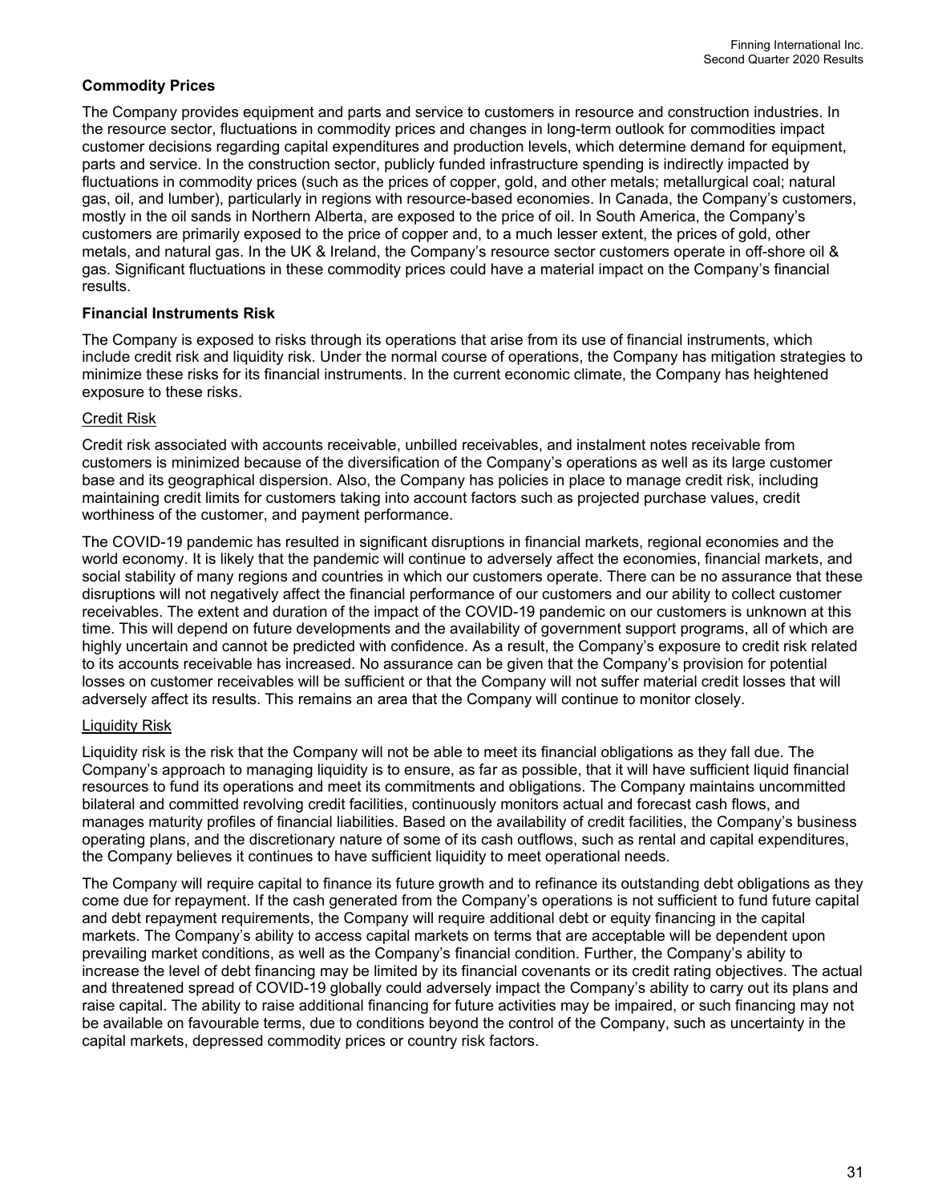### Commodity Prices

The Company provides equipment and parts and service to customers in resource and construction industries. In the resource sector, fluctuations in commodity prices and changes in long-term outlook for commodities impact customer decisions regarding capital expenditures and production levels, which determine demand for equipment, parts and service. In the construction sector, publicly funded infrastructure spending is indirectly impacted by fluctuations in commodity prices (such as the prices of copper, gold, and other metals; metallurgical coal; natural gas, oil, and lumber), particularly in regions with resource-based economies. In Canada, the Company's customers, mostly in the oil sands in Northern Alberta, are exposed to the price of oil. In South America, the Company's customers are primarily exposed to the price of copper and, to a much lesser extent, the prices of gold, other metals, and natural gas. In the UK & Ireland, the Company's resource sector customers operate in off-shore oil & gas. Significant fluctuations in these commodity prices could have a material impact on the Company's financial results.

### Financial Instruments Risk

The Company is exposed to risks through its operations that arise from its use of financial instruments, which include credit risk and liquidity risk. Under the normal course of operations, the Company has mitigation strategies to minimize these risks for its financial instruments. In the current economic climate, the Company has heightened exposure to these risks.

#### Credit Risk

Credit risk associated with accounts receivable, unbilled receivables, and instalment notes receivable from customers is minimized because of the diversification of the Company's operations as well as its large customer base and its geographical dispersion. Also, the Company has policies in place to manage credit risk, including maintaining credit limits for customers taking into account factors such as projected purchase values, credit worthiness of the customer, and payment performance.

The COVID-19 pandemic has resulted in significant disruptions in financial markets, regional economies and the world economy. It is likely that the pandemic will continue to adversely affect the economies, financial markets, and social stability of many regions and countries in which our customers operate. There can be no assurance that these disruptions will not negatively affect the financial performance of our customers and our ability to collect customer receivables. The extent and duration of the impact of the COVID-19 pandemic on our customers is unknown at this time. This will depend on future developments and the availability of government support programs, all of which are highly uncertain and cannot be predicted with confidence. As a result, the Company's exposure to credit risk related to its accounts receivable has increased. No assurance can be given that the Company's provision for potential losses on customer receivables will be sufficient or that the Company will not suffer material credit losses that will adversely affect its results. This remains an area that the Company will continue to monitor closely.

#### Liquidity Risk

Liquidity risk is the risk that the Company will not be able to meet its financial obligations as they fall due. The Company's approach to managing liquidity is to ensure, as far as possible, that it will have sufficient liquid financial resources to fund its operations and meet its commitments and obligations. The Company maintains uncommitted bilateral and committed revolving credit facilities, continuously monitors actual and forecast cash flows, and manages maturity profiles of financial liabilities. Based on the availability of credit facilities, the Company's business operating plans, and the discretionary nature of some of its cash outflows, such as rental and capital expenditures, the Company believes it continues to have sufficient liquidity to meet operational needs.

The Company will require capital to finance its future growth and to refinance its outstanding debt obligations as they come due for repayment. If the cash generated from the Company's operations is not sufficient to fund future capital and debt repayment requirements, the Company will require additional debt or equity financing in the capital markets. The Company's ability to access capital markets on terms that are acceptable will be dependent upon prevailing market conditions, as well as the Company's financial condition. Further, the Company's ability to increase the level of debt financing may be limited by its financial covenants or its credit rating objectives. The actual and threatened spread of COVID-19 globally could adversely impact the Company's ability to carry out its plans and raise capital. The ability to raise additional financing for future activities may be impaired, or such financing may not be available on favourable terms, due to conditions beyond the control of the Company, such as uncertainty in the capital markets, depressed commodity prices or country risk factors.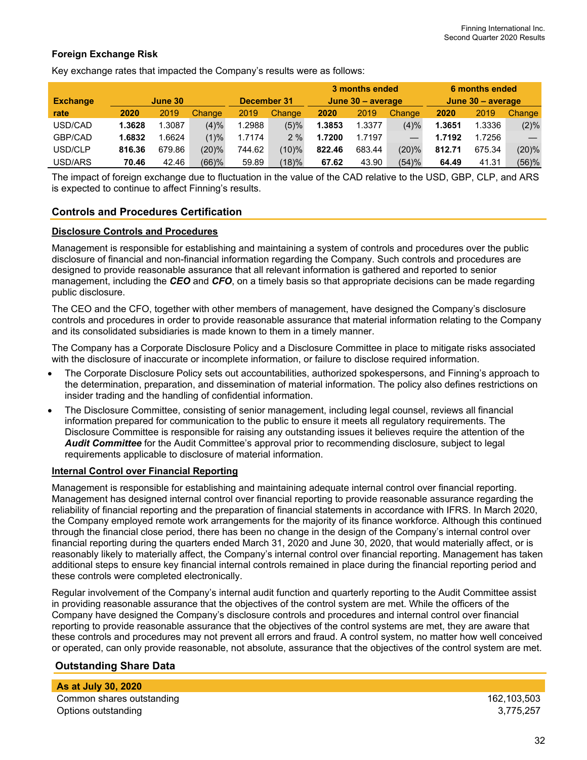### Foreign Exchange Risk

Key exchange rates that impacted the Company's results were as follows:

| Exchange rate | June 30 | | | December 31 | | 3 months ended June 30 – average | | | 6 months ended June 30 – average | | |
|---|---|---|---|---|---|---|---|---|---|---|---|
| | **2020** | 2019 | Change | 2019 | Change | **2020** | 2019 | Change | **2020** | 2019 | Change |
| USD/CAD | **1.3628** | 1.3087 | (4)% | 1.2988 | (5)% | **1.3853** | 1.3377 | (4)% | **1.3651** | 1.3336 | (2)% |
| GBP/CAD | **1.6832** | 1.6624 | (1)% | 1.7174 | 2 % | **1.7200** | 1.7197 | — | **1.7192** | 1.7256 | — |
| USD/CLP | **816.36** | 679.86 | (20)% | 744.62 | (10)% | **822.46** | 683.44 | (20)% | **812.71** | 675.34 | (20)% |
| USD/ARS | **70.46** | 42.46 | (66)% | 59.89 | (18)% | **67.62** | 43.90 | (54)% | **64.49** | 41.31 | (56)% |

The impact of foreign exchange due to fluctuation in the value of the CAD relative to the USD, GBP, CLP, and ARS is expected to continue to affect Finning's results.

## Controls and Procedures Certification

### Disclosure Controls and Procedures

Management is responsible for establishing and maintaining a system of controls and procedures over the public disclosure of financial and non-financial information regarding the Company. Such controls and procedures are designed to provide reasonable assurance that all relevant information is gathered and reported to senior management, including the ***CEO*** and ***CFO***, on a timely basis so that appropriate decisions can be made regarding public disclosure.

The CEO and the CFO, together with other members of management, have designed the Company's disclosure controls and procedures in order to provide reasonable assurance that material information relating to the Company and its consolidated subsidiaries is made known to them in a timely manner.

The Company has a Corporate Disclosure Policy and a Disclosure Committee in place to mitigate risks associated with the disclosure of inaccurate or incomplete information, or failure to disclose required information.

- The Corporate Disclosure Policy sets out accountabilities, authorized spokespersons, and Finning's approach to the determination, preparation, and dissemination of material information. The policy also defines restrictions on insider trading and the handling of confidential information.
- The Disclosure Committee, consisting of senior management, including legal counsel, reviews all financial information prepared for communication to the public to ensure it meets all regulatory requirements. The Disclosure Committee is responsible for raising any outstanding issues it believes require the attention of the ***Audit Committee*** for the Audit Committee's approval prior to recommending disclosure, subject to legal requirements applicable to disclosure of material information.

### Internal Control over Financial Reporting

Management is responsible for establishing and maintaining adequate internal control over financial reporting. Management has designed internal control over financial reporting to provide reasonable assurance regarding the reliability of financial reporting and the preparation of financial statements in accordance with IFRS. In March 2020, the Company employed remote work arrangements for the majority of its finance workforce. Although this continued through the financial close period, there has been no change in the design of the Company's internal control over financial reporting during the quarters ended March 31, 2020 and June 30, 2020, that would materially affect, or is reasonably likely to materially affect, the Company's internal control over financial reporting. Management has taken additional steps to ensure key financial internal controls remained in place during the financial reporting period and these controls were completed electronically.

Regular involvement of the Company's internal audit function and quarterly reporting to the Audit Committee assist in providing reasonable assurance that the objectives of the control system are met. While the officers of the Company have designed the Company's disclosure controls and procedures and internal control over financial reporting to provide reasonable assurance that the objectives of the control systems are met, they are aware that these controls and procedures may not prevent all errors and fraud. A control system, no matter how well conceived or operated, can only provide reasonable, not absolute, assurance that the objectives of the control system are met.

## Outstanding Share Data

| As at July 30, 2020 | |
|---|---|
| Common shares outstanding | 162,103,503 |
| Options outstanding | 3,775,257 |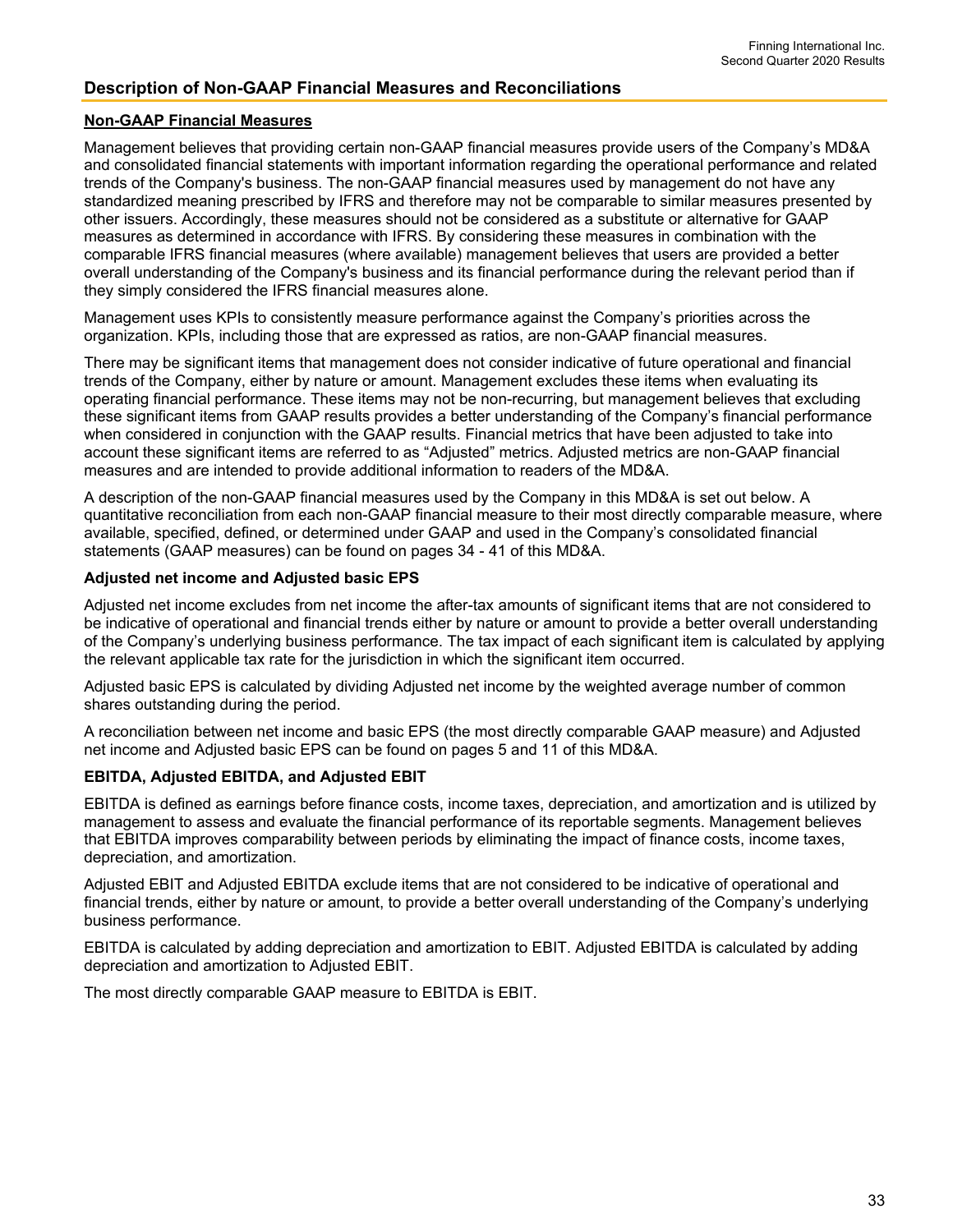## Description of Non-GAAP Financial Measures and Reconciliations

### Non-GAAP Financial Measures

Management believes that providing certain non-GAAP financial measures provide users of the Company's MD&A and consolidated financial statements with important information regarding the operational performance and related trends of the Company's business. The non-GAAP financial measures used by management do not have any standardized meaning prescribed by IFRS and therefore may not be comparable to similar measures presented by other issuers. Accordingly, these measures should not be considered as a substitute or alternative for GAAP measures as determined in accordance with IFRS. By considering these measures in combination with the comparable IFRS financial measures (where available) management believes that users are provided a better overall understanding of the Company's business and its financial performance during the relevant period than if they simply considered the IFRS financial measures alone.

Management uses KPIs to consistently measure performance against the Company's priorities across the organization. KPIs, including those that are expressed as ratios, are non-GAAP financial measures.

There may be significant items that management does not consider indicative of future operational and financial trends of the Company, either by nature or amount. Management excludes these items when evaluating its operating financial performance. These items may not be non-recurring, but management believes that excluding these significant items from GAAP results provides a better understanding of the Company's financial performance when considered in conjunction with the GAAP results. Financial metrics that have been adjusted to take into account these significant items are referred to as "Adjusted" metrics. Adjusted metrics are non-GAAP financial measures and are intended to provide additional information to readers of the MD&A.

A description of the non-GAAP financial measures used by the Company in this MD&A is set out below. A quantitative reconciliation from each non-GAAP financial measure to their most directly comparable measure, where available, specified, defined, or determined under GAAP and used in the Company's consolidated financial statements (GAAP measures) can be found on pages 34 - 41 of this MD&A.

**Adjusted net income and Adjusted basic EPS**

Adjusted net income excludes from net income the after-tax amounts of significant items that are not considered to be indicative of operational and financial trends either by nature or amount to provide a better overall understanding of the Company's underlying business performance. The tax impact of each significant item is calculated by applying the relevant applicable tax rate for the jurisdiction in which the significant item occurred.

Adjusted basic EPS is calculated by dividing Adjusted net income by the weighted average number of common shares outstanding during the period.

A reconciliation between net income and basic EPS (the most directly comparable GAAP measure) and Adjusted net income and Adjusted basic EPS can be found on pages 5 and 11 of this MD&A.

**EBITDA, Adjusted EBITDA, and Adjusted EBIT**

EBITDA is defined as earnings before finance costs, income taxes, depreciation, and amortization and is utilized by management to assess and evaluate the financial performance of its reportable segments. Management believes that EBITDA improves comparability between periods by eliminating the impact of finance costs, income taxes, depreciation, and amortization.

Adjusted EBIT and Adjusted EBITDA exclude items that are not considered to be indicative of operational and financial trends, either by nature or amount, to provide a better overall understanding of the Company's underlying business performance.

EBITDA is calculated by adding depreciation and amortization to EBIT. Adjusted EBITDA is calculated by adding depreciation and amortization to Adjusted EBIT.

The most directly comparable GAAP measure to EBITDA is EBIT.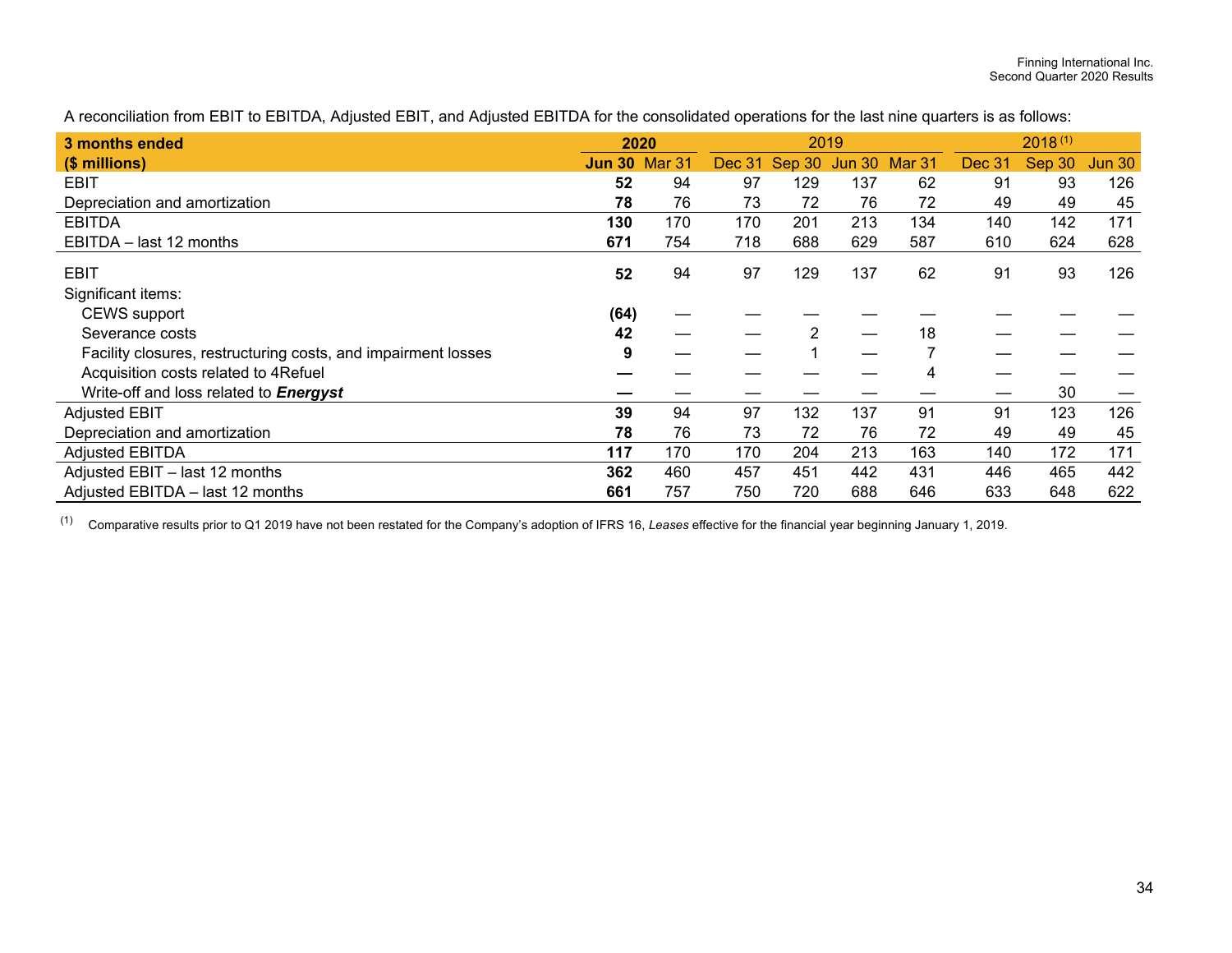A reconciliation from EBIT to EBITDA, Adjusted EBIT, and Adjusted EBITDA for the consolidated operations for the last nine quarters is as follows:

| 3 months ended | 2020 | | 2019 | | | | 2018 (1) | | |
|---|---|---|---|---|---|---|---|---|---|
| ($ millions) | **Jun 30** | Mar 31 | Dec 31 | Sep 30 | Jun 30 | Mar 31 | Dec 31 | Sep 30 | Jun 30 |
| EBIT | **52** | 94 | 97 | 129 | 137 | 62 | 91 | 93 | 126 |
| Depreciation and amortization | **78** | 76 | 73 | 72 | 76 | 72 | 49 | 49 | 45 |
| EBITDA | **130** | 170 | 170 | 201 | 213 | 134 | 140 | 142 | 171 |
| EBITDA – last 12 months | **671** | 754 | 718 | 688 | 629 | 587 | 610 | 624 | 628 |
| EBIT | **52** | 94 | 97 | 129 | 137 | 62 | 91 | 93 | 126 |
| Significant items: | | | | | | | | | |
| CEWS support | **(64)** | — | — | — | — | — | — | — | — |
| Severance costs | **42** | — | — | 2 | — | 18 | — | — | — |
| Facility closures, restructuring costs, and impairment losses | **9** | — | — | 1 | — | 7 | — | — | — |
| Acquisition costs related to 4Refuel | **—** | — | — | — | — | 4 | — | — | — |
| Write-off and loss related to ***Energyst*** | **—** | — | — | — | — | — | — | 30 | — |
| Adjusted EBIT | **39** | 94 | 97 | 132 | 137 | 91 | 91 | 123 | 126 |
| Depreciation and amortization | **78** | 76 | 73 | 72 | 76 | 72 | 49 | 49 | 45 |
| Adjusted EBITDA | **117** | 170 | 170 | 204 | 213 | 163 | 140 | 172 | 171 |
| Adjusted EBIT – last 12 months | **362** | 460 | 457 | 451 | 442 | 431 | 446 | 465 | 442 |
| Adjusted EBITDA – last 12 months | **661** | 757 | 750 | 720 | 688 | 646 | 633 | 648 | 622 |

(1) Comparative results prior to Q1 2019 have not been restated for the Company's adoption of IFRS 16, *Leases* effective for the financial year beginning January 1, 2019.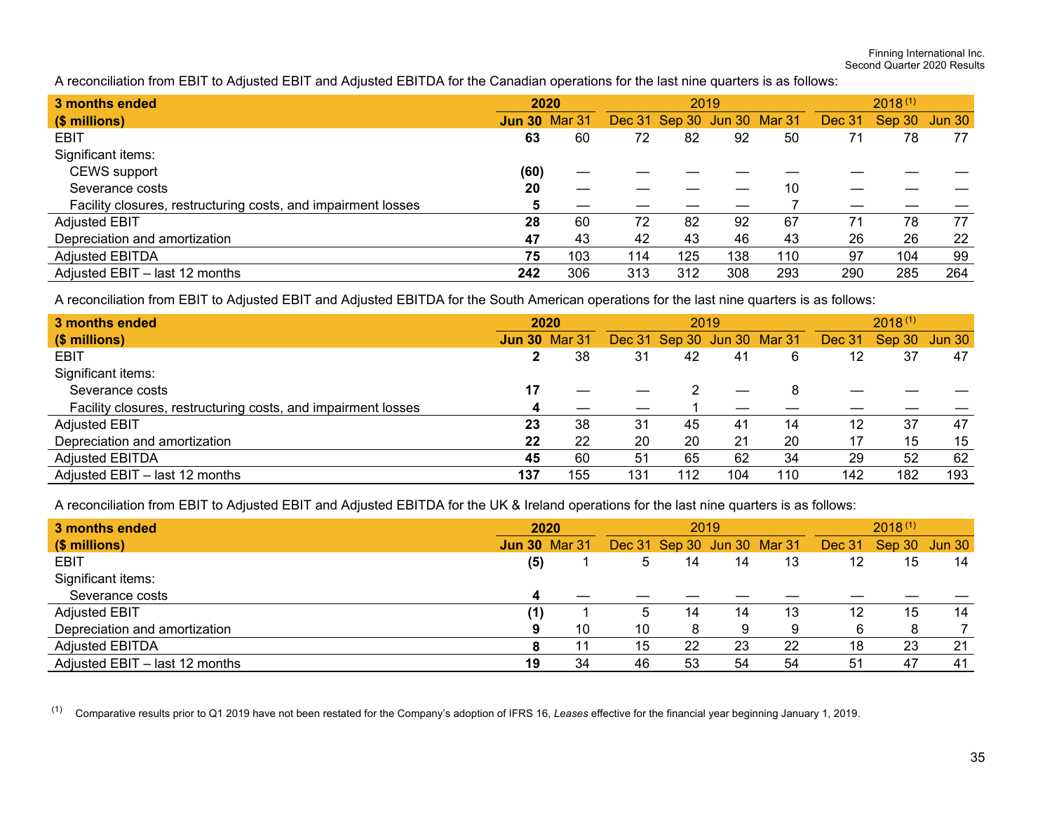A reconciliation from EBIT to Adjusted EBIT and Adjusted EBITDA for the Canadian operations for the last nine quarters is as follows:

| 3 months ended | 2020 | | 2019 | | | | 2018 [1] | | |
|---|---|---|---|---|---|---|---|---|---|
| ($ millions) | **Jun 30** | Mar 31 | Dec 31 | Sep 30 | Jun 30 | Mar 31 | Dec 31 | Sep 30 | Jun 30 |
| EBIT | **63** | 60 | 72 | 82 | 92 | 50 | 71 | 78 | 77 |
| Significant items: | | | | | | | | | |
| CEWS support | **(60)** | — | — | — | — | — | — | — | — |
| Severance costs | **20** | — | — | — | — | 10 | — | — | — |
| Facility closures, restructuring costs, and impairment losses | **5** | — | — | — | — | 7 | — | — | — |
| Adjusted EBIT | **28** | 60 | 72 | 82 | 92 | 67 | 71 | 78 | 77 |
| Depreciation and amortization | **47** | 43 | 42 | 43 | 46 | 43 | 26 | 26 | 22 |
| Adjusted EBITDA | **75** | 103 | 114 | 125 | 138 | 110 | 97 | 104 | 99 |
| Adjusted EBIT – last 12 months | **242** | 306 | 313 | 312 | 308 | 293 | 290 | 285 | 264 |

A reconciliation from EBIT to Adjusted EBIT and Adjusted EBITDA for the South American operations for the last nine quarters is as follows:

| 3 months ended | 2020 | | 2019 | | | | 2018 [1] | | |
|---|---|---|---|---|---|---|---|---|---|
| ($ millions) | **Jun 30** | Mar 31 | Dec 31 | Sep 30 | Jun 30 | Mar 31 | Dec 31 | Sep 30 | Jun 30 |
| EBIT | **2** | 38 | 31 | 42 | 41 | 6 | 12 | 37 | 47 |
| Significant items: | | | | | | | | | |
| Severance costs | **17** | — | — | 2 | — | 8 | — | — | — |
| Facility closures, restructuring costs, and impairment losses | **4** | — | — | 1 | — | — | — | — | — |
| Adjusted EBIT | **23** | 38 | 31 | 45 | 41 | 14 | 12 | 37 | 47 |
| Depreciation and amortization | **22** | 22 | 20 | 20 | 21 | 20 | 17 | 15 | 15 |
| Adjusted EBITDA | **45** | 60 | 51 | 65 | 62 | 34 | 29 | 52 | 62 |
| Adjusted EBIT – last 12 months | **137** | 155 | 131 | 112 | 104 | 110 | 142 | 182 | 193 |

A reconciliation from EBIT to Adjusted EBIT and Adjusted EBITDA for the UK & Ireland operations for the last nine quarters is as follows:

| 3 months ended | 2020 | | 2019 | | | | 2018 [1] | | |
|---|---|---|---|---|---|---|---|---|---|
| ($ millions) | **Jun 30** | Mar 31 | Dec 31 | Sep 30 | Jun 30 | Mar 31 | Dec 31 | Sep 30 | Jun 30 |
| EBIT | **(5)** | 1 | 5 | 14 | 14 | 13 | 12 | 15 | 14 |
| Significant items: | | | | | | | | | |
| Severance costs | **4** | — | — | — | — | — | — | — | — |
| Adjusted EBIT | **(1)** | 1 | 5 | 14 | 14 | 13 | 12 | 15 | 14 |
| Depreciation and amortization | **9** | 10 | 10 | 8 | 9 | 9 | 6 | 8 | 7 |
| Adjusted EBITDA | **8** | 11 | 15 | 22 | 23 | 22 | 18 | 23 | 21 |
| Adjusted EBIT – last 12 months | **19** | 34 | 46 | 53 | 54 | 54 | 51 | 47 | 41 |

[1] Comparative results prior to Q1 2019 have not been restated for the Company's adoption of IFRS 16, *Leases* effective for the financial year beginning January 1, 2019.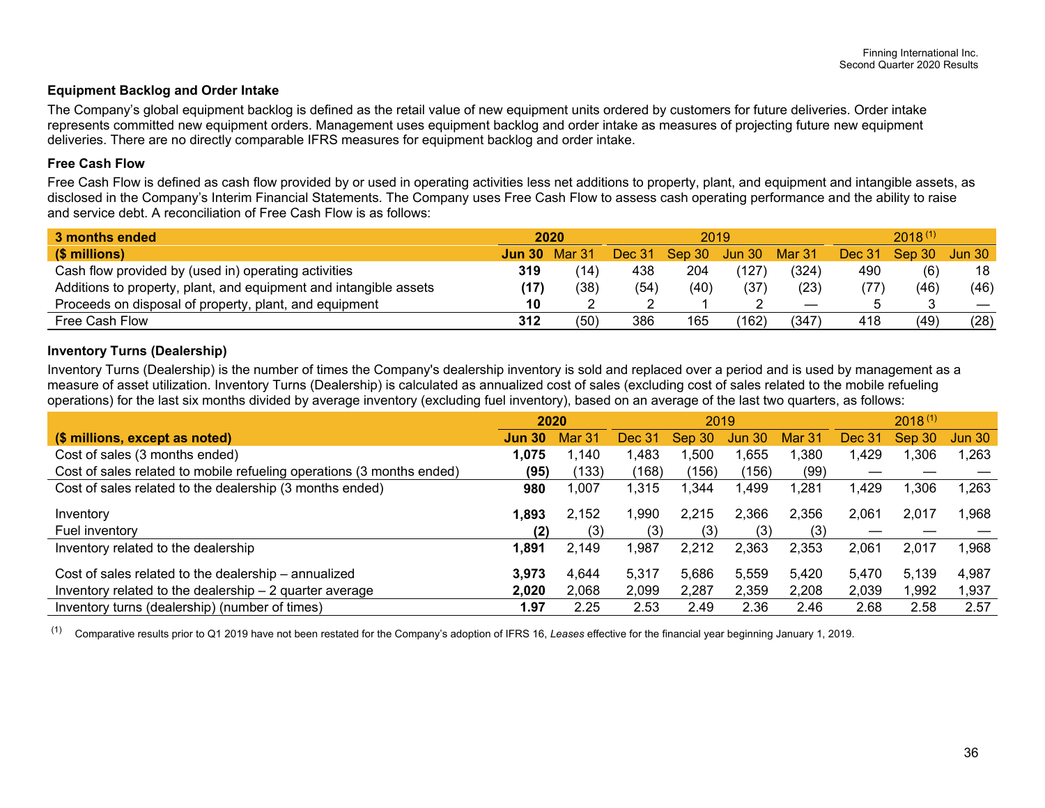### Equipment Backlog and Order Intake

The Company's global equipment backlog is defined as the retail value of new equipment units ordered by customers for future deliveries. Order intake represents committed new equipment orders. Management uses equipment backlog and order intake as measures of projecting future new equipment deliveries. There are no directly comparable IFRS measures for equipment backlog and order intake.

### Free Cash Flow

Free Cash Flow is defined as cash flow provided by or used in operating activities less net additions to property, plant, and equipment and intangible assets, as disclosed in the Company's Interim Financial Statements. The Company uses Free Cash Flow to assess cash operating performance and the ability to raise and service debt. A reconciliation of Free Cash Flow is as follows:

| 3 months ended | 2020 | | 2019 | | | | 2018 [(1)] | | |
|---|---|---|---|---|---|---|---|---|---|
| ($ millions) | Jun 30 | Mar 31 | Dec 31 | Sep 30 | Jun 30 | Mar 31 | Dec 31 | Sep 30 | Jun 30 |
| Cash flow provided by (used in) operating activities | **319** | (14) | 438 | 204 | (127) | (324) | 490 | (6) | 18 |
| Additions to property, plant, and equipment and intangible assets | **(17)** | (38) | (54) | (40) | (37) | (23) | (77) | (46) | (46) |
| Proceeds on disposal of property, plant, and equipment | **10** | 2 | 2 | 1 | 2 | — | 5 | 3 | — |
| Free Cash Flow | **312** | (50) | 386 | 165 | (162) | (347) | 418 | (49) | (28) |

### Inventory Turns (Dealership)

Inventory Turns (Dealership) is the number of times the Company's dealership inventory is sold and replaced over a period and is used by management as a measure of asset utilization. Inventory Turns (Dealership) is calculated as annualized cost of sales (excluding cost of sales related to the mobile refueling operations) for the last six months divided by average inventory (excluding fuel inventory), based on an average of the last two quarters, as follows:

| | 2020 | | 2019 | | | | 2018 [(1)] | | |
|---|---|---|---|---|---|---|---|---|---|
| ($ millions, except as noted) | Jun 30 | Mar 31 | Dec 31 | Sep 30 | Jun 30 | Mar 31 | Dec 31 | Sep 30 | Jun 30 |
| Cost of sales (3 months ended) | **1,075** | 1,140 | 1,483 | 1,500 | 1,655 | 1,380 | 1,429 | 1,306 | 1,263 |
| Cost of sales related to mobile refueling operations (3 months ended) | **(95)** | (133) | (168) | (156) | (156) | (99) | — | — | — |
| Cost of sales related to the dealership (3 months ended) | **980** | 1,007 | 1,315 | 1,344 | 1,499 | 1,281 | 1,429 | 1,306 | 1,263 |
| Inventory | **1,893** | 2,152 | 1,990 | 2,215 | 2,366 | 2,356 | 2,061 | 2,017 | 1,968 |
| Fuel inventory | **(2)** | (3) | (3) | (3) | (3) | (3) | — | — | — |
| Inventory related to the dealership | **1,891** | 2,149 | 1,987 | 2,212 | 2,363 | 2,353 | 2,061 | 2,017 | 1,968 |
| Cost of sales related to the dealership – annualized | **3,973** | 4,644 | 5,317 | 5,686 | 5,559 | 5,420 | 5,470 | 5,139 | 4,987 |
| Inventory related to the dealership – 2 quarter average | **2,020** | 2,068 | 2,099 | 2,287 | 2,359 | 2,208 | 2,039 | 1,992 | 1,937 |
| Inventory turns (dealership) (number of times) | **1.97** | 2.25 | 2.53 | 2.49 | 2.36 | 2.46 | 2.68 | 2.58 | 2.57 |

(1) Comparative results prior to Q1 2019 have not been restated for the Company's adoption of IFRS 16, *Leases* effective for the financial year beginning January 1, 2019.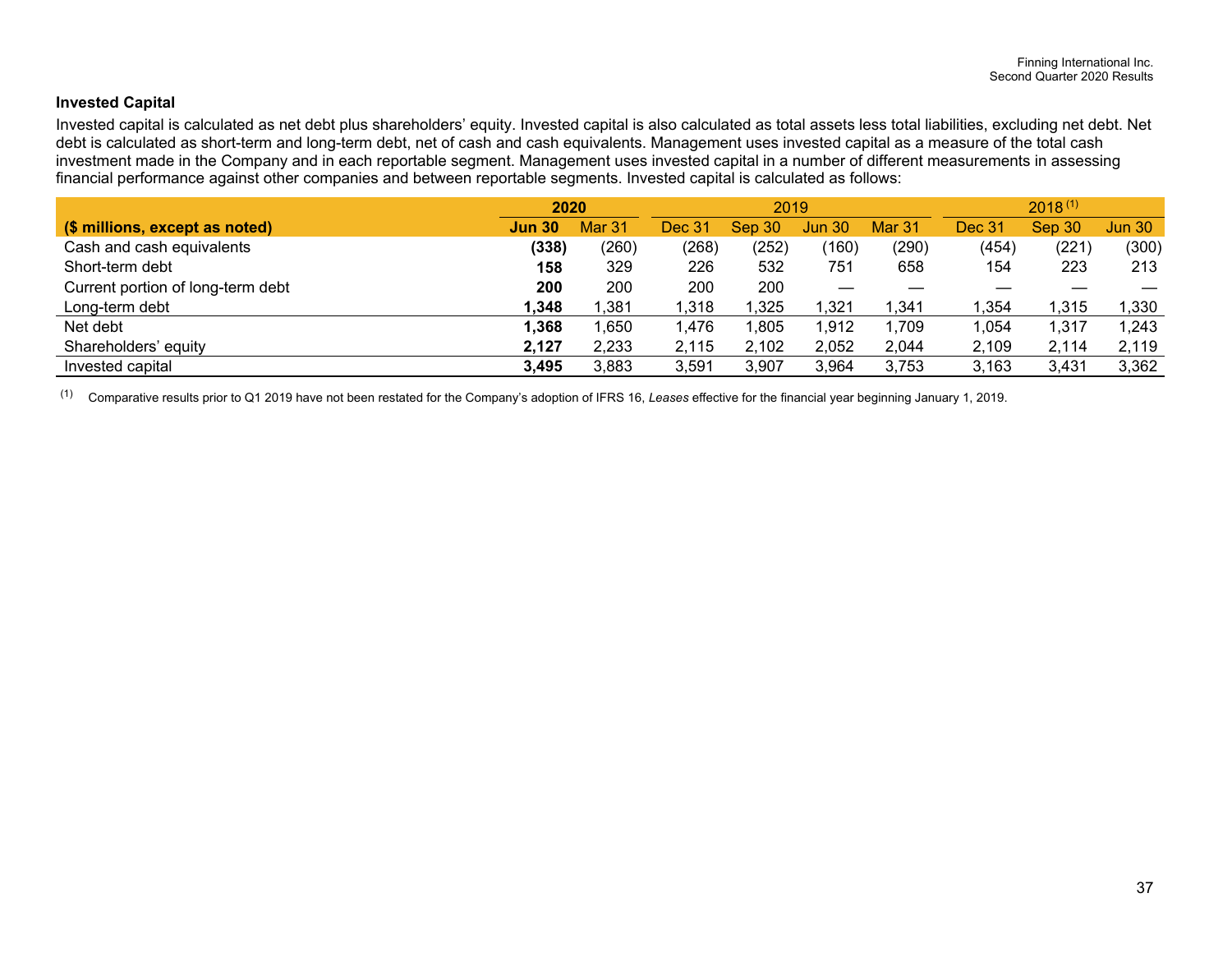### Invested Capital

Invested capital is calculated as net debt plus shareholders' equity. Invested capital is also calculated as total assets less total liabilities, excluding net debt. Net debt is calculated as short-term and long-term debt, net of cash and cash equivalents. Management uses invested capital as a measure of the total cash investment made in the Company and in each reportable segment. Management uses invested capital in a number of different measurements in assessing financial performance against other companies and between reportable segments. Invested capital is calculated as follows:

| | **2020** | | 2019 | | | | 2018 [(1)] | | |
|---|---|---|---|---|---|---|---|---|---|
| **($ millions, except as noted)** | **Jun 30** | Mar 31 | Dec 31 | Sep 30 | Jun 30 | Mar 31 | Dec 31 | Sep 30 | Jun 30 |
| Cash and cash equivalents | **(338)** | (260) | (268) | (252) | (160) | (290) | (454) | (221) | (300) |
| Short-term debt | **158** | 329 | 226 | 532 | 751 | 658 | 154 | 223 | 213 |
| Current portion of long-term debt | **200** | 200 | 200 | 200 | — | — | — | — | — |
| Long-term debt | **1,348** | 1,381 | 1,318 | 1,325 | 1,321 | 1,341 | 1,354 | 1,315 | 1,330 |
| Net debt | **1,368** | 1,650 | 1,476 | 1,805 | 1,912 | 1,709 | 1,054 | 1,317 | 1,243 |
| Shareholders' equity | **2,127** | 2,233 | 2,115 | 2,102 | 2,052 | 2,044 | 2,109 | 2,114 | 2,119 |
| Invested capital | **3,495** | 3,883 | 3,591 | 3,907 | 3,964 | 3,753 | 3,163 | 3,431 | 3,362 |

(1) Comparative results prior to Q1 2019 have not been restated for the Company's adoption of IFRS 16, *Leases* effective for the financial year beginning January 1, 2019.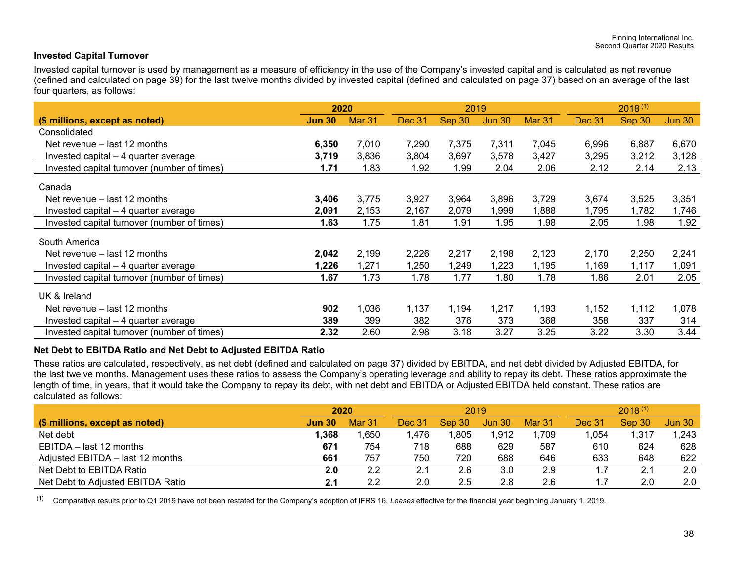### Invested Capital Turnover

Invested capital turnover is used by management as a measure of efficiency in the use of the Company's invested capital and is calculated as net revenue (defined and calculated on page 39) for the last twelve months divided by invested capital (defined and calculated on page 37) based on an average of the last four quarters, as follows:

| | 2020 | | 2019 | | | | 2018 [(1)] | | |
|---|---|---|---|---|---|---|---|---|---|
| **($ millions, except as noted)** | **Jun 30** | Mar 31 | Dec 31 | Sep 30 | Jun 30 | Mar 31 | Dec 31 | Sep 30 | Jun 30 |
| Consolidated | | | | | | | | | |
| Net revenue – last 12 months | **6,350** | 7,010 | 7,290 | 7,375 | 7,311 | 7,045 | 6,996 | 6,887 | 6,670 |
| Invested capital – 4 quarter average | **3,719** | 3,836 | 3,804 | 3,697 | 3,578 | 3,427 | 3,295 | 3,212 | 3,128 |
| Invested capital turnover (number of times) | **1.71** | 1.83 | 1.92 | 1.99 | 2.04 | 2.06 | 2.12 | 2.14 | 2.13 |
| Canada | | | | | | | | | |
| Net revenue – last 12 months | **3,406** | 3,775 | 3,927 | 3,964 | 3,896 | 3,729 | 3,674 | 3,525 | 3,351 |
| Invested capital – 4 quarter average | **2,091** | 2,153 | 2,167 | 2,079 | 1,999 | 1,888 | 1,795 | 1,782 | 1,746 |
| Invested capital turnover (number of times) | **1.63** | 1.75 | 1.81 | 1.91 | 1.95 | 1.98 | 2.05 | 1.98 | 1.92 |
| South America | | | | | | | | | |
| Net revenue – last 12 months | **2,042** | 2,199 | 2,226 | 2,217 | 2,198 | 2,123 | 2,170 | 2,250 | 2,241 |
| Invested capital – 4 quarter average | **1,226** | 1,271 | 1,250 | 1,249 | 1,223 | 1,195 | 1,169 | 1,117 | 1,091 |
| Invested capital turnover (number of times) | **1.67** | 1.73 | 1.78 | 1.77 | 1.80 | 1.78 | 1.86 | 2.01 | 2.05 |
| UK & Ireland | | | | | | | | | |
| Net revenue – last 12 months | **902** | 1,036 | 1,137 | 1,194 | 1,217 | 1,193 | 1,152 | 1,112 | 1,078 |
| Invested capital – 4 quarter average | **389** | 399 | 382 | 376 | 373 | 368 | 358 | 337 | 314 |
| Invested capital turnover (number of times) | **2.32** | 2.60 | 2.98 | 3.18 | 3.27 | 3.25 | 3.22 | 3.30 | 3.44 |

### Net Debt to EBITDA Ratio and Net Debt to Adjusted EBITDA Ratio

These ratios are calculated, respectively, as net debt (defined and calculated on page 37) divided by EBITDA, and net debt divided by Adjusted EBITDA, for the last twelve months. Management uses these ratios to assess the Company's operating leverage and ability to repay its debt. These ratios approximate the length of time, in years, that it would take the Company to repay its debt, with net debt and EBITDA or Adjusted EBITDA held constant. These ratios are calculated as follows:

| | 2020 | | 2019 | | | | 2018 [(1)] | | |
|---|---|---|---|---|---|---|---|---|---|
| **($ millions, except as noted)** | **Jun 30** | Mar 31 | Dec 31 | Sep 30 | Jun 30 | Mar 31 | Dec 31 | Sep 30 | Jun 30 |
| Net debt | **1,368** | 1,650 | 1,476 | 1,805 | 1,912 | 1,709 | 1,054 | 1,317 | 1,243 |
| EBITDA – last 12 months | **671** | 754 | 718 | 688 | 629 | 587 | 610 | 624 | 628 |
| Adjusted EBITDA – last 12 months | **661** | 757 | 750 | 720 | 688 | 646 | 633 | 648 | 622 |
| Net Debt to EBITDA Ratio | **2.0** | 2.2 | 2.1 | 2.6 | 3.0 | 2.9 | 1.7 | 2.1 | 2.0 |
| Net Debt to Adjusted EBITDA Ratio | **2.1** | 2.2 | 2.0 | 2.5 | 2.8 | 2.6 | 1.7 | 2.0 | 2.0 |

(1) Comparative results prior to Q1 2019 have not been restated for the Company's adoption of IFRS 16, *Leases* effective for the financial year beginning January 1, 2019.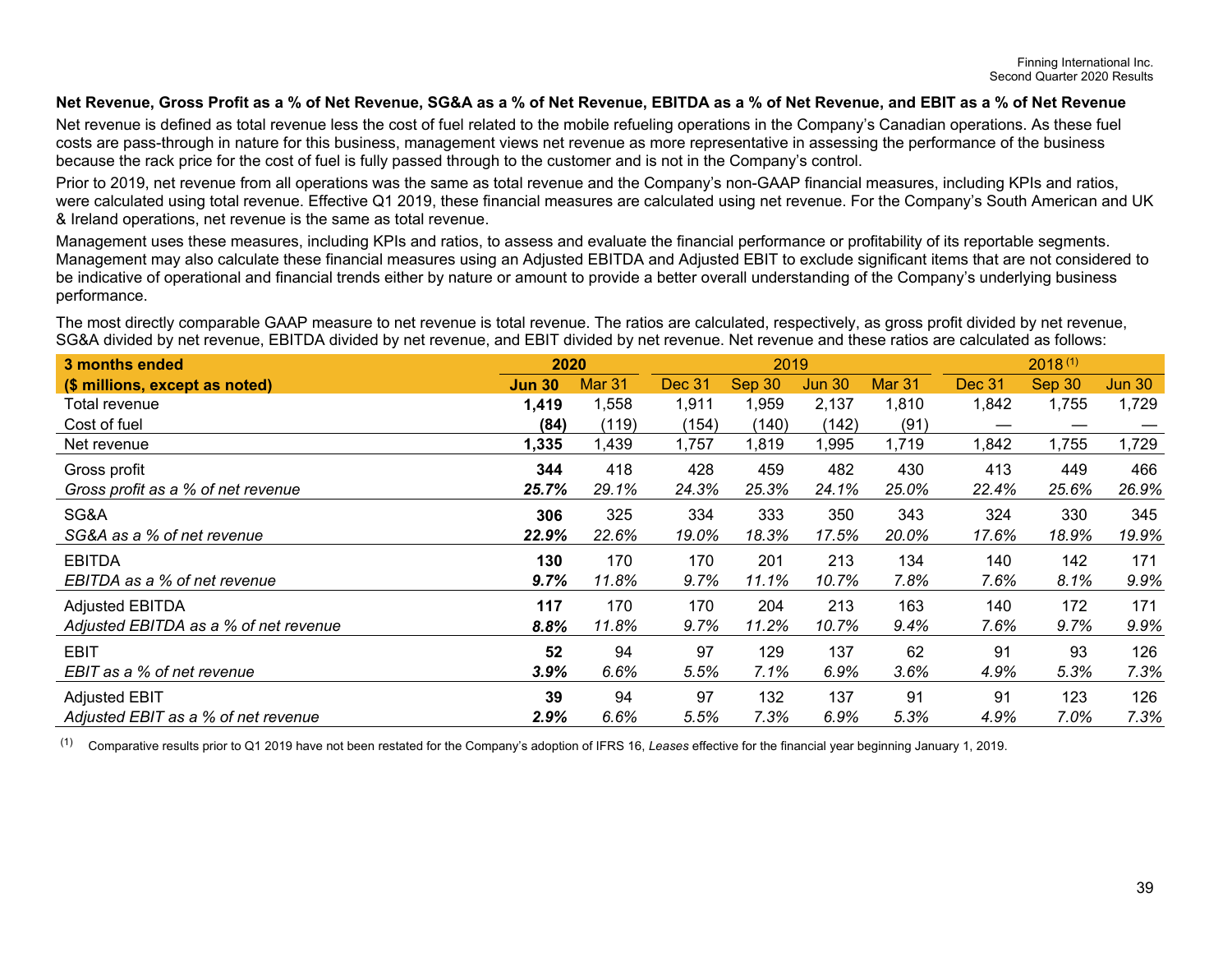**Net Revenue, Gross Profit as a % of Net Revenue, SG&A as a % of Net Revenue, EBITDA as a % of Net Revenue, and EBIT as a % of Net Revenue**

Net revenue is defined as total revenue less the cost of fuel related to the mobile refueling operations in the Company's Canadian operations. As these fuel costs are pass-through in nature for this business, management views net revenue as more representative in assessing the performance of the business because the rack price for the cost of fuel is fully passed through to the customer and is not in the Company's control.

Prior to 2019, net revenue from all operations was the same as total revenue and the Company's non-GAAP financial measures, including KPIs and ratios, were calculated using total revenue. Effective Q1 2019, these financial measures are calculated using net revenue. For the Company's South American and UK & Ireland operations, net revenue is the same as total revenue.

Management uses these measures, including KPIs and ratios, to assess and evaluate the financial performance or profitability of its reportable segments. Management may also calculate these financial measures using an Adjusted EBITDA and Adjusted EBIT to exclude significant items that are not considered to be indicative of operational and financial trends either by nature or amount to provide a better overall understanding of the Company's underlying business performance.

The most directly comparable GAAP measure to net revenue is total revenue. The ratios are calculated, respectively, as gross profit divided by net revenue, SG&A divided by net revenue, EBITDA divided by net revenue, and EBIT divided by net revenue. Net revenue and these ratios are calculated as follows:

| **3 months ended** | **2020** | | 2019 | | | | 2018 (1) | | |
|---|---|---|---|---|---|---|---|---|---|
| **($ millions, except as noted)** | **Jun 30** | Mar 31 | Dec 31 | Sep 30 | Jun 30 | Mar 31 | Dec 31 | Sep 30 | Jun 30 |
| Total revenue | **1,419** | 1,558 | 1,911 | 1,959 | 2,137 | 1,810 | 1,842 | 1,755 | 1,729 |
| Cost of fuel | **(84)** | (119) | (154) | (140) | (142) | (91) | — | — | — |
| Net revenue | **1,335** | 1,439 | 1,757 | 1,819 | 1,995 | 1,719 | 1,842 | 1,755 | 1,729 |
| Gross profit | **344** | 418 | 428 | 459 | 482 | 430 | 413 | 449 | 466 |
| *Gross profit as a % of net revenue* | ***25.7%*** | *29.1%* | *24.3%* | *25.3%* | *24.1%* | *25.0%* | *22.4%* | *25.6%* | *26.9%* |
| SG&A | **306** | 325 | 334 | 333 | 350 | 343 | 324 | 330 | 345 |
| *SG&A as a % of net revenue* | ***22.9%*** | *22.6%* | *19.0%* | *18.3%* | *17.5%* | *20.0%* | *17.6%* | *18.9%* | *19.9%* |
| EBITDA | **130** | 170 | 170 | 201 | 213 | 134 | 140 | 142 | 171 |
| *EBITDA as a % of net revenue* | ***9.7%*** | *11.8%* | *9.7%* | *11.1%* | *10.7%* | *7.8%* | *7.6%* | *8.1%* | *9.9%* |
| Adjusted EBITDA | **117** | 170 | 170 | 204 | 213 | 163 | 140 | 172 | 171 |
| *Adjusted EBITDA as a % of net revenue* | ***8.8%*** | *11.8%* | *9.7%* | *11.2%* | *10.7%* | *9.4%* | *7.6%* | *9.7%* | *9.9%* |
| EBIT | **52** | 94 | 97 | 129 | 137 | 62 | 91 | 93 | 126 |
| *EBIT as a % of net revenue* | ***3.9%*** | *6.6%* | *5.5%* | *7.1%* | *6.9%* | *3.6%* | *4.9%* | *5.3%* | *7.3%* |
| Adjusted EBIT | **39** | 94 | 97 | 132 | 137 | 91 | 91 | 123 | 126 |
| *Adjusted EBIT as a % of net revenue* | ***2.9%*** | *6.6%* | *5.5%* | *7.3%* | *6.9%* | *5.3%* | *4.9%* | *7.0%* | *7.3%* |

(1) Comparative results prior to Q1 2019 have not been restated for the Company's adoption of IFRS 16, *Leases* effective for the financial year beginning January 1, 2019.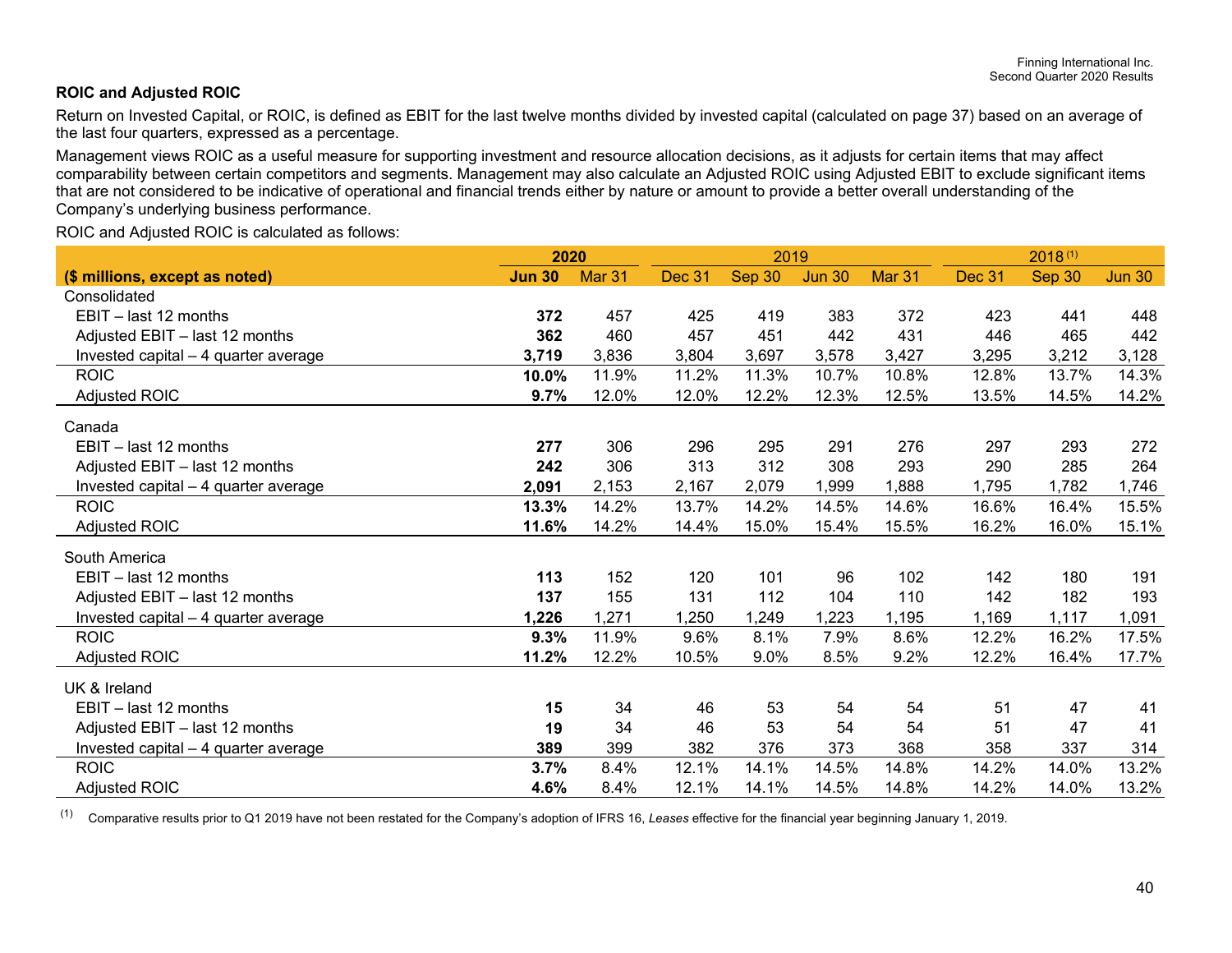## ROIC and Adjusted ROIC

Return on Invested Capital, or ROIC, is defined as EBIT for the last twelve months divided by invested capital (calculated on page 37) based on an average of the last four quarters, expressed as a percentage.

Management views ROIC as a useful measure for supporting investment and resource allocation decisions, as it adjusts for certain items that may affect comparability between certain competitors and segments. Management may also calculate an Adjusted ROIC using Adjusted EBIT to exclude significant items that are not considered to be indicative of operational and financial trends either by nature or amount to provide a better overall understanding of the Company's underlying business performance.

ROIC and Adjusted ROIC is calculated as follows:

| | **2020** | | 2019 | | | | 2018 [(1)] | | |
|---|---|---|---|---|---|---|---|---|---|
| **($ millions, except as noted)** | **Jun 30** | Mar 31 | Dec 31 | Sep 30 | Jun 30 | Mar 31 | Dec 31 | Sep 30 | Jun 30 |
| Consolidated | | | | | | | | | |
| EBIT – last 12 months | **372** | 457 | 425 | 419 | 383 | 372 | 423 | 441 | 448 |
| Adjusted EBIT – last 12 months | **362** | 460 | 457 | 451 | 442 | 431 | 446 | 465 | 442 |
| Invested capital – 4 quarter average | **3,719** | 3,836 | 3,804 | 3,697 | 3,578 | 3,427 | 3,295 | 3,212 | 3,128 |
| ROIC | **10.0%** | 11.9% | 11.2% | 11.3% | 10.7% | 10.8% | 12.8% | 13.7% | 14.3% |
| Adjusted ROIC | **9.7%** | 12.0% | 12.0% | 12.2% | 12.3% | 12.5% | 13.5% | 14.5% | 14.2% |
| Canada | | | | | | | | | |
| EBIT – last 12 months | **277** | 306 | 296 | 295 | 291 | 276 | 297 | 293 | 272 |
| Adjusted EBIT – last 12 months | **242** | 306 | 313 | 312 | 308 | 293 | 290 | 285 | 264 |
| Invested capital – 4 quarter average | **2,091** | 2,153 | 2,167 | 2,079 | 1,999 | 1,888 | 1,795 | 1,782 | 1,746 |
| ROIC | **13.3%** | 14.2% | 13.7% | 14.2% | 14.5% | 14.6% | 16.6% | 16.4% | 15.5% |
| Adjusted ROIC | **11.6%** | 14.2% | 14.4% | 15.0% | 15.4% | 15.5% | 16.2% | 16.0% | 15.1% |
| South America | | | | | | | | | |
| EBIT – last 12 months | **113** | 152 | 120 | 101 | 96 | 102 | 142 | 180 | 191 |
| Adjusted EBIT – last 12 months | **137** | 155 | 131 | 112 | 104 | 110 | 142 | 182 | 193 |
| Invested capital – 4 quarter average | **1,226** | 1,271 | 1,250 | 1,249 | 1,223 | 1,195 | 1,169 | 1,117 | 1,091 |
| ROIC | **9.3%** | 11.9% | 9.6% | 8.1% | 7.9% | 8.6% | 12.2% | 16.2% | 17.5% |
| Adjusted ROIC | **11.2%** | 12.2% | 10.5% | 9.0% | 8.5% | 9.2% | 12.2% | 16.4% | 17.7% |
| UK & Ireland | | | | | | | | | |
| EBIT – last 12 months | **15** | 34 | 46 | 53 | 54 | 54 | 51 | 47 | 41 |
| Adjusted EBIT – last 12 months | **19** | 34 | 46 | 53 | 54 | 54 | 51 | 47 | 41 |
| Invested capital – 4 quarter average | **389** | 399 | 382 | 376 | 373 | 368 | 358 | 337 | 314 |
| ROIC | **3.7%** | 8.4% | 12.1% | 14.1% | 14.5% | 14.8% | 14.2% | 14.0% | 13.2% |
| Adjusted ROIC | **4.6%** | 8.4% | 12.1% | 14.1% | 14.5% | 14.8% | 14.2% | 14.0% | 13.2% |

(1) Comparative results prior to Q1 2019 have not been restated for the Company's adoption of IFRS 16, *Leases* effective for the financial year beginning January 1, 2019.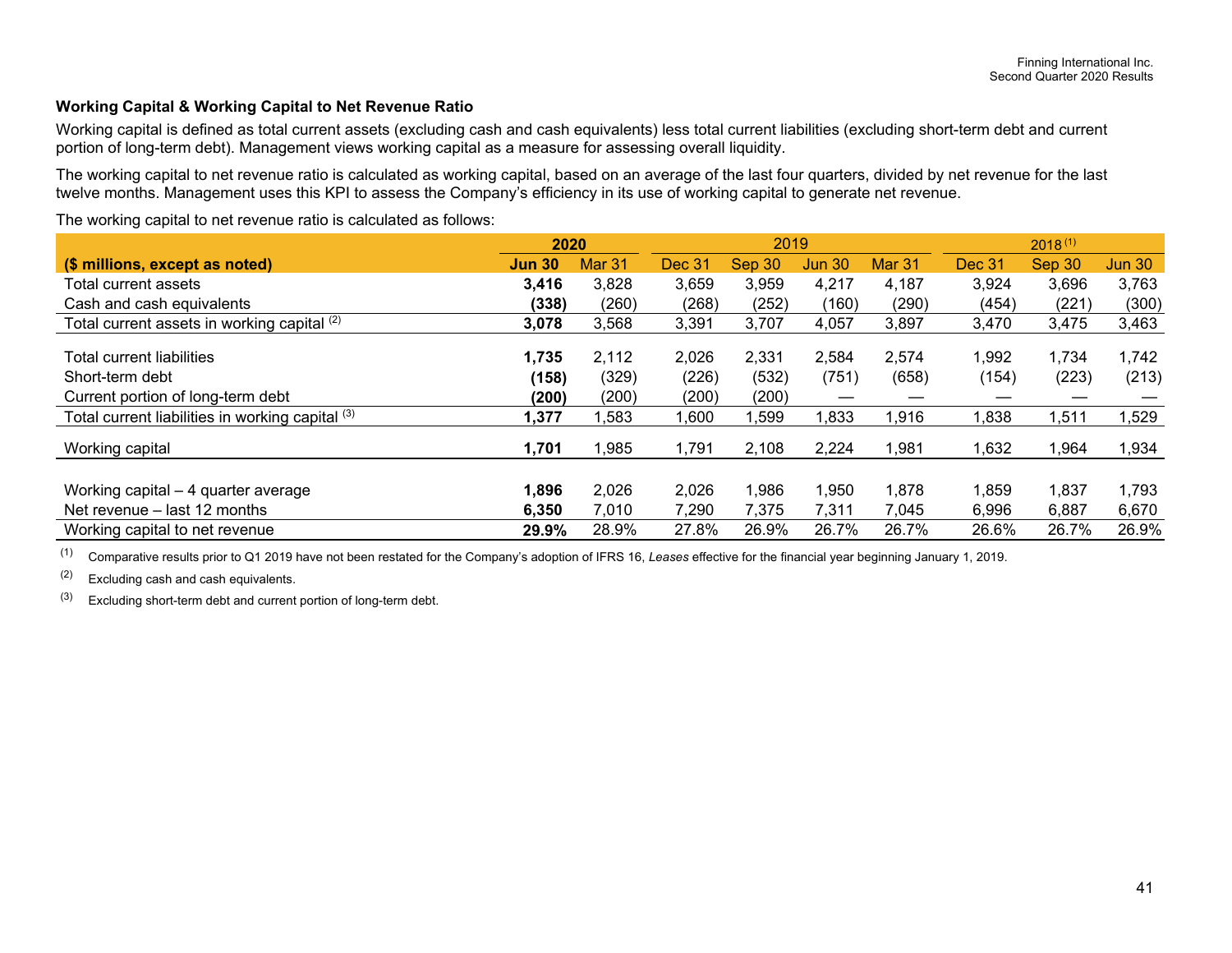### Working Capital & Working Capital to Net Revenue Ratio

Working capital is defined as total current assets (excluding cash and cash equivalents) less total current liabilities (excluding short-term debt and current portion of long-term debt). Management views working capital as a measure for assessing overall liquidity.

The working capital to net revenue ratio is calculated as working capital, based on an average of the last four quarters, divided by net revenue for the last twelve months. Management uses this KPI to assess the Company's efficiency in its use of working capital to generate net revenue.

The working capital to net revenue ratio is calculated as follows:

| | 2020 | | 2019 | | | | 2018 [1] | | |
|---|---|---|---|---|---|---|---|---|---|
| **($ millions, except as noted)** | **Jun 30** | Mar 31 | Dec 31 | Sep 30 | Jun 30 | Mar 31 | Dec 31 | Sep 30 | Jun 30 |
| Total current assets | **3,416** | 3,828 | 3,659 | 3,959 | 4,217 | 4,187 | 3,924 | 3,696 | 3,763 |
| Cash and cash equivalents | **(338)** | (260) | (268) | (252) | (160) | (290) | (454) | (221) | (300) |
| Total current assets in working capital [2] | **3,078** | 3,568 | 3,391 | 3,707 | 4,057 | 3,897 | 3,470 | 3,475 | 3,463 |
| Total current liabilities | **1,735** | 2,112 | 2,026 | 2,331 | 2,584 | 2,574 | 1,992 | 1,734 | 1,742 |
| Short-term debt | **(158)** | (329) | (226) | (532) | (751) | (658) | (154) | (223) | (213) |
| Current portion of long-term debt | **(200)** | (200) | (200) | (200) | — | — | — | — | — |
| Total current liabilities in working capital [3] | **1,377** | 1,583 | 1,600 | 1,599 | 1,833 | 1,916 | 1,838 | 1,511 | 1,529 |
| Working capital | **1,701** | 1,985 | 1,791 | 2,108 | 2,224 | 1,981 | 1,632 | 1,964 | 1,934 |
| Working capital – 4 quarter average | **1,896** | 2,026 | 2,026 | 1,986 | 1,950 | 1,878 | 1,859 | 1,837 | 1,793 |
| Net revenue – last 12 months | **6,350** | 7,010 | 7,290 | 7,375 | 7,311 | 7,045 | 6,996 | 6,887 | 6,670 |
| Working capital to net revenue | **29.9%** | 28.9% | 27.8% | 26.9% | 26.7% | 26.7% | 26.6% | 26.7% | 26.9% |

[1] Comparative results prior to Q1 2019 have not been restated for the Company's adoption of IFRS 16, *Leases* effective for the financial year beginning January 1, 2019.

[2] Excluding cash and cash equivalents.

[3] Excluding short-term debt and current portion of long-term debt.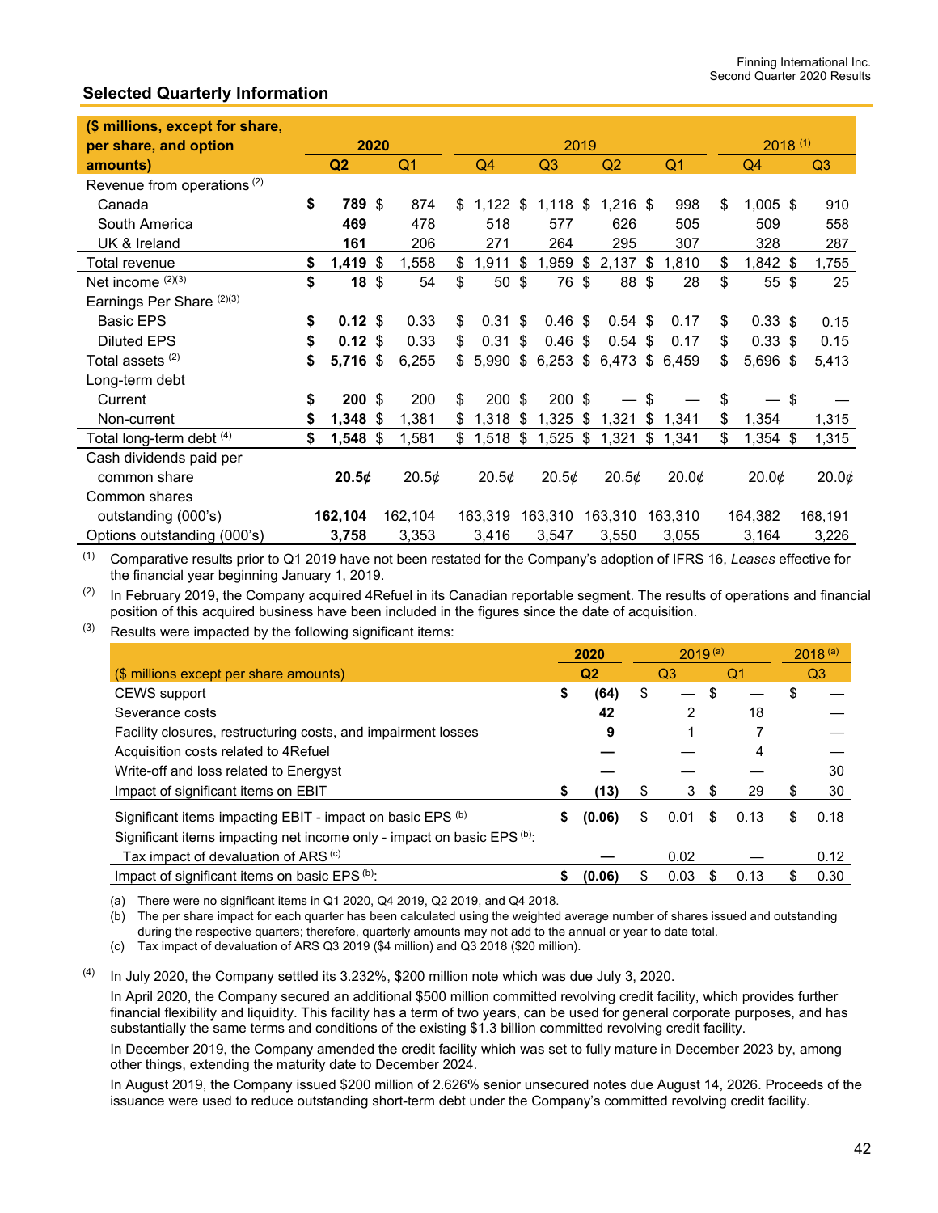## Selected Quarterly Information

| ($ millions, except for share, per share, and option amounts) | 2020 | | 2019 | | | | 2018 [(1)] | |
|---|---|---|---|---|---|---|---|---|
| | **Q2** | Q1 | Q4 | Q3 | Q2 | Q1 | Q4 | Q3 |
| Revenue from operations [(2)] | | | | | | | | |
| Canada | **$ 789** | $ 874 | $ 1,122 | $ 1,118 | $ 1,216 | $ 998 | $ 1,005 | $ 910 |
| South America | **469** | 478 | 518 | 577 | 626 | 505 | 509 | 558 |
| UK & Ireland | **161** | 206 | 271 | 264 | 295 | 307 | 328 | 287 |
| Total revenue | **$ 1,419** | $ 1,558 | $ 1,911 | $ 1,959 | $ 2,137 | $ 1,810 | $ 1,842 | $ 1,755 |
| Net income [(2)(3)] | **$ 18** | $ 54 | $ 50 | $ 76 | $ 88 | $ 28 | $ 55 | $ 25 |
| Earnings Per Share [(2)(3)] | | | | | | | | |
| Basic EPS | **$ 0.12** | $ 0.33 | $ 0.31 | $ 0.46 | $ 0.54 | $ 0.17 | $ 0.33 | $ 0.15 |
| Diluted EPS | **$ 0.12** | $ 0.33 | $ 0.31 | $ 0.46 | $ 0.54 | $ 0.17 | $ 0.33 | $ 0.15 |
| Total assets [(2)] | **$ 5,716** | $ 6,255 | $ 5,990 | $ 6,253 | $ 6,473 | $ 6,459 | $ 5,696 | $ 5,413 |
| Long-term debt | | | | | | | | |
| Current | **$ 200** | $ 200 | $ 200 | $ 200 | $ — | $ — | $ — | $ — |
| Non-current | **$ 1,348** | $ 1,381 | $ 1,318 | $ 1,325 | $ 1,321 | $ 1,341 | $ 1,354 | 1,315 |
| Total long-term debt [(4)] | **$ 1,548** | $ 1,581 | $ 1,518 | $ 1,525 | $ 1,321 | $ 1,341 | $ 1,354 | $ 1,315 |
| Cash dividends paid per common share | **20.5¢** | 20.5¢ | 20.5¢ | 20.5¢ | 20.5¢ | 20.0¢ | 20.0¢ | 20.0¢ |
| Common shares outstanding (000's) | **162,104** | 162,104 | 163,319 | 163,310 | 163,310 | 163,310 | 164,382 | 168,191 |
| Options outstanding (000's) | **3,758** | 3,353 | 3,416 | 3,547 | 3,550 | 3,055 | 3,164 | 3,226 |

(1) Comparative results prior to Q1 2019 have not been restated for the Company's adoption of IFRS 16, *Leases* effective for the financial year beginning January 1, 2019.

(2) In February 2019, the Company acquired 4Refuel in its Canadian reportable segment. The results of operations and financial position of this acquired business have been included in the figures since the date of acquisition.

(3) Results were impacted by the following significant items:

| ($ millions except per share amounts) | 2020 | 2019 [(a)] | | 2018 [(a)] |
|---|---|---|---|---|
| | **Q2** | Q3 | Q1 | Q3 |
| CEWS support | **$ (64)** | $ — | $ — | $ — |
| Severance costs | **42** | 2 | 18 | — |
| Facility closures, restructuring costs, and impairment losses | **9** | 1 | 7 | — |
| Acquisition costs related to 4Refuel | **—** | — | 4 | — |
| Write-off and loss related to Energyst | **—** | — | — | 30 |
| Impact of significant items on EBIT | **$ (13)** | $ 3 | $ 29 | $ 30 |
| Significant items impacting EBIT - impact on basic EPS [(b)] | **$ (0.06)** | $ 0.01 | $ 0.13 | $ 0.18 |
| Significant items impacting net income only - impact on basic EPS [(b)]: | | | | |
| Tax impact of devaluation of ARS [(c)] | **—** | 0.02 | — | 0.12 |
| Impact of significant items on basic EPS [(b)]: | **$ (0.06)** | $ 0.03 | $ 0.13 | $ 0.30 |

(a) There were no significant items in Q1 2020, Q4 2019, Q2 2019, and Q4 2018.
(b) The per share impact for each quarter has been calculated using the weighted average number of shares issued and outstanding during the respective quarters; therefore, quarterly amounts may not add to the annual or year to date total.
(c) Tax impact of devaluation of ARS Q3 2019 ($4 million) and Q3 2018 ($20 million).

(4) In July 2020, the Company settled its 3.232%, $200 million note which was due July 3, 2020.

In April 2020, the Company secured an additional $500 million committed revolving credit facility, which provides further financial flexibility and liquidity. This facility has a term of two years, can be used for general corporate purposes, and has substantially the same terms and conditions of the existing $1.3 billion committed revolving credit facility.

In December 2019, the Company amended the credit facility which was set to fully mature in December 2023 by, among other things, extending the maturity date to December 2024.

In August 2019, the Company issued $200 million of 2.626% senior unsecured notes due August 14, 2026. Proceeds of the issuance were used to reduce outstanding short-term debt under the Company's committed revolving credit facility.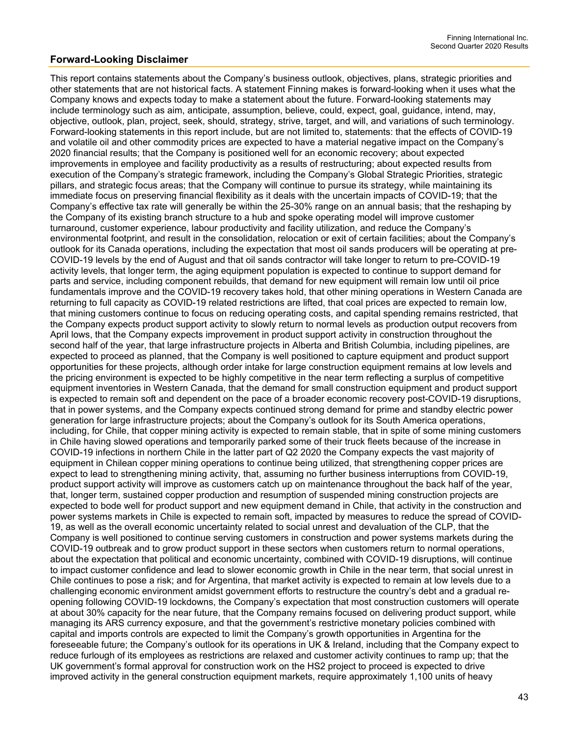## Forward-Looking Disclaimer

This report contains statements about the Company's business outlook, objectives, plans, strategic priorities and other statements that are not historical facts. A statement Finning makes is forward-looking when it uses what the Company knows and expects today to make a statement about the future. Forward-looking statements may include terminology such as aim, anticipate, assumption, believe, could, expect, goal, guidance, intend, may, objective, outlook, plan, project, seek, should, strategy, strive, target, and will, and variations of such terminology. Forward-looking statements in this report include, but are not limited to, statements: that the effects of COVID-19 and volatile oil and other commodity prices are expected to have a material negative impact on the Company's 2020 financial results; that the Company is positioned well for an economic recovery; about expected improvements in employee and facility productivity as a results of restructuring; about expected results from execution of the Company's strategic framework, including the Company's Global Strategic Priorities, strategic pillars, and strategic focus areas; that the Company will continue to pursue its strategy, while maintaining its immediate focus on preserving financial flexibility as it deals with the uncertain impacts of COVID-19; that the Company's effective tax rate will generally be within the 25-30% range on an annual basis; that the reshaping by the Company of its existing branch structure to a hub and spoke operating model will improve customer turnaround, customer experience, labour productivity and facility utilization, and reduce the Company's environmental footprint, and result in the consolidation, relocation or exit of certain facilities; about the Company's outlook for its Canada operations, including the expectation that most oil sands producers will be operating at pre-COVID-19 levels by the end of August and that oil sands contractor will take longer to return to pre-COVID-19 activity levels, that longer term, the aging equipment population is expected to continue to support demand for parts and service, including component rebuilds, that demand for new equipment will remain low until oil price fundamentals improve and the COVID-19 recovery takes hold, that other mining operations in Western Canada are returning to full capacity as COVID-19 related restrictions are lifted, that coal prices are expected to remain low, that mining customers continue to focus on reducing operating costs, and capital spending remains restricted, that the Company expects product support activity to slowly return to normal levels as production output recovers from April lows, that the Company expects improvement in product support activity in construction throughout the second half of the year, that large infrastructure projects in Alberta and British Columbia, including pipelines, are expected to proceed as planned, that the Company is well positioned to capture equipment and product support opportunities for these projects, although order intake for large construction equipment remains at low levels and the pricing environment is expected to be highly competitive in the near term reflecting a surplus of competitive equipment inventories in Western Canada, that the demand for small construction equipment and product support is expected to remain soft and dependent on the pace of a broader economic recovery post-COVID-19 disruptions, that in power systems, and the Company expects continued strong demand for prime and standby electric power generation for large infrastructure projects; about the Company's outlook for its South America operations, including, for Chile, that copper mining activity is expected to remain stable, that in spite of some mining customers in Chile having slowed operations and temporarily parked some of their truck fleets because of the increase in COVID-19 infections in northern Chile in the latter part of Q2 2020 the Company expects the vast majority of equipment in Chilean copper mining operations to continue being utilized, that strengthening copper prices are expect to lead to strengthening mining activity, that, assuming no further business interruptions from COVID-19, product support activity will improve as customers catch up on maintenance throughout the back half of the year, that, longer term, sustained copper production and resumption of suspended mining construction projects are expected to bode well for product support and new equipment demand in Chile, that activity in the construction and power systems markets in Chile is expected to remain soft, impacted by measures to reduce the spread of COVID-19, as well as the overall economic uncertainty related to social unrest and devaluation of the CLP, that the Company is well positioned to continue serving customers in construction and power systems markets during the COVID-19 outbreak and to grow product support in these sectors when customers return to normal operations, about the expectation that political and economic uncertainty, combined with COVID-19 disruptions, will continue to impact customer confidence and lead to slower economic growth in Chile in the near term, that social unrest in Chile continues to pose a risk; and for Argentina, that market activity is expected to remain at low levels due to a challenging economic environment amidst government efforts to restructure the country's debt and a gradual re-opening following COVID-19 lockdowns, the Company's expectation that most construction customers will operate at about 30% capacity for the near future, that the Company remains focused on delivering product support, while managing its ARS currency exposure, and that the government's restrictive monetary policies combined with capital and imports controls are expected to limit the Company's growth opportunities in Argentina for the foreseeable future; the Company's outlook for its operations in UK & Ireland, including that the Company expect to reduce furlough of its employees as restrictions are relaxed and customer activity continues to ramp up; that the UK government's formal approval for construction work on the HS2 project to proceed is expected to drive improved activity in the general construction equipment markets, require approximately 1,100 units of heavy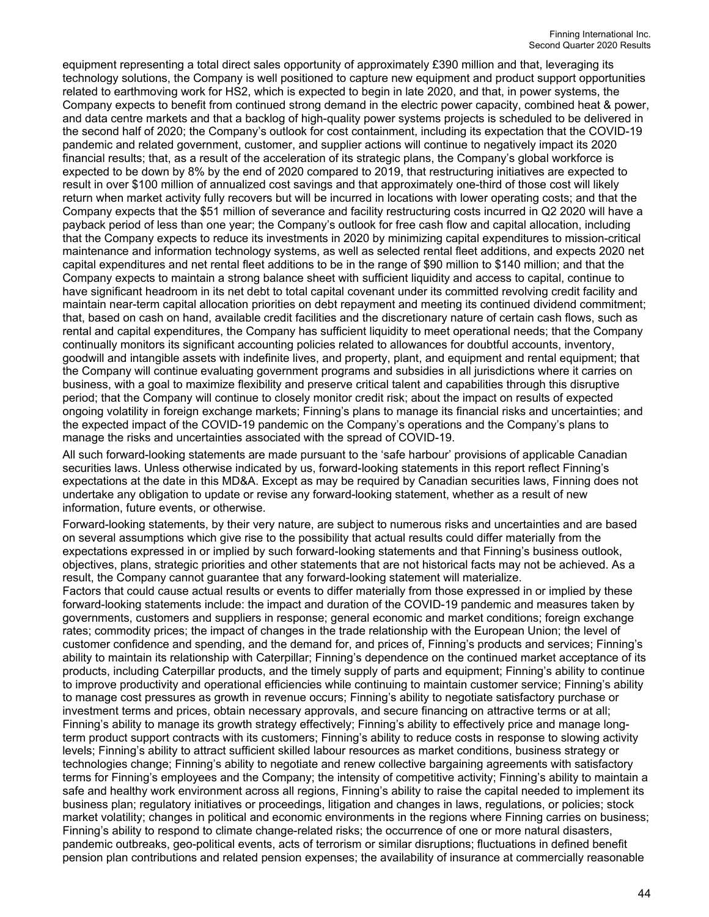equipment representing a total direct sales opportunity of approximately £390 million and that, leveraging its technology solutions, the Company is well positioned to capture new equipment and product support opportunities related to earthmoving work for HS2, which is expected to begin in late 2020, and that, in power systems, the Company expects to benefit from continued strong demand in the electric power capacity, combined heat & power, and data centre markets and that a backlog of high-quality power systems projects is scheduled to be delivered in the second half of 2020; the Company's outlook for cost containment, including its expectation that the COVID-19 pandemic and related government, customer, and supplier actions will continue to negatively impact its 2020 financial results; that, as a result of the acceleration of its strategic plans, the Company's global workforce is expected to be down by 8% by the end of 2020 compared to 2019, that restructuring initiatives are expected to result in over $100 million of annualized cost savings and that approximately one-third of those cost will likely return when market activity fully recovers but will be incurred in locations with lower operating costs; and that the Company expects that the $51 million of severance and facility restructuring costs incurred in Q2 2020 will have a payback period of less than one year; the Company's outlook for free cash flow and capital allocation, including that the Company expects to reduce its investments in 2020 by minimizing capital expenditures to mission-critical maintenance and information technology systems, as well as selected rental fleet additions, and expects 2020 net capital expenditures and net rental fleet additions to be in the range of $90 million to $140 million; and that the Company expects to maintain a strong balance sheet with sufficient liquidity and access to capital, continue to have significant headroom in its net debt to total capital covenant under its committed revolving credit facility and maintain near-term capital allocation priorities on debt repayment and meeting its continued dividend commitment; that, based on cash on hand, available credit facilities and the discretionary nature of certain cash flows, such as rental and capital expenditures, the Company has sufficient liquidity to meet operational needs; that the Company continually monitors its significant accounting policies related to allowances for doubtful accounts, inventory, goodwill and intangible assets with indefinite lives, and property, plant, and equipment and rental equipment; that the Company will continue evaluating government programs and subsidies in all jurisdictions where it carries on business, with a goal to maximize flexibility and preserve critical talent and capabilities through this disruptive period; that the Company will continue to closely monitor credit risk; about the impact on results of expected ongoing volatility in foreign exchange markets; Finning's plans to manage its financial risks and uncertainties; and the expected impact of the COVID-19 pandemic on the Company's operations and the Company's plans to manage the risks and uncertainties associated with the spread of COVID-19.

All such forward-looking statements are made pursuant to the 'safe harbour' provisions of applicable Canadian securities laws. Unless otherwise indicated by us, forward-looking statements in this report reflect Finning's expectations at the date in this MD&A. Except as may be required by Canadian securities laws, Finning does not undertake any obligation to update or revise any forward-looking statement, whether as a result of new information, future events, or otherwise.

Forward-looking statements, by their very nature, are subject to numerous risks and uncertainties and are based on several assumptions which give rise to the possibility that actual results could differ materially from the expectations expressed in or implied by such forward-looking statements and that Finning's business outlook, objectives, plans, strategic priorities and other statements that are not historical facts may not be achieved. As a result, the Company cannot guarantee that any forward-looking statement will materialize.

Factors that could cause actual results or events to differ materially from those expressed in or implied by these forward-looking statements include: the impact and duration of the COVID-19 pandemic and measures taken by governments, customers and suppliers in response; general economic and market conditions; foreign exchange rates; commodity prices; the impact of changes in the trade relationship with the European Union; the level of customer confidence and spending, and the demand for, and prices of, Finning's products and services; Finning's ability to maintain its relationship with Caterpillar; Finning's dependence on the continued market acceptance of its products, including Caterpillar products, and the timely supply of parts and equipment; Finning's ability to continue to improve productivity and operational efficiencies while continuing to maintain customer service; Finning's ability to manage cost pressures as growth in revenue occurs; Finning's ability to negotiate satisfactory purchase or investment terms and prices, obtain necessary approvals, and secure financing on attractive terms or at all; Finning's ability to manage its growth strategy effectively; Finning's ability to effectively price and manage long-term product support contracts with its customers; Finning's ability to reduce costs in response to slowing activity levels; Finning's ability to attract sufficient skilled labour resources as market conditions, business strategy or technologies change; Finning's ability to negotiate and renew collective bargaining agreements with satisfactory terms for Finning's employees and the Company; the intensity of competitive activity; Finning's ability to maintain a safe and healthy work environment across all regions, Finning's ability to raise the capital needed to implement its business plan; regulatory initiatives or proceedings, litigation and changes in laws, regulations, or policies; stock market volatility; changes in political and economic environments in the regions where Finning carries on business; Finning's ability to respond to climate change-related risks; the occurrence of one or more natural disasters, pandemic outbreaks, geo-political events, acts of terrorism or similar disruptions; fluctuations in defined benefit pension plan contributions and related pension expenses; the availability of insurance at commercially reasonable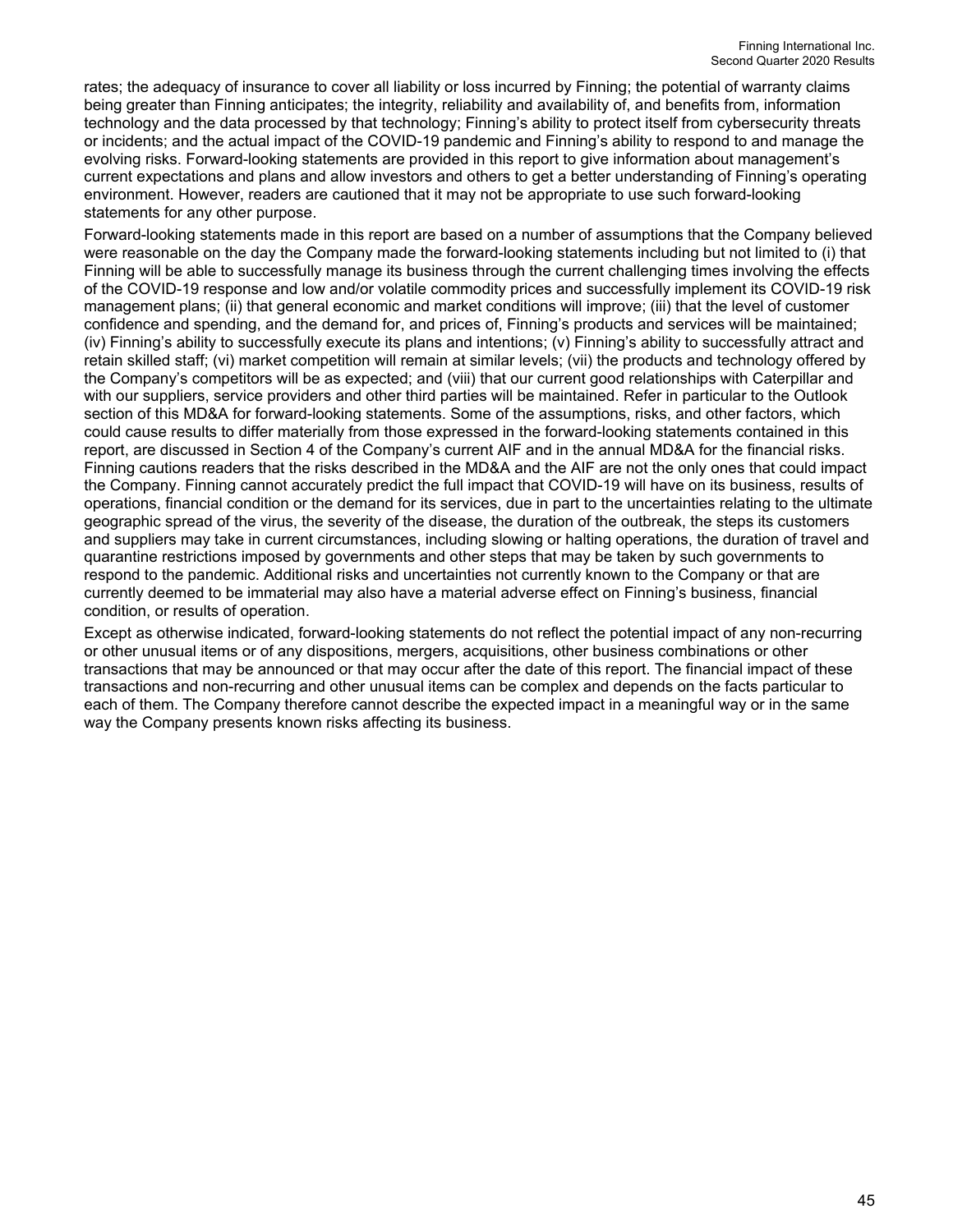rates; the adequacy of insurance to cover all liability or loss incurred by Finning; the potential of warranty claims being greater than Finning anticipates; the integrity, reliability and availability of, and benefits from, information technology and the data processed by that technology; Finning's ability to protect itself from cybersecurity threats or incidents; and the actual impact of the COVID-19 pandemic and Finning's ability to respond to and manage the evolving risks. Forward-looking statements are provided in this report to give information about management's current expectations and plans and allow investors and others to get a better understanding of Finning's operating environment. However, readers are cautioned that it may not be appropriate to use such forward-looking statements for any other purpose.

Forward-looking statements made in this report are based on a number of assumptions that the Company believed were reasonable on the day the Company made the forward-looking statements including but not limited to (i) that Finning will be able to successfully manage its business through the current challenging times involving the effects of the COVID-19 response and low and/or volatile commodity prices and successfully implement its COVID-19 risk management plans; (ii) that general economic and market conditions will improve; (iii) that the level of customer confidence and spending, and the demand for, and prices of, Finning's products and services will be maintained; (iv) Finning's ability to successfully execute its plans and intentions; (v) Finning's ability to successfully attract and retain skilled staff; (vi) market competition will remain at similar levels; (vii) the products and technology offered by the Company's competitors will be as expected; and (viii) that our current good relationships with Caterpillar and with our suppliers, service providers and other third parties will be maintained. Refer in particular to the Outlook section of this MD&A for forward-looking statements. Some of the assumptions, risks, and other factors, which could cause results to differ materially from those expressed in the forward-looking statements contained in this report, are discussed in Section 4 of the Company's current AIF and in the annual MD&A for the financial risks. Finning cautions readers that the risks described in the MD&A and the AIF are not the only ones that could impact the Company. Finning cannot accurately predict the full impact that COVID-19 will have on its business, results of operations, financial condition or the demand for its services, due in part to the uncertainties relating to the ultimate geographic spread of the virus, the severity of the disease, the duration of the outbreak, the steps its customers and suppliers may take in current circumstances, including slowing or halting operations, the duration of travel and quarantine restrictions imposed by governments and other steps that may be taken by such governments to respond to the pandemic. Additional risks and uncertainties not currently known to the Company or that are currently deemed to be immaterial may also have a material adverse effect on Finning's business, financial condition, or results of operation.

Except as otherwise indicated, forward-looking statements do not reflect the potential impact of any non-recurring or other unusual items or of any dispositions, mergers, acquisitions, other business combinations or other transactions that may be announced or that may occur after the date of this report. The financial impact of these transactions and non-recurring and other unusual items can be complex and depends on the facts particular to each of them. The Company therefore cannot describe the expected impact in a meaningful way or in the same way the Company presents known risks affecting its business.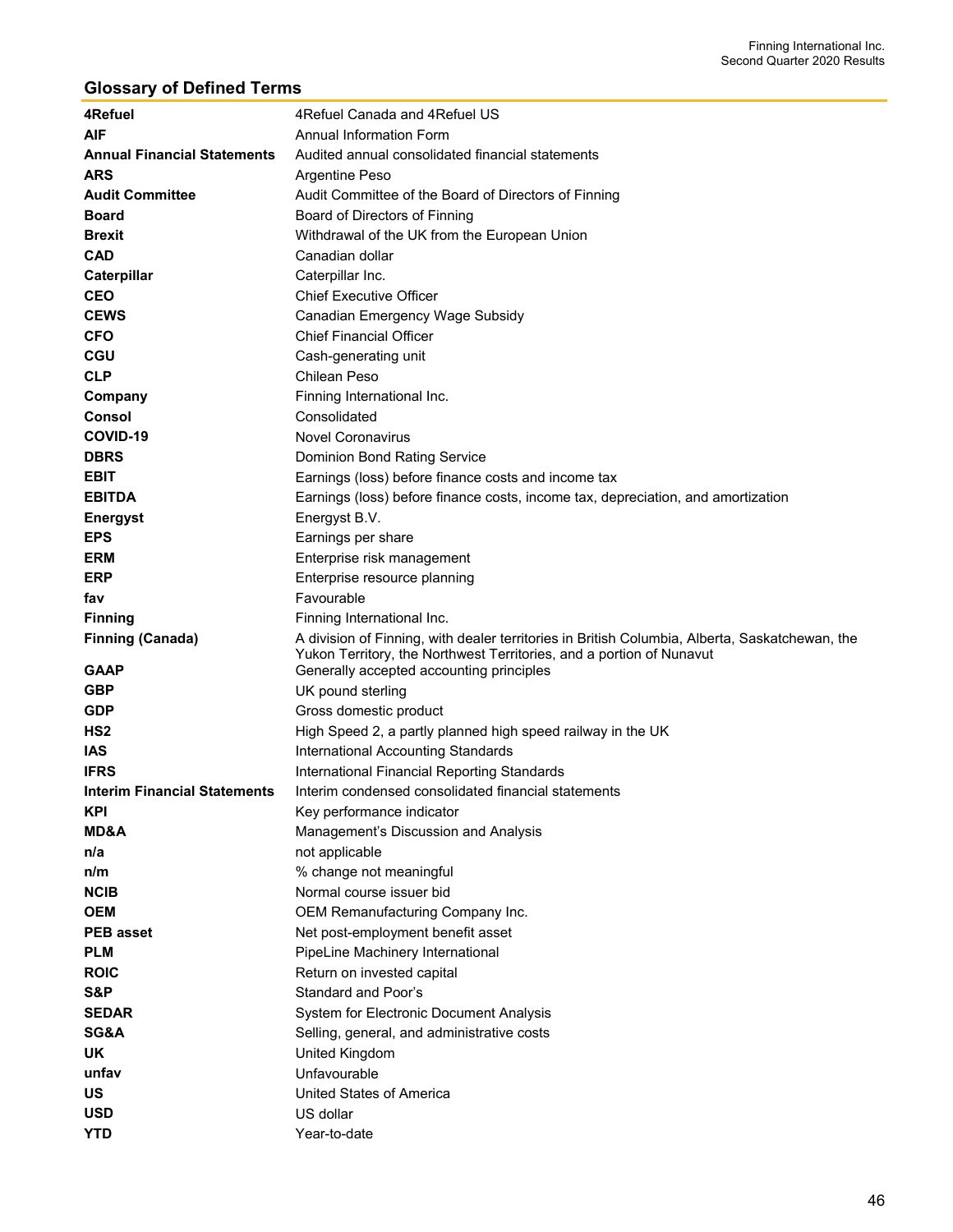## Glossary of Defined Terms

| | |
|---|---|
| **4Refuel** | 4Refuel Canada and 4Refuel US |
| **AIF** | Annual Information Form |
| **Annual Financial Statements** | Audited annual consolidated financial statements |
| **ARS** | Argentine Peso |
| **Audit Committee** | Audit Committee of the Board of Directors of Finning |
| **Board** | Board of Directors of Finning |
| **Brexit** | Withdrawal of the UK from the European Union |
| **CAD** | Canadian dollar |
| **Caterpillar** | Caterpillar Inc. |
| **CEO** | Chief Executive Officer |
| **CEWS** | Canadian Emergency Wage Subsidy |
| **CFO** | Chief Financial Officer |
| **CGU** | Cash-generating unit |
| **CLP** | Chilean Peso |
| **Company** | Finning International Inc. |
| **Consol** | Consolidated |
| **COVID-19** | Novel Coronavirus |
| **DBRS** | Dominion Bond Rating Service |
| **EBIT** | Earnings (loss) before finance costs and income tax |
| **EBITDA** | Earnings (loss) before finance costs, income tax, depreciation, and amortization |
| **Energyst** | Energyst B.V. |
| **EPS** | Earnings per share |
| **ERM** | Enterprise risk management |
| **ERP** | Enterprise resource planning |
| **fav** | Favourable |
| **Finning** | Finning International Inc. |
| **Finning (Canada)** | A division of Finning, with dealer territories in British Columbia, Alberta, Saskatchewan, the Yukon Territory, the Northwest Territories, and a portion of Nunavut |
| **GAAP** | Generally accepted accounting principles |
| **GBP** | UK pound sterling |
| **GDP** | Gross domestic product |
| **HS2** | High Speed 2, a partly planned high speed railway in the UK |
| **IAS** | International Accounting Standards |
| **IFRS** | International Financial Reporting Standards |
| **Interim Financial Statements** | Interim condensed consolidated financial statements |
| **KPI** | Key performance indicator |
| **MD&A** | Management's Discussion and Analysis |
| **n/a** | not applicable |
| **n/m** | % change not meaningful |
| **NCIB** | Normal course issuer bid |
| **OEM** | OEM Remanufacturing Company Inc. |
| **PEB asset** | Net post-employment benefit asset |
| **PLM** | PipeLine Machinery International |
| **ROIC** | Return on invested capital |
| **S&P** | Standard and Poor's |
| **SEDAR** | System for Electronic Document Analysis |
| **SG&A** | Selling, general, and administrative costs |
| **UK** | United Kingdom |
| **unfav** | Unfavourable |
| **US** | United States of America |
| **USD** | US dollar |
| **YTD** | Year-to-date |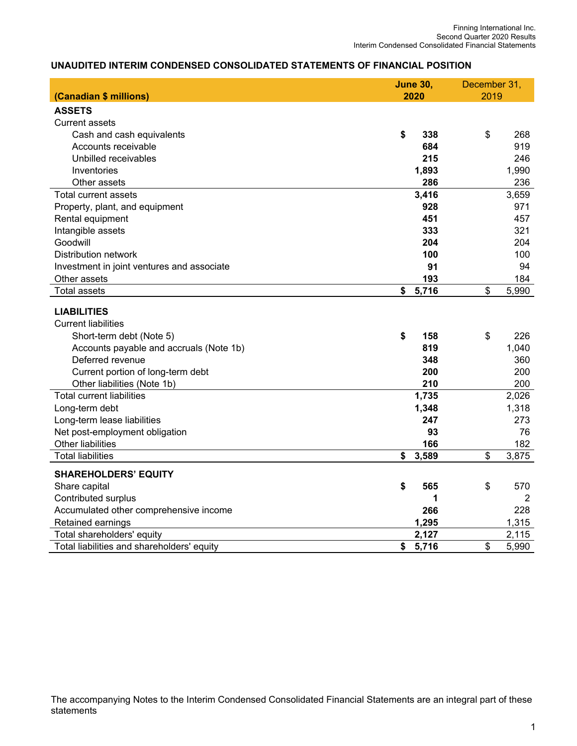## UNAUDITED INTERIM CONDENSED CONSOLIDATED STATEMENTS OF FINANCIAL POSITION

| (Canadian $ millions) | June 30, 2020 | December 31, 2019 |
|---|---|---|
| **ASSETS** | | |
| Current assets | | |
| Cash and cash equivalents | **$ 338** | $ 268 |
| Accounts receivable | **684** | 919 |
| Unbilled receivables | **215** | 246 |
| Inventories | **1,893** | 1,990 |
| Other assets | **286** | 236 |
| Total current assets | **3,416** | 3,659 |
| Property, plant, and equipment | **928** | 971 |
| Rental equipment | **451** | 457 |
| Intangible assets | **333** | 321 |
| Goodwill | **204** | 204 |
| Distribution network | **100** | 100 |
| Investment in joint ventures and associate | **91** | 94 |
| Other assets | **193** | 184 |
| Total assets | **$ 5,716** | $ 5,990 |
| **LIABILITIES** | | |
| Current liabilities | | |
| Short-term debt (Note 5) | **$ 158** | $ 226 |
| Accounts payable and accruals (Note 1b) | **819** | 1,040 |
| Deferred revenue | **348** | 360 |
| Current portion of long-term debt | **200** | 200 |
| Other liabilities (Note 1b) | **210** | 200 |
| Total current liabilities | **1,735** | 2,026 |
| Long-term debt | **1,348** | 1,318 |
| Long-term lease liabilities | **247** | 273 |
| Net post-employment obligation | **93** | 76 |
| Other liabilities | **166** | 182 |
| Total liabilities | **$ 3,589** | $ 3,875 |
| **SHAREHOLDERS' EQUITY** | | |
| Share capital | **$ 565** | $ 570 |
| Contributed surplus | **1** | 2 |
| Accumulated other comprehensive income | **266** | 228 |
| Retained earnings | **1,295** | 1,315 |
| Total shareholders' equity | **2,127** | 2,115 |
| Total liabilities and shareholders' equity | **$ 5,716** | $ 5,990 |

The accompanying Notes to the Interim Condensed Consolidated Financial Statements are an integral part of these statements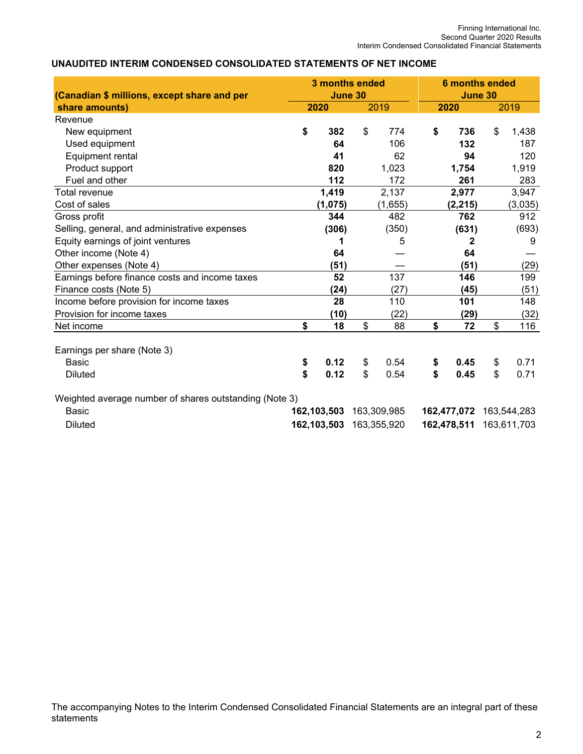## UNAUDITED INTERIM CONDENSED CONSOLIDATED STATEMENTS OF NET INCOME

| (Canadian $ millions, except share and per share amounts) | 3 months ended June 30 2020 | 3 months ended June 30 2019 | 6 months ended June 30 2020 | 6 months ended June 30 2019 |
|---|---|---|---|---|
| Revenue | | | | |
| New equipment | **$ 382** | $ 774 | **$ 736** | $ 1,438 |
| Used equipment | **64** | 106 | **132** | 187 |
| Equipment rental | **41** | 62 | **94** | 120 |
| Product support | **820** | 1,023 | **1,754** | 1,919 |
| Fuel and other | **112** | 172 | **261** | 283 |
| Total revenue | **1,419** | 2,137 | **2,977** | 3,947 |
| Cost of sales | **(1,075)** | (1,655) | **(2,215)** | (3,035) |
| Gross profit | **344** | 482 | **762** | 912 |
| Selling, general, and administrative expenses | **(306)** | (350) | **(631)** | (693) |
| Equity earnings of joint ventures | **1** | 5 | **2** | 9 |
| Other income (Note 4) | **64** | — | **64** | — |
| Other expenses (Note 4) | **(51)** | — | **(51)** | (29) |
| Earnings before finance costs and income taxes | **52** | 137 | **146** | 199 |
| Finance costs (Note 5) | **(24)** | (27) | **(45)** | (51) |
| Income before provision for income taxes | **28** | 110 | **101** | 148 |
| Provision for income taxes | **(10)** | (22) | **(29)** | (32) |
| Net income | **$ 18** | $ 88 | **$ 72** | $ 116 |
| | | | | |
| Earnings per share (Note 3) | | | | |
| Basic | **$ 0.12** | $ 0.54 | **$ 0.45** | $ 0.71 |
| Diluted | **$ 0.12** | $ 0.54 | **$ 0.45** | $ 0.71 |
| | | | | |
| Weighted average number of shares outstanding (Note 3) | | | | |
| Basic | **162,103,503** | 163,309,985 | **162,477,072** | 163,544,283 |
| Diluted | **162,103,503** | 163,355,920 | **162,478,511** | 163,611,703 |

The accompanying Notes to the Interim Condensed Consolidated Financial Statements are an integral part of these statements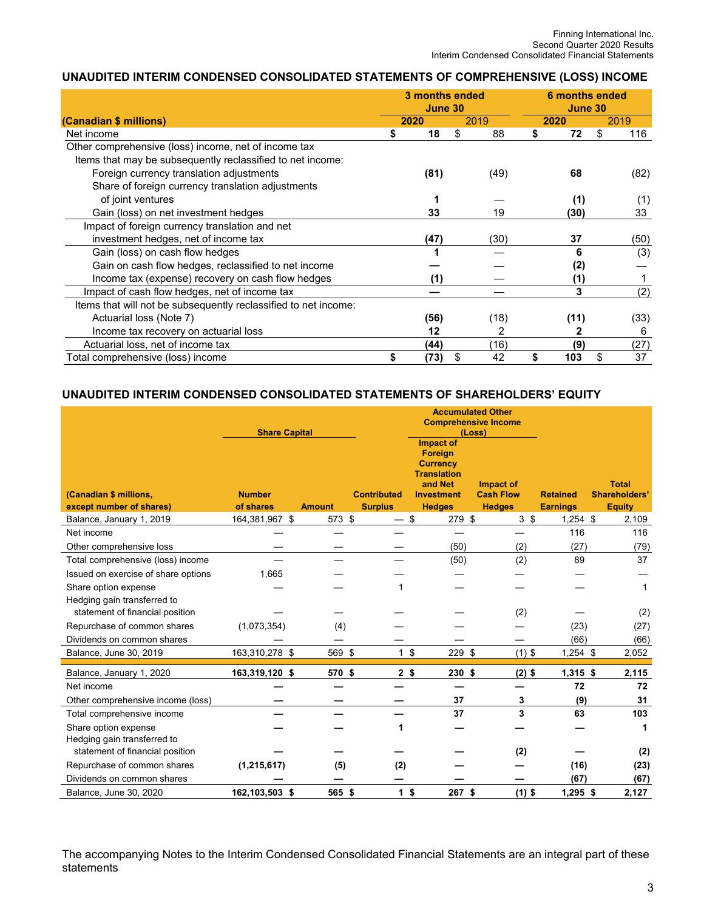## UNAUDITED INTERIM CONDENSED CONSOLIDATED STATEMENTS OF COMPREHENSIVE (LOSS) INCOME

| (Canadian $ millions) | 3 months ended June 30 2020 | 3 months ended June 30 2019 | 6 months ended June 30 2020 | 6 months ended June 30 2019 |
|---|---|---|---|---|
| Net income | **$ 18** | $ 88 | **$ 72** | $ 116 |
| Other comprehensive (loss) income, net of income tax | | | | |
| Items that may be subsequently reclassified to net income: | | | | |
| Foreign currency translation adjustments | **(81)** | (49) | **68** | (82) |
| Share of foreign currency translation adjustments of joint ventures | **1** | — | **(1)** | (1) |
| Gain (loss) on net investment hedges | **33** | 19 | **(30)** | 33 |
| Impact of foreign currency translation and net investment hedges, net of income tax | **(47)** | (30) | **37** | (50) |
| Gain (loss) on cash flow hedges | **1** | — | **6** | (3) |
| Gain on cash flow hedges, reclassified to net income | **—** | — | **(2)** | — |
| Income tax (expense) recovery on cash flow hedges | **(1)** | — | **(1)** | 1 |
| Impact of cash flow hedges, net of income tax | **—** | — | **3** | (2) |
| Items that will not be subsequently reclassified to net income: | | | | |
| Actuarial loss (Note 7) | **(56)** | (18) | **(11)** | (33) |
| Income tax recovery on actuarial loss | **12** | 2 | **2** | 6 |
| Actuarial loss, net of income tax | **(44)** | (16) | **(9)** | (27) |
| Total comprehensive (loss) income | **$ (73)** | $ 42 | **$ 103** | $ 37 |

## UNAUDITED INTERIM CONDENSED CONSOLIDATED STATEMENTS OF SHAREHOLDERS' EQUITY

| (Canadian $ millions, except number of shares) | Share Capital | | | Accumulated Other Comprehensive Income (Loss) | | | |
|---|---|---|---|---|---|---|---|
| | Number of shares | Amount | Contributed Surplus | Impact of Foreign Currency Translation and Net Investment Hedges | Impact of Cash Flow Hedges | Retained Earnings | Total Shareholders' Equity |
| Balance, January 1, 2019 | 164,381,967 | $ 573 | $ — | $ 279 | $ 3 | $ 1,254 | $ 2,109 |
| Net income | — | — | — | — | — | 116 | 116 |
| Other comprehensive loss | — | — | — | (50) | (2) | (27) | (79) |
| Total comprehensive (loss) income | — | — | — | (50) | (2) | 89 | 37 |
| Issued on exercise of share options | 1,665 | — | — | — | — | — | — |
| Share option expense | — | — | 1 | — | — | — | 1 |
| Hedging gain transferred to statement of financial position | — | — | — | — | (2) | — | (2) |
| Repurchase of common shares | (1,073,354) | (4) | — | — | — | (23) | (27) |
| Dividends on common shares | — | — | — | — | — | (66) | (66) |
| Balance, June 30, 2019 | 163,310,278 | $ 569 | $ 1 | $ 229 | $ (1) | $ 1,254 | $ 2,052 |
| **Balance, January 1, 2020** | **163,319,120** | **$ 570** | **$ 2** | **$ 230** | **$ (2)** | **$ 1,315** | **$ 2,115** |
| Net income | **—** | **—** | **—** | **—** | **—** | **72** | **72** |
| Other comprehensive income (loss) | **—** | **—** | **—** | **37** | **3** | **(9)** | **31** |
| Total comprehensive income | **—** | **—** | **—** | **37** | **3** | **63** | **103** |
| Share option expense | **—** | **—** | **1** | **—** | **—** | **—** | **1** |
| Hedging gain transferred to statement of financial position | **—** | **—** | **—** | **—** | **(2)** | **—** | **(2)** |
| Repurchase of common shares | **(1,215,617)** | **(5)** | **(2)** | **—** | **—** | **(16)** | **(23)** |
| Dividends on common shares | **—** | **—** | **—** | **—** | **—** | **(67)** | **(67)** |
| Balance, June 30, 2020 | **162,103,503** | **$ 565** | **$ 1** | **$ 267** | **$ (1)** | **$ 1,295** | **$ 2,127** |

The accompanying Notes to the Interim Condensed Consolidated Financial Statements are an integral part of these statements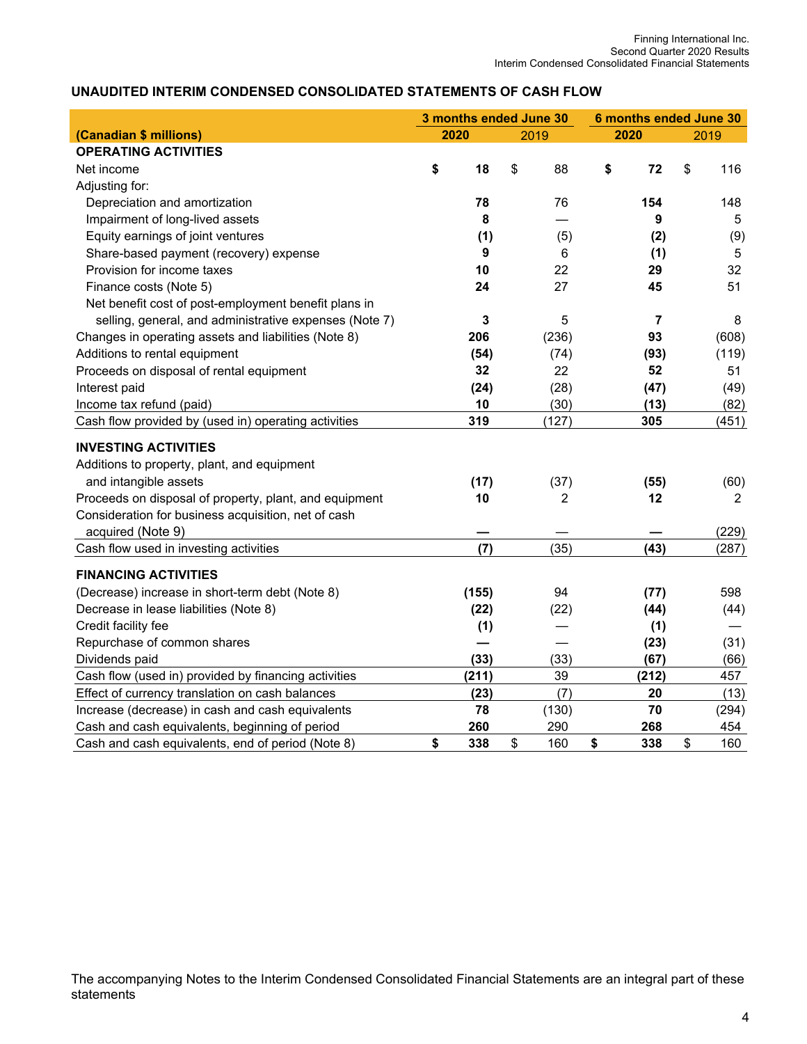## UNAUDITED INTERIM CONDENSED CONSOLIDATED STATEMENTS OF CASH FLOW

| (Canadian $ millions) | 3 months ended June 30 2020 | 3 months ended June 30 2019 | 6 months ended June 30 2020 | 6 months ended June 30 2019 |
|---|---|---|---|---|
| **OPERATING ACTIVITIES** | | | | |
| Net income | **$ 18** | $ 88 | **$ 72** | $ 116 |
| Adjusting for: | | | | |
| Depreciation and amortization | **78** | 76 | **154** | 148 |
| Impairment of long-lived assets | **8** | — | **9** | 5 |
| Equity earnings of joint ventures | **(1)** | (5) | **(2)** | (9) |
| Share-based payment (recovery) expense | **9** | 6 | **(1)** | 5 |
| Provision for income taxes | **10** | 22 | **29** | 32 |
| Finance costs (Note 5) | **24** | 27 | **45** | 51 |
| Net benefit cost of post-employment benefit plans in selling, general, and administrative expenses (Note 7) | **3** | 5 | **7** | 8 |
| Changes in operating assets and liabilities (Note 8) | **206** | (236) | **93** | (608) |
| Additions to rental equipment | **(54)** | (74) | **(93)** | (119) |
| Proceeds on disposal of rental equipment | **32** | 22 | **52** | 51 |
| Interest paid | **(24)** | (28) | **(47)** | (49) |
| Income tax refund (paid) | **10** | (30) | **(13)** | (82) |
| Cash flow provided by (used in) operating activities | **319** | (127) | **305** | (451) |
| **INVESTING ACTIVITIES** | | | | |
| Additions to property, plant, and equipment and intangible assets | **(17)** | (37) | **(55)** | (60) |
| Proceeds on disposal of property, plant, and equipment | **10** | 2 | **12** | 2 |
| Consideration for business acquisition, net of cash acquired (Note 9) | **—** | — | **—** | (229) |
| Cash flow used in investing activities | **(7)** | (35) | **(43)** | (287) |
| **FINANCING ACTIVITIES** | | | | |
| (Decrease) increase in short-term debt (Note 8) | **(155)** | 94 | **(77)** | 598 |
| Decrease in lease liabilities (Note 8) | **(22)** | (22) | **(44)** | (44) |
| Credit facility fee | **(1)** | — | **(1)** | — |
| Repurchase of common shares | **—** | — | **(23)** | (31) |
| Dividends paid | **(33)** | (33) | **(67)** | (66) |
| Cash flow (used in) provided by financing activities | **(211)** | 39 | **(212)** | 457 |
| Effect of currency translation on cash balances | **(23)** | (7) | **20** | (13) |
| Increase (decrease) in cash and cash equivalents | **78** | (130) | **70** | (294) |
| Cash and cash equivalents, beginning of period | **260** | 290 | **268** | 454 |
| Cash and cash equivalents, end of period (Note 8) | **$ 338** | $ 160 | **$ 338** | $ 160 |

The accompanying Notes to the Interim Condensed Consolidated Financial Statements are an integral part of these statements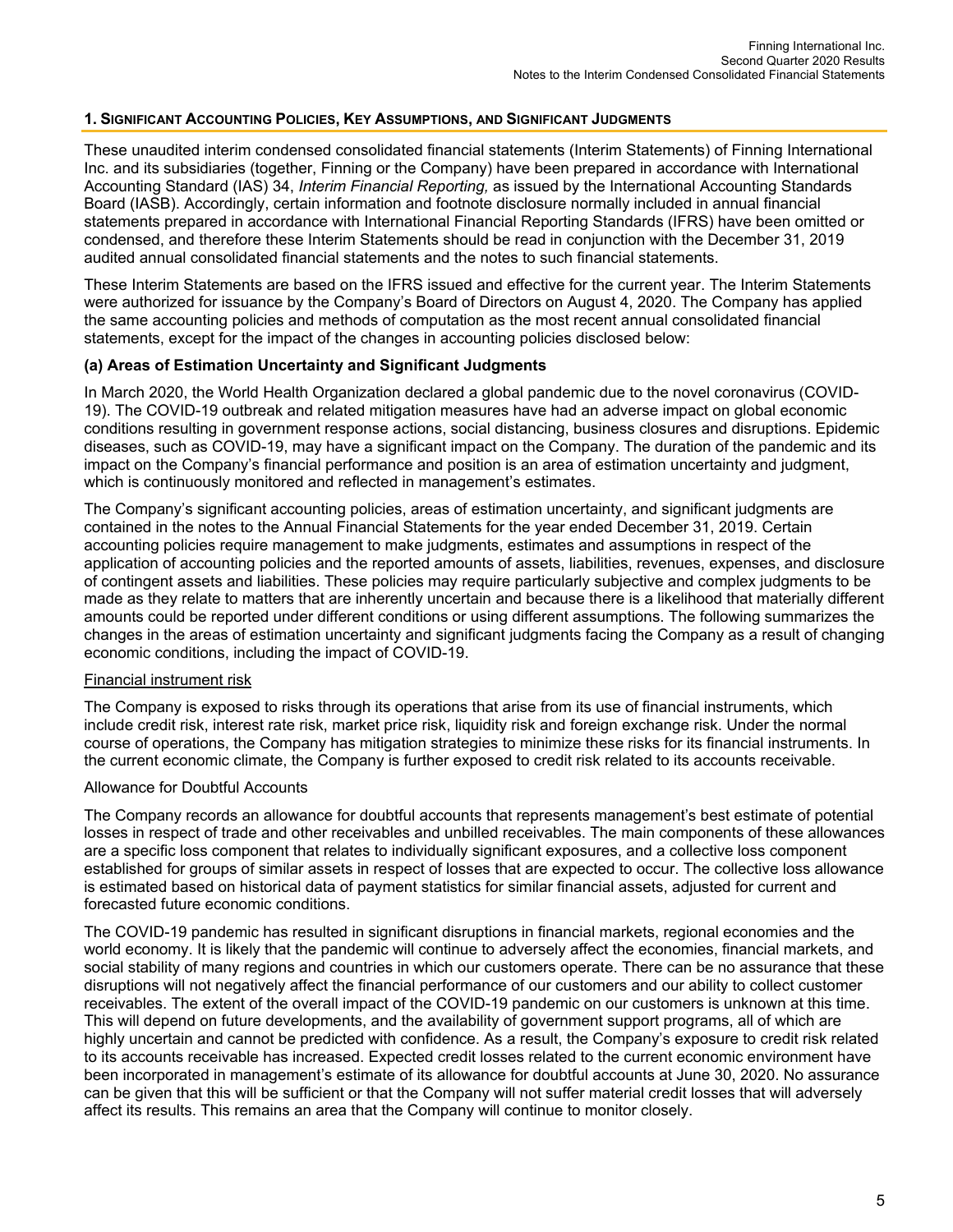## 1. Significant Accounting Policies, Key Assumptions, and Significant Judgments

These unaudited interim condensed consolidated financial statements (Interim Statements) of Finning International Inc. and its subsidiaries (together, Finning or the Company) have been prepared in accordance with International Accounting Standard (IAS) 34, *Interim Financial Reporting,* as issued by the International Accounting Standards Board (IASB). Accordingly, certain information and footnote disclosure normally included in annual financial statements prepared in accordance with International Financial Reporting Standards (IFRS) have been omitted or condensed, and therefore these Interim Statements should be read in conjunction with the December 31, 2019 audited annual consolidated financial statements and the notes to such financial statements.

These Interim Statements are based on the IFRS issued and effective for the current year. The Interim Statements were authorized for issuance by the Company's Board of Directors on August 4, 2020. The Company has applied the same accounting policies and methods of computation as the most recent annual consolidated financial statements, except for the impact of the changes in accounting policies disclosed below:

### (a) Areas of Estimation Uncertainty and Significant Judgments

In March 2020, the World Health Organization declared a global pandemic due to the novel coronavirus (COVID-19). The COVID-19 outbreak and related mitigation measures have had an adverse impact on global economic conditions resulting in government response actions, social distancing, business closures and disruptions. Epidemic diseases, such as COVID-19, may have a significant impact on the Company. The duration of the pandemic and its impact on the Company's financial performance and position is an area of estimation uncertainty and judgment, which is continuously monitored and reflected in management's estimates.

The Company's significant accounting policies, areas of estimation uncertainty, and significant judgments are contained in the notes to the Annual Financial Statements for the year ended December 31, 2019. Certain accounting policies require management to make judgments, estimates and assumptions in respect of the application of accounting policies and the reported amounts of assets, liabilities, revenues, expenses, and disclosure of contingent assets and liabilities. These policies may require particularly subjective and complex judgments to be made as they relate to matters that are inherently uncertain and because there is a likelihood that materially different amounts could be reported under different conditions or using different assumptions. The following summarizes the changes in the areas of estimation uncertainty and significant judgments facing the Company as a result of changing economic conditions, including the impact of COVID-19.

Financial instrument risk

The Company is exposed to risks through its operations that arise from its use of financial instruments, which include credit risk, interest rate risk, market price risk, liquidity risk and foreign exchange risk. Under the normal course of operations, the Company has mitigation strategies to minimize these risks for its financial instruments. In the current economic climate, the Company is further exposed to credit risk related to its accounts receivable.

Allowance for Doubtful Accounts

The Company records an allowance for doubtful accounts that represents management's best estimate of potential losses in respect of trade and other receivables and unbilled receivables. The main components of these allowances are a specific loss component that relates to individually significant exposures, and a collective loss component established for groups of similar assets in respect of losses that are expected to occur. The collective loss allowance is estimated based on historical data of payment statistics for similar financial assets, adjusted for current and forecasted future economic conditions.

The COVID-19 pandemic has resulted in significant disruptions in financial markets, regional economies and the world economy. It is likely that the pandemic will continue to adversely affect the economies, financial markets, and social stability of many regions and countries in which our customers operate. There can be no assurance that these disruptions will not negatively affect the financial performance of our customers and our ability to collect customer receivables. The extent of the overall impact of the COVID-19 pandemic on our customers is unknown at this time. This will depend on future developments, and the availability of government support programs, all of which are highly uncertain and cannot be predicted with confidence. As a result, the Company's exposure to credit risk related to its accounts receivable has increased. Expected credit losses related to the current economic environment have been incorporated in management's estimate of its allowance for doubtful accounts at June 30, 2020. No assurance can be given that this will be sufficient or that the Company will not suffer material credit losses that will adversely affect its results. This remains an area that the Company will continue to monitor closely.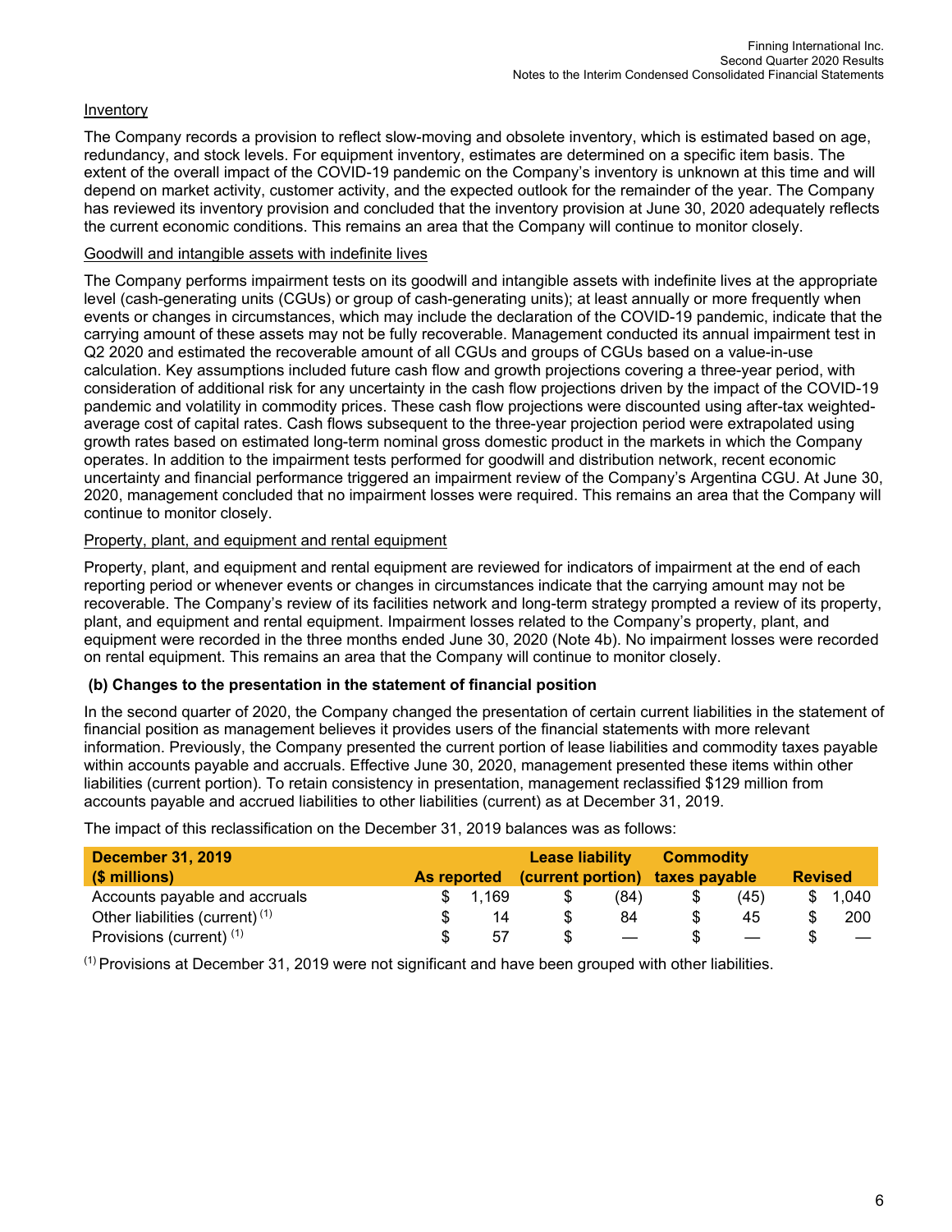Inventory

The Company records a provision to reflect slow-moving and obsolete inventory, which is estimated based on age, redundancy, and stock levels. For equipment inventory, estimates are determined on a specific item basis. The extent of the overall impact of the COVID-19 pandemic on the Company's inventory is unknown at this time and will depend on market activity, customer activity, and the expected outlook for the remainder of the year. The Company has reviewed its inventory provision and concluded that the inventory provision at June 30, 2020 adequately reflects the current economic conditions. This remains an area that the Company will continue to monitor closely.

Goodwill and intangible assets with indefinite lives

The Company performs impairment tests on its goodwill and intangible assets with indefinite lives at the appropriate level (cash-generating units (CGUs) or group of cash-generating units); at least annually or more frequently when events or changes in circumstances, which may include the declaration of the COVID-19 pandemic, indicate that the carrying amount of these assets may not be fully recoverable. Management conducted its annual impairment test in Q2 2020 and estimated the recoverable amount of all CGUs and groups of CGUs based on a value-in-use calculation. Key assumptions included future cash flow and growth projections covering a three-year period, with consideration of additional risk for any uncertainty in the cash flow projections driven by the impact of the COVID-19 pandemic and volatility in commodity prices. These cash flow projections were discounted using after-tax weighted-average cost of capital rates. Cash flows subsequent to the three-year projection period were extrapolated using growth rates based on estimated long-term nominal gross domestic product in the markets in which the Company operates. In addition to the impairment tests performed for goodwill and distribution network, recent economic uncertainty and financial performance triggered an impairment review of the Company's Argentina CGU. At June 30, 2020, management concluded that no impairment losses were required. This remains an area that the Company will continue to monitor closely.

Property, plant, and equipment and rental equipment

Property, plant, and equipment and rental equipment are reviewed for indicators of impairment at the end of each reporting period or whenever events or changes in circumstances indicate that the carrying amount may not be recoverable. The Company's review of its facilities network and long-term strategy prompted a review of its property, plant, and equipment and rental equipment. Impairment losses related to the Company's property, plant, and equipment were recorded in the three months ended June 30, 2020 (Note 4b). No impairment losses were recorded on rental equipment. This remains an area that the Company will continue to monitor closely.

**(b) Changes to the presentation in the statement of financial position**

In the second quarter of 2020, the Company changed the presentation of certain current liabilities in the statement of financial position as management believes it provides users of the financial statements with more relevant information. Previously, the Company presented the current portion of lease liabilities and commodity taxes payable within accounts payable and accruals. Effective June 30, 2020, management presented these items within other liabilities (current portion). To retain consistency in presentation, management reclassified $129 million from accounts payable and accrued liabilities to other liabilities (current) as at December 31, 2019.

The impact of this reclassification on the December 31, 2019 balances was as follows:

| December 31, 2019 ($ millions) | As reported | Lease liability (current portion) | Commodity taxes payable | Revised |
|---|---|---|---|---|
| Accounts payable and accruals | $ 1,169 | $ (84) | $ (45) | $ 1,040 |
| Other liabilities (current) [(1)] | $ 14 | $ 84 | $ 45 | $ 200 |
| Provisions (current) [(1)] | $ 57 | $ — | $ — | $ — |

[(1)] Provisions at December 31, 2019 were not significant and have been grouped with other liabilities.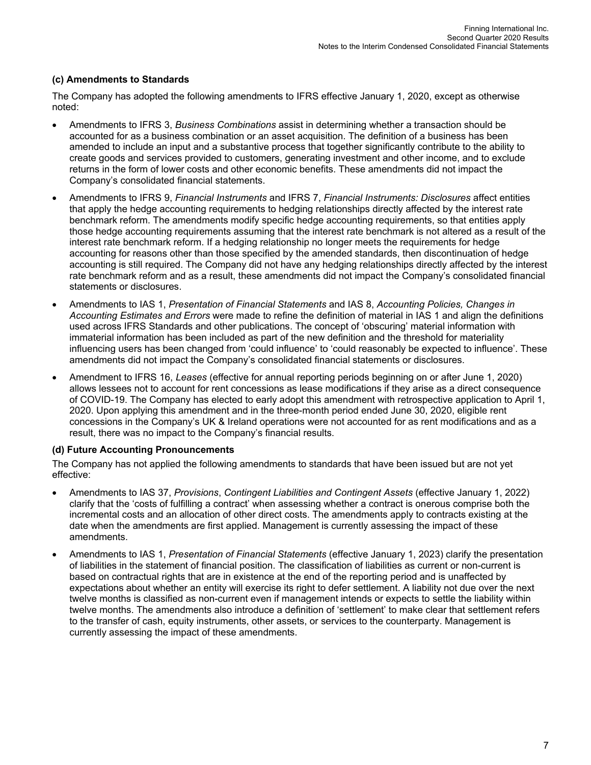### (c) Amendments to Standards

The Company has adopted the following amendments to IFRS effective January 1, 2020, except as otherwise noted:

- Amendments to IFRS 3, *Business Combinations* assist in determining whether a transaction should be accounted for as a business combination or an asset acquisition. The definition of a business has been amended to include an input and a substantive process that together significantly contribute to the ability to create goods and services provided to customers, generating investment and other income, and to exclude returns in the form of lower costs and other economic benefits. These amendments did not impact the Company's consolidated financial statements.
- Amendments to IFRS 9, *Financial Instruments* and IFRS 7, *Financial Instruments: Disclosures* affect entities that apply the hedge accounting requirements to hedging relationships directly affected by the interest rate benchmark reform. The amendments modify specific hedge accounting requirements, so that entities apply those hedge accounting requirements assuming that the interest rate benchmark is not altered as a result of the interest rate benchmark reform. If a hedging relationship no longer meets the requirements for hedge accounting for reasons other than those specified by the amended standards, then discontinuation of hedge accounting is still required. The Company did not have any hedging relationships directly affected by the interest rate benchmark reform and as a result, these amendments did not impact the Company's consolidated financial statements or disclosures.
- Amendments to IAS 1, *Presentation of Financial Statements* and IAS 8, *Accounting Policies, Changes in Accounting Estimates and Errors* were made to refine the definition of material in IAS 1 and align the definitions used across IFRS Standards and other publications. The concept of 'obscuring' material information with immaterial information has been included as part of the new definition and the threshold for materiality influencing users has been changed from 'could influence' to 'could reasonably be expected to influence'. These amendments did not impact the Company's consolidated financial statements or disclosures.
- Amendment to IFRS 16, *Leases* (effective for annual reporting periods beginning on or after June 1, 2020) allows lessees not to account for rent concessions as lease modifications if they arise as a direct consequence of COVID-19. The Company has elected to early adopt this amendment with retrospective application to April 1, 2020. Upon applying this amendment and in the three-month period ended June 30, 2020, eligible rent concessions in the Company's UK & Ireland operations were not accounted for as rent modifications and as a result, there was no impact to the Company's financial results.

### (d) Future Accounting Pronouncements

The Company has not applied the following amendments to standards that have been issued but are not yet effective:

- Amendments to IAS 37, *Provisions*, *Contingent Liabilities and Contingent Assets* (effective January 1, 2022) clarify that the 'costs of fulfilling a contract' when assessing whether a contract is onerous comprise both the incremental costs and an allocation of other direct costs. The amendments apply to contracts existing at the date when the amendments are first applied. Management is currently assessing the impact of these amendments.
- Amendments to IAS 1, *Presentation of Financial Statements* (effective January 1, 2023) clarify the presentation of liabilities in the statement of financial position. The classification of liabilities as current or non-current is based on contractual rights that are in existence at the end of the reporting period and is unaffected by expectations about whether an entity will exercise its right to defer settlement. A liability not due over the next twelve months is classified as non-current even if management intends or expects to settle the liability within twelve months. The amendments also introduce a definition of 'settlement' to make clear that settlement refers to the transfer of cash, equity instruments, other assets, or services to the counterparty. Management is currently assessing the impact of these amendments.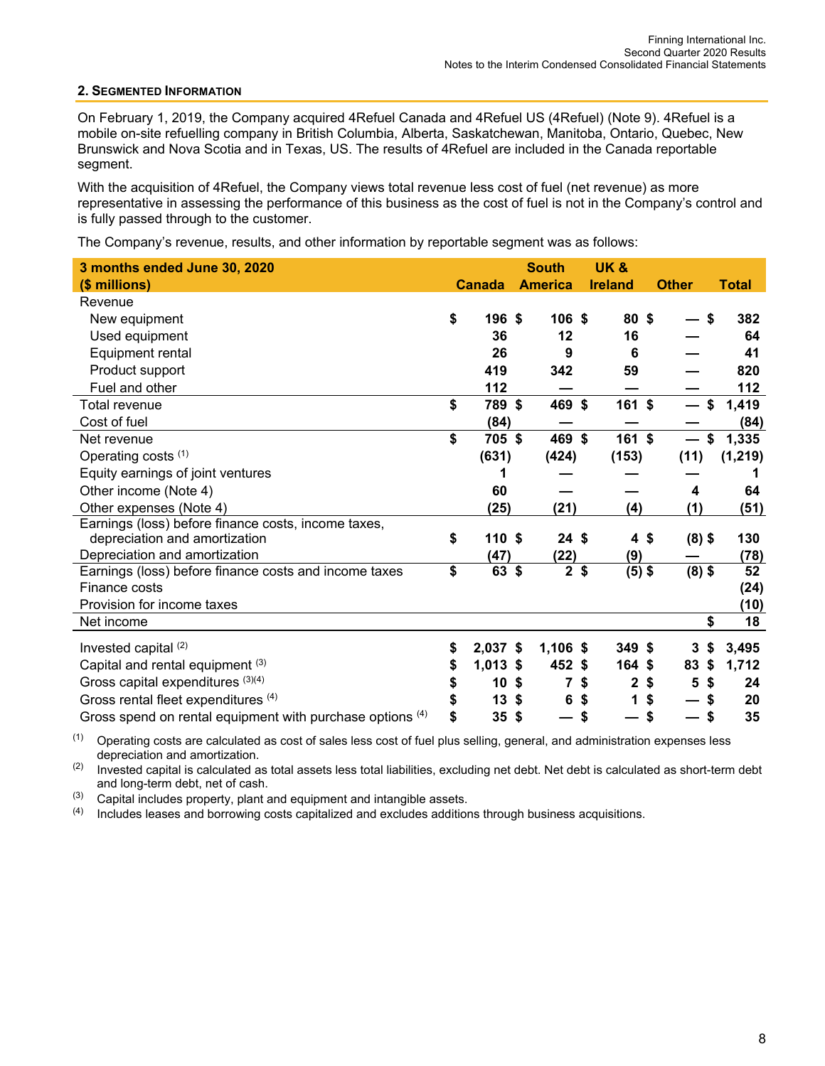## 2. Segmented Information

On February 1, 2019, the Company acquired 4Refuel Canada and 4Refuel US (4Refuel) (Note 9). 4Refuel is a mobile on-site refuelling company in British Columbia, Alberta, Saskatchewan, Manitoba, Ontario, Quebec, New Brunswick and Nova Scotia and in Texas, US. The results of 4Refuel are included in the Canada reportable segment.

With the acquisition of 4Refuel, the Company views total revenue less cost of fuel (net revenue) as more representative in assessing the performance of this business as the cost of fuel is not in the Company's control and is fully passed through to the customer.

The Company's revenue, results, and other information by reportable segment was as follows:

| 3 months ended June 30, 2020 ($ millions) | Canada | South America | UK & Ireland | Other | Total |
|---|---|---|---|---|---|
| Revenue | | | | | |
| New equipment | $ 196 | $ 106 | $ 80 | $ — | $ 382 |
| Used equipment | 36 | 12 | 16 | — | 64 |
| Equipment rental | 26 | 9 | 6 | — | 41 |
| Product support | 419 | 342 | 59 | — | 820 |
| Fuel and other | 112 | — | — | — | 112 |
| Total revenue | $ 789 | $ 469 | $ 161 | $ — | $ 1,419 |
| Cost of fuel | (84) | — | — | — | (84) |
| Net revenue | $ 705 | $ 469 | $ 161 | $ — | $ 1,335 |
| Operating costs (1) | (631) | (424) | (153) | (11) | (1,219) |
| Equity earnings of joint ventures | 1 | — | — | — | 1 |
| Other income (Note 4) | 60 | — | — | 4 | 64 |
| Other expenses (Note 4) | (25) | (21) | (4) | (1) | (51) |
| Earnings (loss) before finance costs, income taxes, depreciation and amortization | $ 110 | $ 24 | $ 4 | $ (8) | $ 130 |
| Depreciation and amortization | (47) | (22) | (9) | — | (78) |
| Earnings (loss) before finance costs and income taxes | $ 63 | $ 2 | $ (5) | $ (8) | $ 52 |
| Finance costs | | | | | (24) |
| Provision for income taxes | | | | | (10) |
| Net income | | | | | $ 18 |
| Invested capital (2) | $ 2,037 | $ 1,106 | $ 349 | $ 3 | $ 3,495 |
| Capital and rental equipment (3) | $ 1,013 | $ 452 | $ 164 | $ 83 | $ 1,712 |
| Gross capital expenditures (3)(4) | $ 10 | $ 7 | $ 2 | $ 5 | $ 24 |
| Gross rental fleet expenditures (4) | $ 13 | $ 6 | $ 1 | $ — | $ 20 |
| Gross spend on rental equipment with purchase options (4) | $ 35 | $ — | $ — | $ — | $ 35 |

(1) Operating costs are calculated as cost of sales less cost of fuel plus selling, general, and administration expenses less depreciation and amortization.

(2) Invested capital is calculated as total assets less total liabilities, excluding net debt. Net debt is calculated as short-term debt and long-term debt, net of cash.

(3) Capital includes property, plant and equipment and intangible assets.

(4) Includes leases and borrowing costs capitalized and excludes additions through business acquisitions.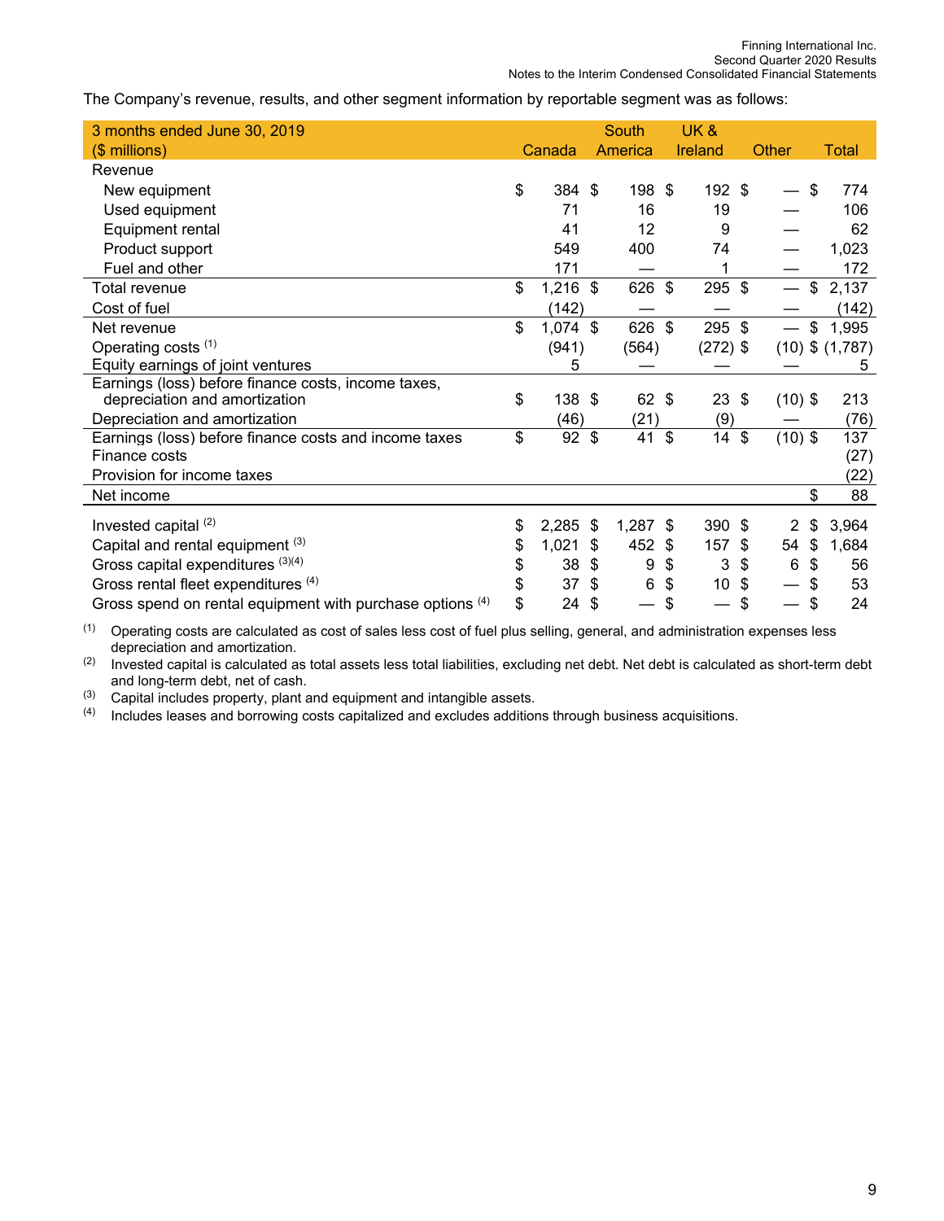The Company's revenue, results, and other segment information by reportable segment was as follows:

| 3 months ended June 30, 2019 ($ millions) | Canada | South America | UK & Ireland | Other | Total |
|---|---|---|---|---|---|
| Revenue | | | | | |
| New equipment | $ 384 | $ 198 | $ 192 | $ — | $ 774 |
| Used equipment | 71 | 16 | 19 | — | 106 |
| Equipment rental | 41 | 12 | 9 | — | 62 |
| Product support | 549 | 400 | 74 | — | 1,023 |
| Fuel and other | 171 | — | 1 | — | 172 |
| Total revenue | $ 1,216 | $ 626 | $ 295 | $ — | $ 2,137 |
| Cost of fuel | (142) | — | — | — | (142) |
| Net revenue | $ 1,074 | $ 626 | $ 295 | $ — | $ 1,995 |
| Operating costs [(1)] | (941) | (564) | (272) | $ (10) | $ (1,787) |
| Equity earnings of joint ventures | 5 | — | — | — | 5 |
| Earnings (loss) before finance costs, income taxes, depreciation and amortization | $ 138 | $ 62 | $ 23 | $ (10) | $ 213 |
| Depreciation and amortization | (46) | (21) | (9) | — | (76) |
| Earnings (loss) before finance costs and income taxes | $ 92 | $ 41 | $ 14 | $ (10) | $ 137 |
| Finance costs | | | | | (27) |
| Provision for income taxes | | | | | (22) |
| Net income | | | | | $ 88 |
| Invested capital [(2)] | $ 2,285 | $ 1,287 | $ 390 | $ 2 | $ 3,964 |
| Capital and rental equipment [(3)] | $ 1,021 | $ 452 | $ 157 | $ 54 | $ 1,684 |
| Gross capital expenditures [(3)(4)] | $ 38 | $ 9 | $ 3 | $ 6 | $ 56 |
| Gross rental fleet expenditures [(4)] | $ 37 | $ 6 | $ 10 | $ — | $ 53 |
| Gross spend on rental equipment with purchase options [(4)] | $ 24 | $ — | $ — | $ — | $ 24 |

(1) Operating costs are calculated as cost of sales less cost of fuel plus selling, general, and administration expenses less depreciation and amortization.

(2) Invested capital is calculated as total assets less total liabilities, excluding net debt. Net debt is calculated as short-term debt and long-term debt, net of cash.

(3) Capital includes property, plant and equipment and intangible assets.

(4) Includes leases and borrowing costs capitalized and excludes additions through business acquisitions.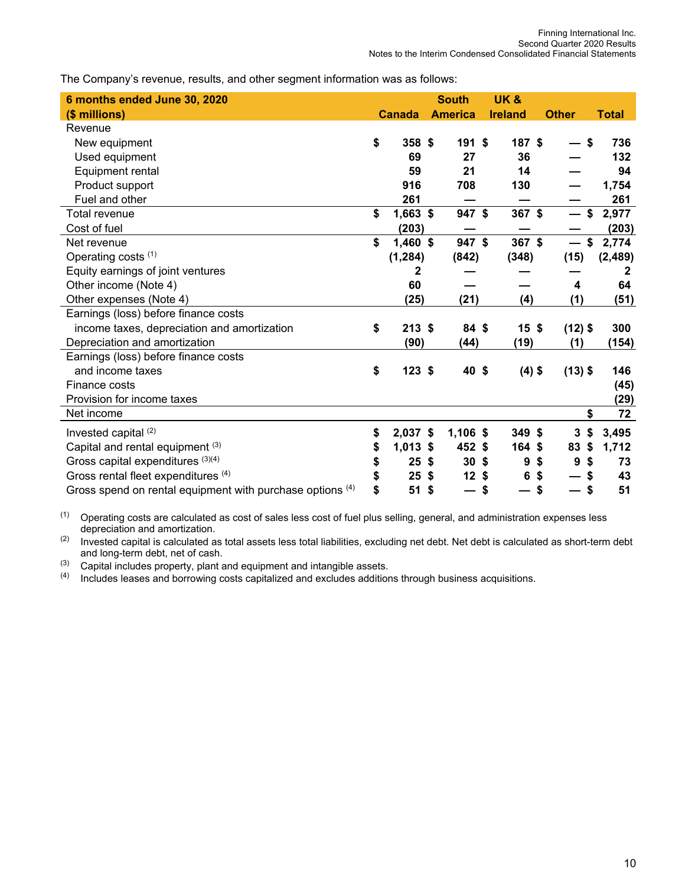The Company's revenue, results, and other segment information was as follows:

| 6 months ended June 30, 2020 ($ millions) | Canada | South America | UK & Ireland | Other | Total |
|---|---|---|---|---|---|
| Revenue | | | | | |
| New equipment | $ 358 | $ 191 | $ 187 | $ — | $ 736 |
| Used equipment | 69 | 27 | 36 | — | 132 |
| Equipment rental | 59 | 21 | 14 | — | 94 |
| Product support | 916 | 708 | 130 | — | 1,754 |
| Fuel and other | 261 | — | — | — | 261 |
| Total revenue | $ 1,663 | $ 947 | $ 367 | $ — | $ 2,977 |
| Cost of fuel | (203) | — | — | — | (203) |
| Net revenue | $ 1,460 | $ 947 | $ 367 | $ — | $ 2,774 |
| Operating costs [(1)] | (1,284) | (842) | (348) | (15) | (2,489) |
| Equity earnings of joint ventures | 2 | — | — | — | 2 |
| Other income (Note 4) | 60 | — | — | 4 | 64 |
| Other expenses (Note 4) | (25) | (21) | (4) | (1) | (51) |
| Earnings (loss) before finance costs income taxes, depreciation and amortization | $ 213 | $ 84 | $ 15 | $ (12) | $ 300 |
| Depreciation and amortization | (90) | (44) | (19) | (1) | (154) |
| Earnings (loss) before finance costs and income taxes | $ 123 | $ 40 | $ (4) | $ (13) | $ 146 |
| Finance costs | | | | | (45) |
| Provision for income taxes | | | | | (29) |
| Net income | | | | | $ 72 |
| Invested capital [(2)] | $ 2,037 | $ 1,106 | $ 349 | $ 3 | $ 3,495 |
| Capital and rental equipment [(3)] | $ 1,013 | $ 452 | $ 164 | $ 83 | $ 1,712 |
| Gross capital expenditures [(3)(4)] | $ 25 | $ 30 | $ 9 | $ 9 | $ 73 |
| Gross rental fleet expenditures [(4)] | $ 25 | $ 12 | $ 6 | $ — | $ 43 |
| Gross spend on rental equipment with purchase options [(4)] | $ 51 | $ — | $ — | $ — | $ 51 |

(1) Operating costs are calculated as cost of sales less cost of fuel plus selling, general, and administration expenses less depreciation and amortization.

(2) Invested capital is calculated as total assets less total liabilities, excluding net debt. Net debt is calculated as short-term debt and long-term debt, net of cash.

(3) Capital includes property, plant and equipment and intangible assets.

(4) Includes leases and borrowing costs capitalized and excludes additions through business acquisitions.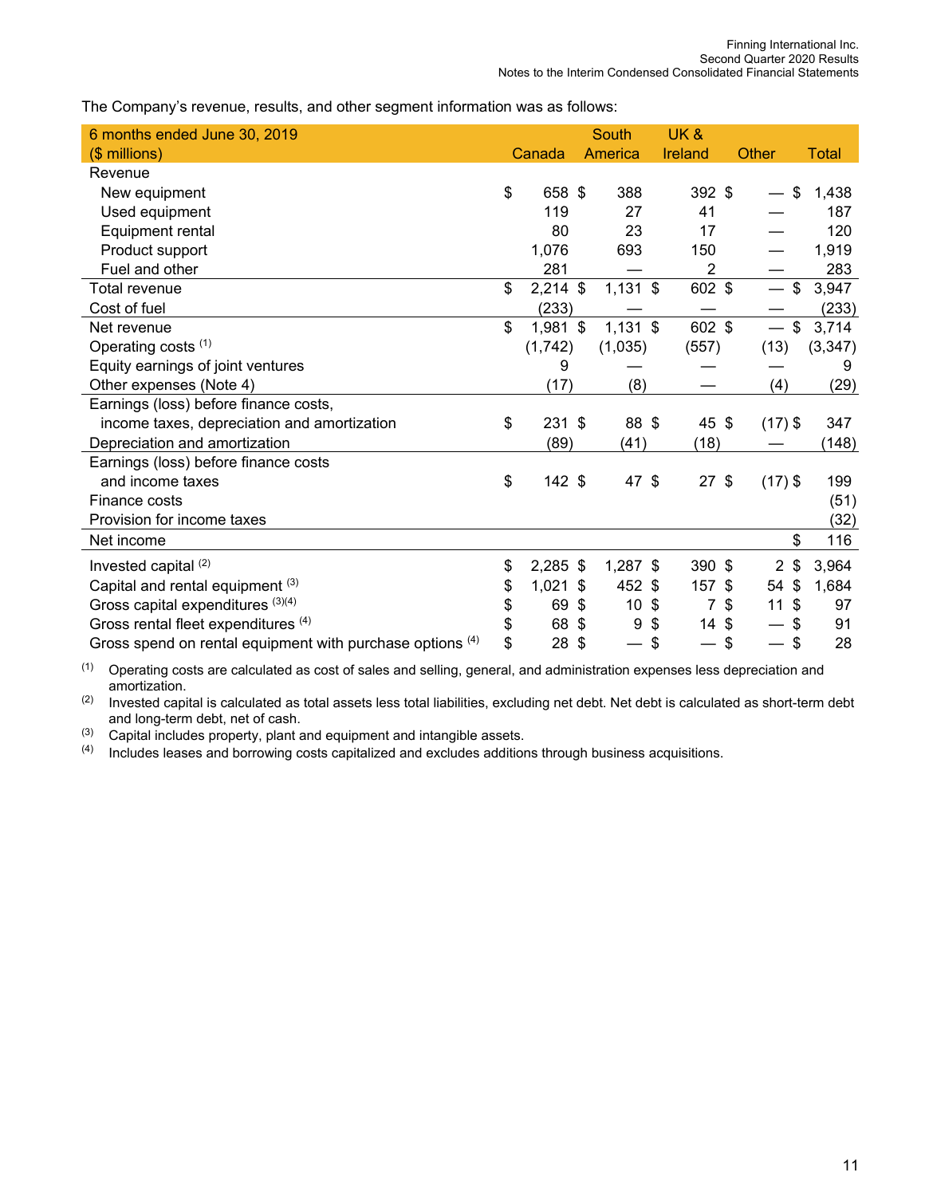The Company's revenue, results, and other segment information was as follows:

| 6 months ended June 30, 2019 ($ millions) | Canada | South America | UK & Ireland | Other | Total |
|---|---|---|---|---|---|
| Revenue | | | | | |
| New equipment | $ 658 | $ 388 | $ 392 | $ — | $ 1,438 |
| Used equipment | 119 | 27 | 41 | — | 187 |
| Equipment rental | 80 | 23 | 17 | — | 120 |
| Product support | 1,076 | 693 | 150 | — | 1,919 |
| Fuel and other | 281 | — | 2 | — | 283 |
| Total revenue | $ 2,214 | $ 1,131 | $ 602 | $ — | $ 3,947 |
| Cost of fuel | (233) | — | — | — | (233) |
| Net revenue | $ 1,981 | $ 1,131 | $ 602 | $ — | $ 3,714 |
| Operating costs [(1)] | (1,742) | (1,035) | (557) | (13) | (3,347) |
| Equity earnings of joint ventures | 9 | — | — | — | 9 |
| Other expenses (Note 4) | (17) | (8) | — | (4) | (29) |
| Earnings (loss) before finance costs, income taxes, depreciation and amortization | $ 231 | $ 88 | $ 45 | $ (17) | $ 347 |
| Depreciation and amortization | (89) | (41) | (18) | — | (148) |
| Earnings (loss) before finance costs and income taxes | $ 142 | $ 47 | $ 27 | $ (17) | $ 199 |
| Finance costs | | | | | (51) |
| Provision for income taxes | | | | | (32) |
| Net income | | | | | $ 116 |
| Invested capital [(2)] | $ 2,285 | $ 1,287 | $ 390 | $ 2 | $ 3,964 |
| Capital and rental equipment [(3)] | $ 1,021 | $ 452 | $ 157 | $ 54 | $ 1,684 |
| Gross capital expenditures [(3)(4)] | $ 69 | $ 10 | $ 7 | $ 11 | $ 97 |
| Gross rental fleet expenditures [(4)] | $ 68 | $ 9 | $ 14 | $ — | $ 91 |
| Gross spend on rental equipment with purchase options [(4)] | $ 28 | $ — | $ — | $ — | $ 28 |

(1) Operating costs are calculated as cost of sales and selling, general, and administration expenses less depreciation and amortization.

(2) Invested capital is calculated as total assets less total liabilities, excluding net debt. Net debt is calculated as short-term debt and long-term debt, net of cash.

(3) Capital includes property, plant and equipment and intangible assets.

(4) Includes leases and borrowing costs capitalized and excludes additions through business acquisitions.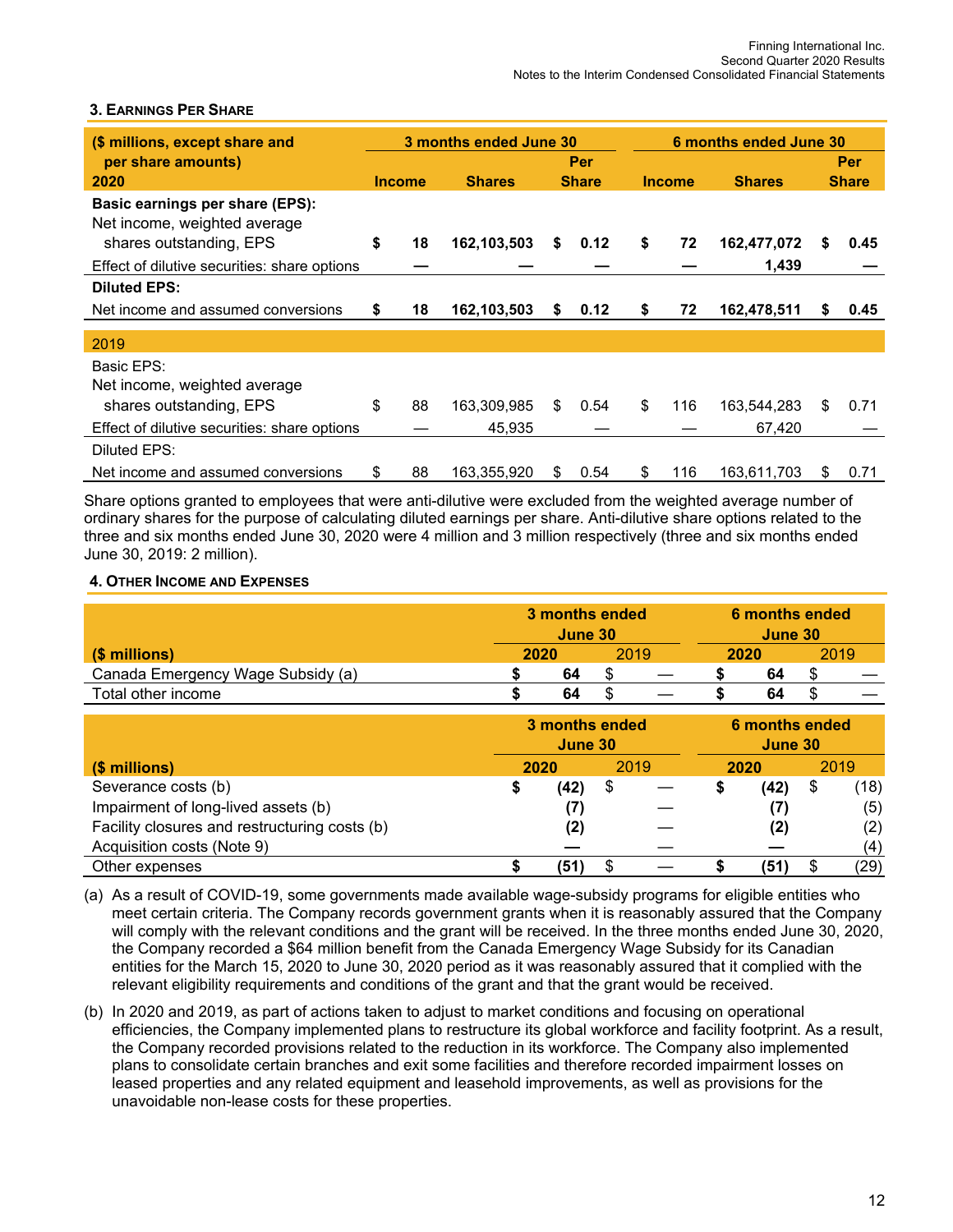### 3. Earnings Per Share

| ($ millions, except share and per share amounts) 2020 | 3 months ended June 30 Income | Shares | Per Share | 6 months ended June 30 Income | Shares | Per Share |
|---|---|---|---|---|---|---|
| **Basic earnings per share (EPS):** | | | | | | |
| Net income, weighted average shares outstanding, EPS | **$ 18** | **162,103,503** | **$ 0.12** | **$ 72** | **162,477,072** | **$ 0.45** |
| Effect of dilutive securities: share options | **—** | **—** | **—** | **—** | **1,439** | **—** |
| **Diluted EPS:** | | | | | | |
| Net income and assumed conversions | **$ 18** | **162,103,503** | **$ 0.12** | **$ 72** | **162,478,511** | **$ 0.45** |
| 2019 | | | | | | |
| Basic EPS: | | | | | | |
| Net income, weighted average shares outstanding, EPS | $ 88 | 163,309,985 | $ 0.54 | $ 116 | 163,544,283 | $ 0.71 |
| Effect of dilutive securities: share options | — | 45,935 | — | — | 67,420 | — |
| Diluted EPS: | | | | | | |
| Net income and assumed conversions | $ 88 | 163,355,920 | $ 0.54 | $ 116 | 163,611,703 | $ 0.71 |

Share options granted to employees that were anti-dilutive were excluded from the weighted average number of ordinary shares for the purpose of calculating diluted earnings per share. Anti-dilutive share options related to the three and six months ended June 30, 2020 were 4 million and 3 million respectively (three and six months ended June 30, 2019: 2 million).

### 4. Other Income and Expenses

| ($ millions) | 3 months ended June 30 2020 | 2019 | 6 months ended June 30 2020 | 2019 |
|---|---|---|---|---|
| Canada Emergency Wage Subsidy (a) | **$ 64** | $ — | **$ 64** | $ — |
| Total other income | **$ 64** | $ — | **$ 64** | $ — |

| ($ millions) | 3 months ended June 30 2020 | 2019 | 6 months ended June 30 2020 | 2019 |
|---|---|---|---|---|
| Severance costs (b) | **$ (42)** | $ — | **$ (42)** | $ (18) |
| Impairment of long-lived assets (b) | **(7)** | — | **(7)** | (5) |
| Facility closures and restructuring costs (b) | **(2)** | — | **(2)** | (2) |
| Acquisition costs (Note 9) | **—** | — | **—** | (4) |
| Other expenses | **$ (51)** | $ — | **$ (51)** | $ (29) |

(a) As a result of COVID-19, some governments made available wage-subsidy programs for eligible entities who meet certain criteria. The Company records government grants when it is reasonably assured that the Company will comply with the relevant conditions and the grant will be received. In the three months ended June 30, 2020, the Company recorded a $64 million benefit from the Canada Emergency Wage Subsidy for its Canadian entities for the March 15, 2020 to June 30, 2020 period as it was reasonably assured that it complied with the relevant eligibility requirements and conditions of the grant and that the grant would be received.

(b) In 2020 and 2019, as part of actions taken to adjust to market conditions and focusing on operational efficiencies, the Company implemented plans to restructure its global workforce and facility footprint. As a result, the Company recorded provisions related to the reduction in its workforce. The Company also implemented plans to consolidate certain branches and exit some facilities and therefore recorded impairment losses on leased properties and any related equipment and leasehold improvements, as well as provisions for the unavoidable non-lease costs for these properties.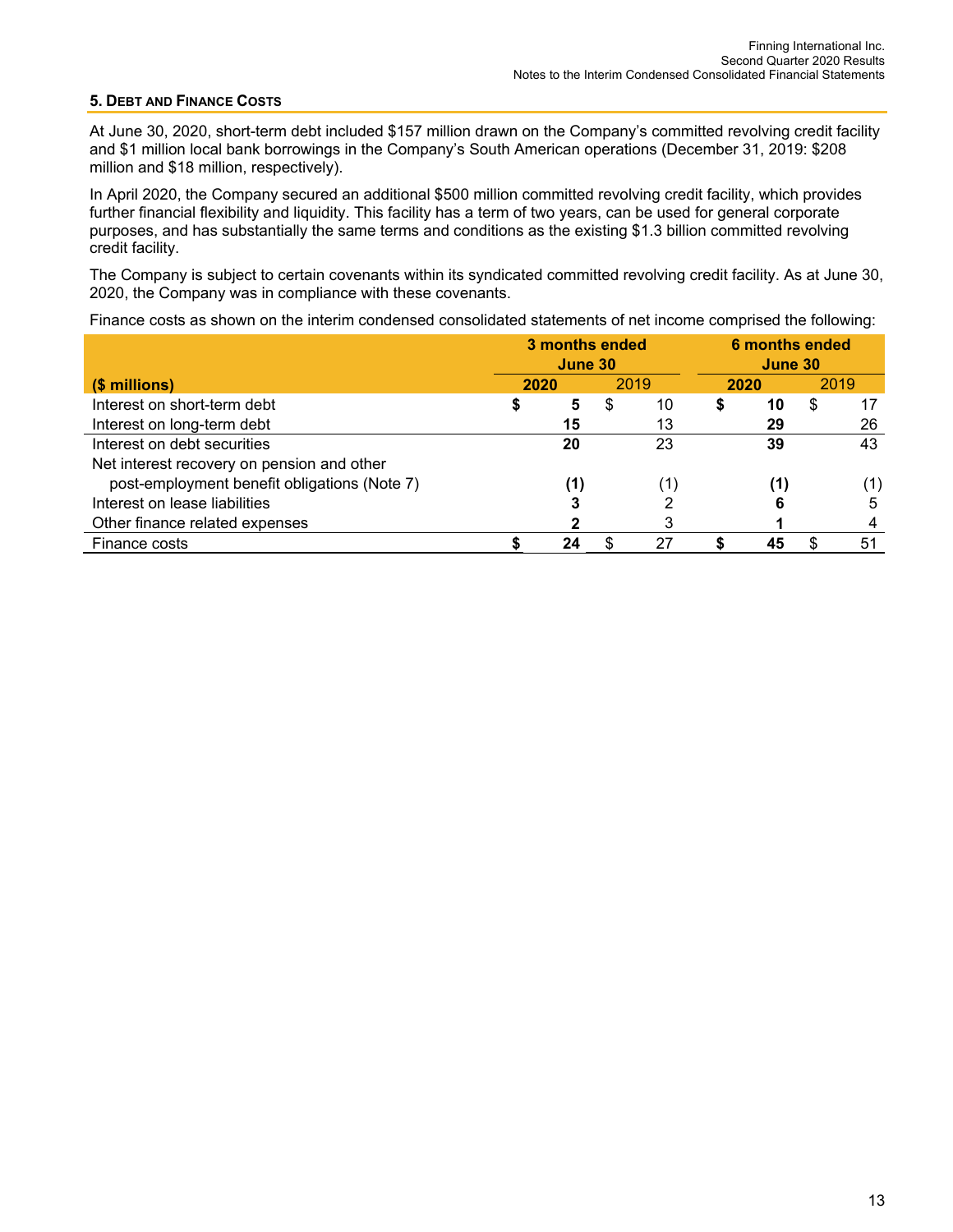### 5. Debt and Finance Costs

At June 30, 2020, short-term debt included $157 million drawn on the Company's committed revolving credit facility and $1 million local bank borrowings in the Company's South American operations (December 31, 2019: $208 million and $18 million, respectively).

In April 2020, the Company secured an additional $500 million committed revolving credit facility, which provides further financial flexibility and liquidity. This facility has a term of two years, can be used for general corporate purposes, and has substantially the same terms and conditions as the existing $1.3 billion committed revolving credit facility.

The Company is subject to certain covenants within its syndicated committed revolving credit facility. As at June 30, 2020, the Company was in compliance with these covenants.

Finance costs as shown on the interim condensed consolidated statements of net income comprised the following:

| ($ millions) | 3 months ended June 30 | | 6 months ended June 30 | |
|---|---|---|---|---|
| | **2020** | 2019 | **2020** | 2019 |
| Interest on short-term debt | **$ 5** | $ 10 | **$ 10** | $ 17 |
| Interest on long-term debt | **15** | 13 | **29** | 26 |
| Interest on debt securities | **20** | 23 | **39** | 43 |
| Net interest recovery on pension and other post-employment benefit obligations (Note 7) | **(1)** | (1) | **(1)** | (1) |
| Interest on lease liabilities | **3** | 2 | **6** | 5 |
| Other finance related expenses | **2** | 3 | **1** | 4 |
| Finance costs | **$ 24** | $ 27 | **$ 45** | $ 51 |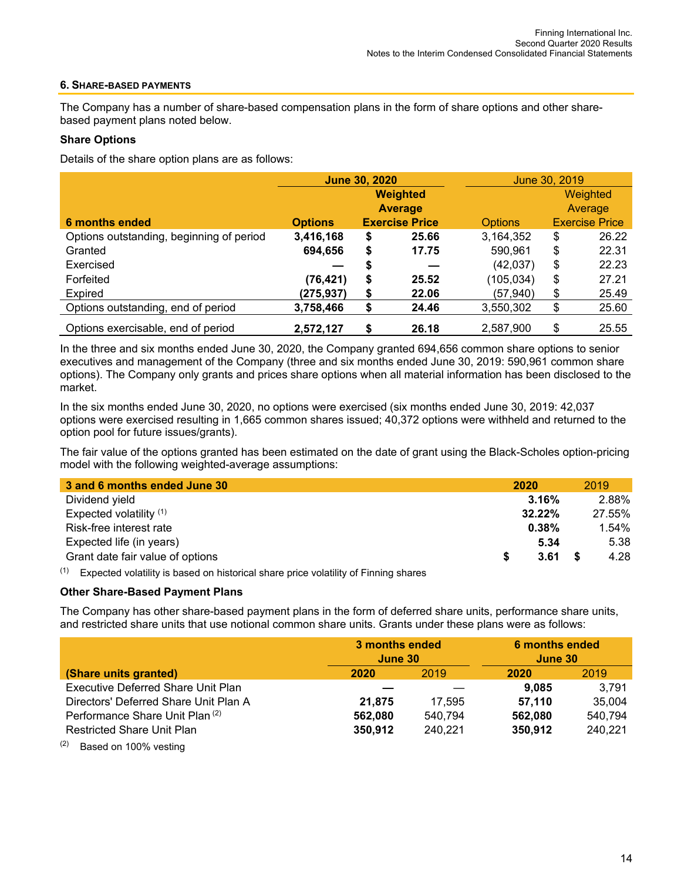## 6. SHARE-BASED PAYMENTS

The Company has a number of share-based compensation plans in the form of share options and other share-based payment plans noted below.

### Share Options

Details of the share option plans are as follows:

| | June 30, 2020 | | June 30, 2019 | |
|---|---|---|---|---|
| **6 months ended** | **Options** | **Weighted Average Exercise Price** | Options | Weighted Average Exercise Price |
| Options outstanding, beginning of period | **3,416,168** | **$ 25.66** | 3,164,352 | $ 26.22 |
| Granted | **694,656** | **$ 17.75** | 590,961 | $ 22.31 |
| Exercised | **—** | **$ —** | (42,037) | $ 22.23 |
| Forfeited | **(76,421)** | **$ 25.52** | (105,034) | $ 27.21 |
| Expired | **(275,937)** | **$ 22.06** | (57,940) | $ 25.49 |
| Options outstanding, end of period | **3,758,466** | **$ 24.46** | 3,550,302 | $ 25.60 |
| Options exercisable, end of period | **2,572,127** | **$ 26.18** | 2,587,900 | $ 25.55 |

In the three and six months ended June 30, 2020, the Company granted 694,656 common share options to senior executives and management of the Company (three and six months ended June 30, 2019: 590,961 common share options). The Company only grants and prices share options when all material information has been disclosed to the market.

In the six months ended June 30, 2020, no options were exercised (six months ended June 30, 2019: 42,037 options were exercised resulting in 1,665 common shares issued; 40,372 options were withheld and returned to the option pool for future issues/grants).

The fair value of the options granted has been estimated on the date of grant using the Black-Scholes option-pricing model with the following weighted-average assumptions:

| **3 and 6 months ended June 30** | **2020** | 2019 |
|---|---|---|
| Dividend yield | **3.16%** | 2.88% |
| Expected volatility [(1)] | **32.22%** | 27.55% |
| Risk-free interest rate | **0.38%** | 1.54% |
| Expected life (in years) | **5.34** | 5.38 |
| Grant date fair value of options | **$ 3.61** | $ 4.28 |

(1) Expected volatility is based on historical share price volatility of Finning shares

### Other Share-Based Payment Plans

The Company has other share-based payment plans in the form of deferred share units, performance share units, and restricted share units that use notional common share units. Grants under these plans were as follows:

| | 3 months ended June 30 | | 6 months ended June 30 | |
|---|---|---|---|---|
| **(Share units granted)** | **2020** | 2019 | **2020** | 2019 |
| Executive Deferred Share Unit Plan | **—** | — | **9,085** | 3,791 |
| Directors' Deferred Share Unit Plan A | **21,875** | 17,595 | **57,110** | 35,004 |
| Performance Share Unit Plan [(2)] | **562,080** | 540,794 | **562,080** | 540,794 |
| Restricted Share Unit Plan | **350,912** | 240,221 | **350,912** | 240,221 |

(2) Based on 100% vesting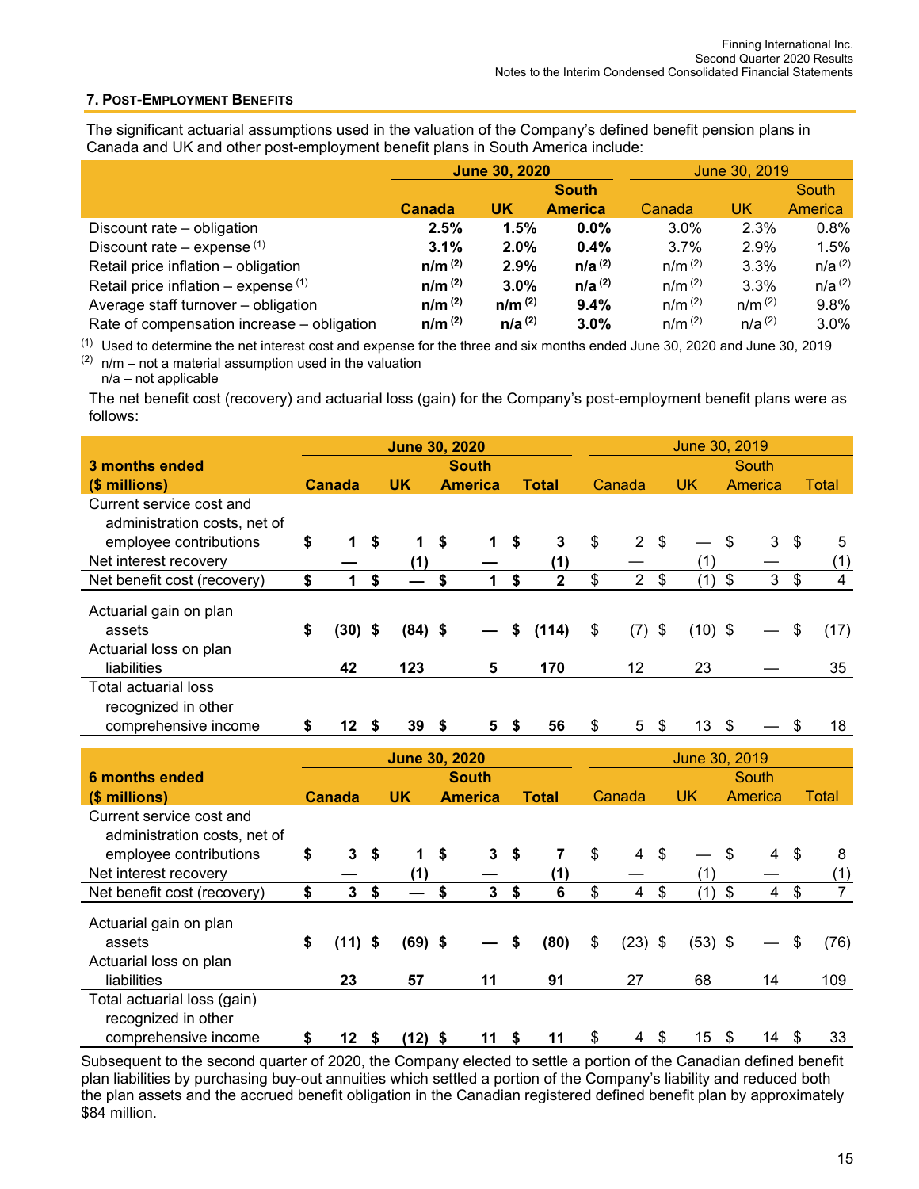### 7. Post-Employment Benefits

The significant actuarial assumptions used in the valuation of the Company's defined benefit pension plans in Canada and UK and other post-employment benefit plans in South America include:

| | June 30, 2020 | | | June 30, 2019 | | |
|---|---|---|---|---|---|---|
| | Canada | UK | South America | Canada | UK | South America |
| Discount rate – obligation | 2.5% | 1.5% | 0.0% | 3.0% | 2.3% | 0.8% |
| Discount rate – expense [1] | 3.1% | 2.0% | 0.4% | 3.7% | 2.9% | 1.5% |
| Retail price inflation – obligation | n/m [2] | 2.9% | n/a [2] | n/m [2] | 3.3% | n/a [2] |
| Retail price inflation – expense [1] | n/m [2] | 3.0% | n/a [2] | n/m [2] | 3.3% | n/a [2] |
| Average staff turnover – obligation | n/m [2] | n/m [2] | 9.4% | n/m [2] | n/m [2] | 9.8% |
| Rate of compensation increase – obligation | n/m [2] | n/a [2] | 3.0% | n/m [2] | n/a [2] | 3.0% |

(1) Used to determine the net interest cost and expense for the three and six months ended June 30, 2020 and June 30, 2019

(2) n/m – not a material assumption used in the valuation
n/a – not applicable

The net benefit cost (recovery) and actuarial loss (gain) for the Company's post-employment benefit plans were as follows:

| 3 months ended ($ millions) | June 30, 2020 | | | | June 30, 2019 | | | |
|---|---|---|---|---|---|---|---|---|
| | Canada | UK | South America | Total | Canada | UK | South America | Total |
| Current service cost and administration costs, net of employee contributions | $ 1 | $ 1 | $ 1 | $ 3 | $ 2 | $ — | $ 3 | $ 5 |
| Net interest recovery | — | (1) | — | (1) | — | (1) | — | (1) |
| Net benefit cost (recovery) | $ 1 | $ — | $ 1 | $ 2 | $ 2 | $ (1) | $ 3 | $ 4 |
| Actuarial gain on plan assets | $ (30) | $ (84) | $ — | $ (114) | $ (7) | $ (10) | $ — | $ (17) |
| Actuarial loss on plan liabilities | 42 | 123 | 5 | 170 | 12 | 23 | — | 35 |
| Total actuarial loss recognized in other comprehensive income | $ 12 | $ 39 | $ 5 | $ 56 | $ 5 | $ 13 | $ — | $ 18 |

| 6 months ended ($ millions) | June 30, 2020 | | | | June 30, 2019 | | | |
|---|---|---|---|---|---|---|---|---|
| | Canada | UK | South America | Total | Canada | UK | South America | Total |
| Current service cost and administration costs, net of employee contributions | $ 3 | $ 1 | $ 3 | $ 7 | $ 4 | $ — | $ 4 | $ 8 |
| Net interest recovery | — | (1) | — | (1) | — | (1) | — | (1) |
| Net benefit cost (recovery) | $ 3 | $ — | $ 3 | $ 6 | $ 4 | $ (1) | $ 4 | $ 7 |
| Actuarial gain on plan assets | $ (11) | $ (69) | $ — | $ (80) | $ (23) | $ (53) | $ — | $ (76) |
| Actuarial loss on plan liabilities | 23 | 57 | 11 | 91 | 27 | 68 | 14 | 109 |
| Total actuarial loss (gain) recognized in other comprehensive income | $ 12 | $ (12) | $ 11 | $ 11 | $ 4 | $ 15 | $ 14 | $ 33 |

Subsequent to the second quarter of 2020, the Company elected to settle a portion of the Canadian defined benefit plan liabilities by purchasing buy-out annuities which settled a portion of the Company's liability and reduced both the plan assets and the accrued benefit obligation in the Canadian registered defined benefit plan by approximately $84 million.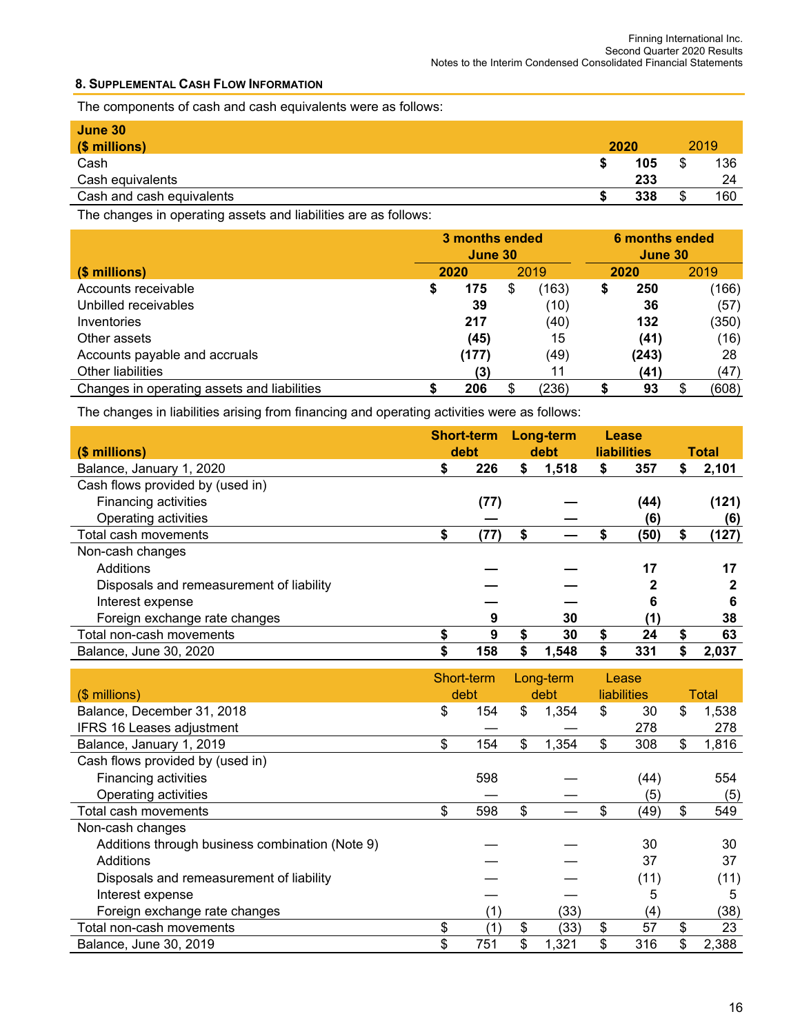## 8. Supplemental Cash Flow Information

The components of cash and cash equivalents were as follows:

| June 30 ($ millions) | 2020 | 2019 |
|---|---|---|
| Cash | $ 105 | $ 136 |
| Cash equivalents | 233 | 24 |
| Cash and cash equivalents | $ 338 | $ 160 |

The changes in operating assets and liabilities are as follows:

| ($ millions) | 3 months ended June 30 | | 6 months ended June 30 | |
|---|---|---|---|---|
| | 2020 | 2019 | 2020 | 2019 |
| Accounts receivable | $ 175 | $ (163) | $ 250 | (166) |
| Unbilled receivables | 39 | (10) | 36 | (57) |
| Inventories | 217 | (40) | 132 | (350) |
| Other assets | (45) | 15 | (41) | (16) |
| Accounts payable and accruals | (177) | (49) | (243) | 28 |
| Other liabilities | (3) | 11 | (41) | (47) |
| Changes in operating assets and liabilities | $ 206 | $ (236) | $ 93 | $ (608) |

The changes in liabilities arising from financing and operating activities were as follows:

| ($ millions) | Short-term debt | Long-term debt | Lease liabilities | Total |
|---|---|---|---|---|
| Balance, January 1, 2020 | $ 226 | $ 1,518 | $ 357 | $ 2,101 |
| Cash flows provided by (used in) | | | | |
| Financing activities | (77) | — | (44) | (121) |
| Operating activities | — | — | (6) | (6) |
| Total cash movements | $ (77) | $ — | $ (50) | $ (127) |
| Non-cash changes | | | | |
| Additions | — | — | 17 | 17 |
| Disposals and remeasurement of liability | — | — | 2 | 2 |
| Interest expense | — | — | 6 | 6 |
| Foreign exchange rate changes | 9 | 30 | (1) | 38 |
| Total non-cash movements | $ 9 | $ 30 | $ 24 | $ 63 |
| Balance, June 30, 2020 | $ 158 | $ 1,548 | $ 331 | $ 2,037 |

| ($ millions) | Short-term debt | Long-term debt | Lease liabilities | Total |
|---|---|---|---|---|
| Balance, December 31, 2018 | $ 154 | $ 1,354 | $ 30 | $ 1,538 |
| IFRS 16 Leases adjustment | — | — | 278 | 278 |
| Balance, January 1, 2019 | $ 154 | $ 1,354 | $ 308 | $ 1,816 |
| Cash flows provided by (used in) | | | | |
| Financing activities | 598 | — | (44) | 554 |
| Operating activities | — | — | (5) | (5) |
| Total cash movements | $ 598 | $ — | $ (49) | $ 549 |
| Non-cash changes | | | | |
| Additions through business combination (Note 9) | — | — | 30 | 30 |
| Additions | — | — | 37 | 37 |
| Disposals and remeasurement of liability | — | — | (11) | (11) |
| Interest expense | — | — | 5 | 5 |
| Foreign exchange rate changes | (1) | (33) | (4) | (38) |
| Total non-cash movements | $ (1) | $ (33) | $ 57 | $ 23 |
| Balance, June 30, 2019 | $ 751 | $ 1,321 | $ 316 | $ 2,388 |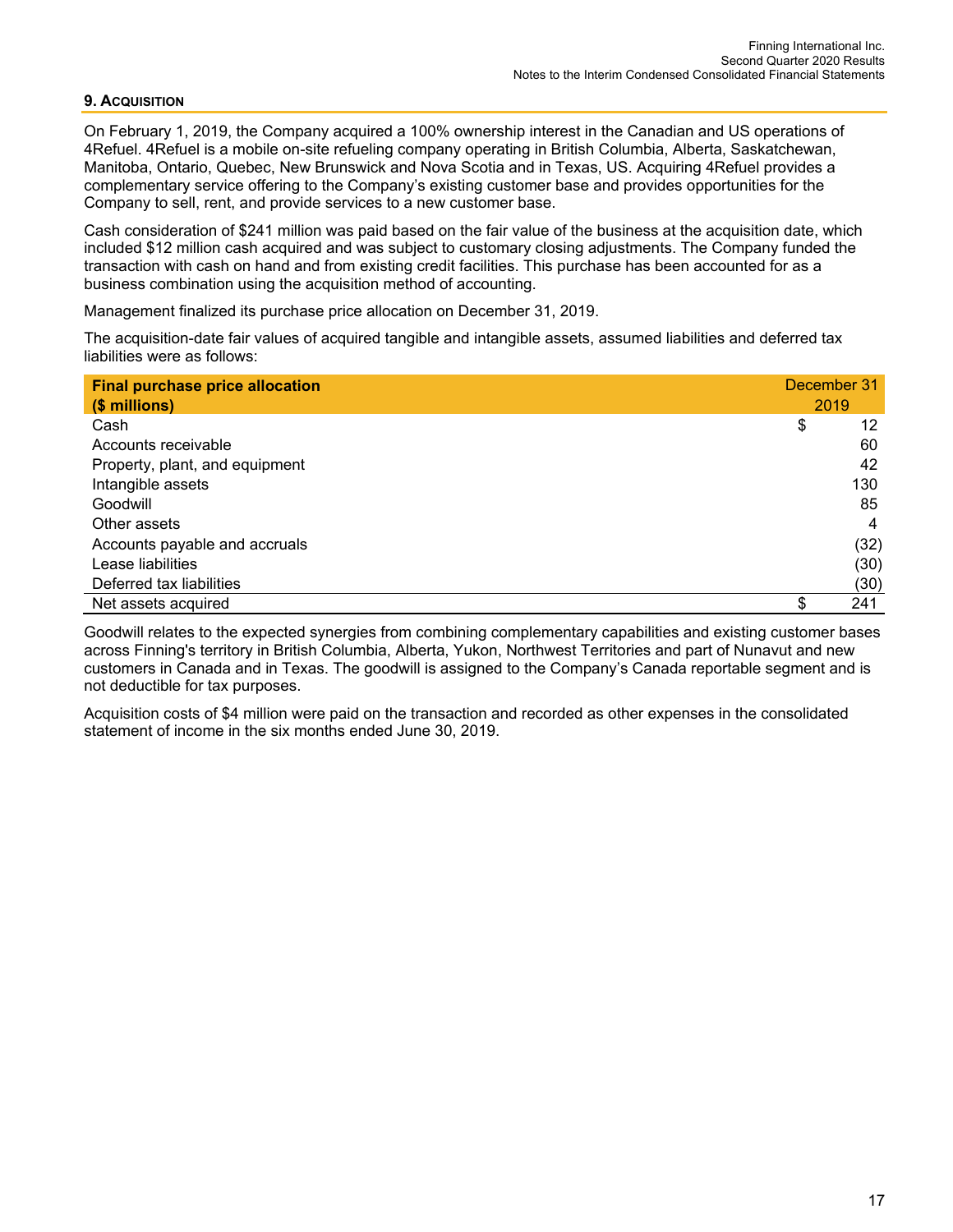## 9. ACQUISITION

On February 1, 2019, the Company acquired a 100% ownership interest in the Canadian and US operations of 4Refuel. 4Refuel is a mobile on-site refueling company operating in British Columbia, Alberta, Saskatchewan, Manitoba, Ontario, Quebec, New Brunswick and Nova Scotia and in Texas, US. Acquiring 4Refuel provides a complementary service offering to the Company's existing customer base and provides opportunities for the Company to sell, rent, and provide services to a new customer base.

Cash consideration of $241 million was paid based on the fair value of the business at the acquisition date, which included $12 million cash acquired and was subject to customary closing adjustments. The Company funded the transaction with cash on hand and from existing credit facilities. This purchase has been accounted for as a business combination using the acquisition method of accounting.

Management finalized its purchase price allocation on December 31, 2019.

The acquisition-date fair values of acquired tangible and intangible assets, assumed liabilities and deferred tax liabilities were as follows:

| **Final purchase price allocation ($ millions)** | December 31 2019 |
|---|---|
| Cash | $ 12 |
| Accounts receivable | 60 |
| Property, plant, and equipment | 42 |
| Intangible assets | 130 |
| Goodwill | 85 |
| Other assets | 4 |
| Accounts payable and accruals | (32) |
| Lease liabilities | (30) |
| Deferred tax liabilities | (30) |
| Net assets acquired | $ 241 |

Goodwill relates to the expected synergies from combining complementary capabilities and existing customer bases across Finning's territory in British Columbia, Alberta, Yukon, Northwest Territories and part of Nunavut and new customers in Canada and in Texas. The goodwill is assigned to the Company's Canada reportable segment and is not deductible for tax purposes.

Acquisition costs of $4 million were paid on the transaction and recorded as other expenses in the consolidated statement of income in the six months ended June 30, 2019.